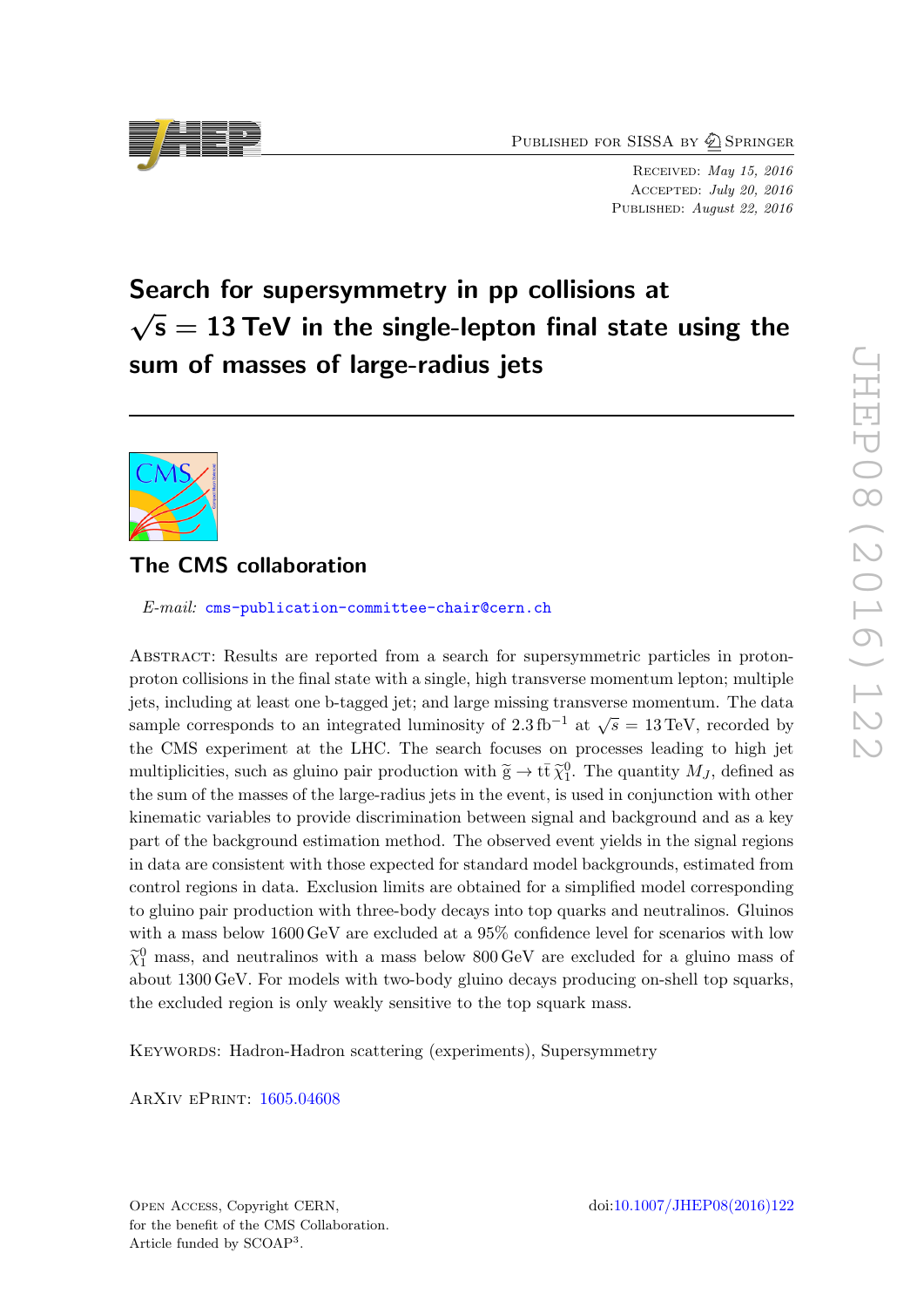Published for SISSA by Springer

Received: *May 15, 2016*
Accepted: *July 20, 2016*
Published: *August 22, 2016*

# Search for supersymmetry in pp collisions at $\sqrt{s} = 13\,\text{TeV}$ in the single-lepton final state using the sum of masses of large-radius jets

## The CMS collaboration

*E-mail:* cms-publication-committee-chair@cern.ch

Abstract: Results are reported from a search for supersymmetric particles in proton-proton collisions in the final state with a single, high transverse momentum lepton; multiple jets, including at least one b-tagged jet; and large missing transverse momentum. The data sample corresponds to an integrated luminosity of $2.3\,\text{fb}^{-1}$ at $\sqrt{s} = 13\,\text{TeV}$, recorded by the CMS experiment at the LHC. The search focuses on processes leading to high jet multiplicities, such as gluino pair production with $\widetilde{\text{g}} \to \text{t}\bar{\text{t}}\widetilde{\chi}^0_1$. The quantity $M_J$, defined as the sum of the masses of the large-radius jets in the event, is used in conjunction with other kinematic variables to provide discrimination between signal and background and as a key part of the background estimation method. The observed event yields in the signal regions in data are consistent with those expected for standard model backgrounds, estimated from control regions in data. Exclusion limits are obtained for a simplified model corresponding to gluino pair production with three-body decays into top quarks and neutralinos. Gluinos with a mass below 1600 GeV are excluded at a 95% confidence level for scenarios with low $\widetilde{\chi}^0_1$ mass, and neutralinos with a mass below 800 GeV are excluded for a gluino mass of about 1300 GeV. For models with two-body gluino decays producing on-shell top squarks, the excluded region is only weakly sensitive to the top squark mass.

Keywords: Hadron-Hadron scattering (experiments), Supersymmetry

ArXiv ePrint: 1605.04608

Open Access, Copyright CERN,
for the benefit of the CMS Collaboration.
Article funded by SCOAP[3].

doi:10.1007/JHEP08(2016)122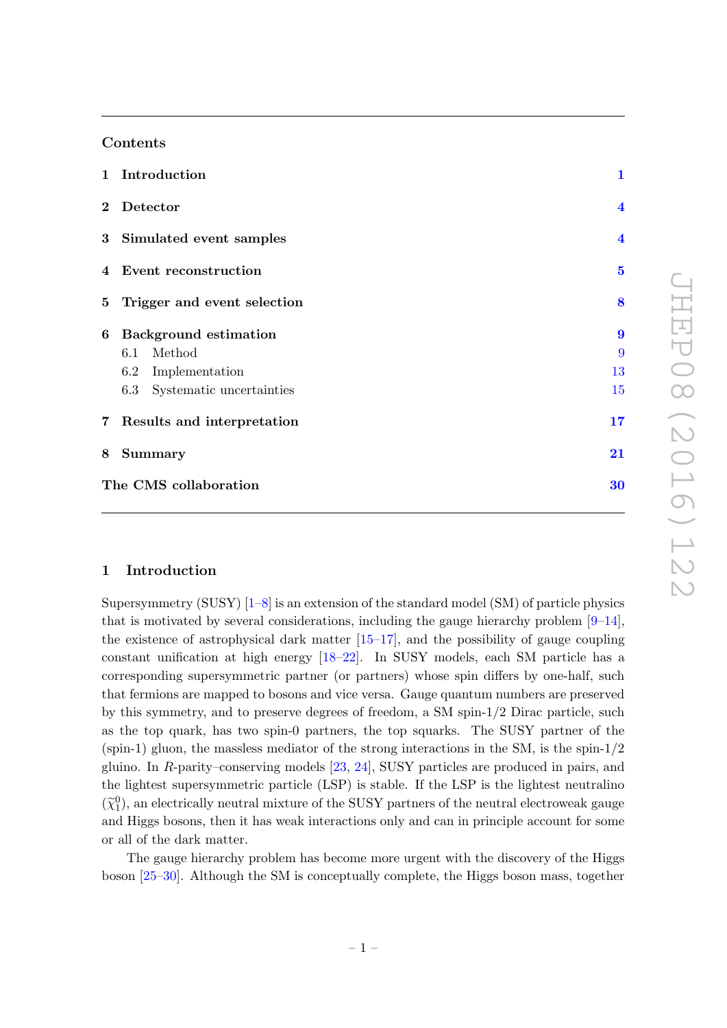## Contents

| | | |
|---|---|---|
| 1 | **Introduction** | 1 |
| 2 | **Detector** | 4 |
| 3 | **Simulated event samples** | 4 |
| 4 | **Event reconstruction** | 5 |
| 5 | **Trigger and event selection** | 8 |
| 6 | **Background estimation** | 9 |
| | 6.1 Method | 9 |
| | 6.2 Implementation | 13 |
| | 6.3 Systematic uncertainties | 15 |
| 7 | **Results and interpretation** | 17 |
| 8 | **Summary** | 21 |
| | **The CMS collaboration** | 30 |

# 1 Introduction

Supersymmetry (SUSY) [1–8] is an extension of the standard model (SM) of particle physics that is motivated by several considerations, including the gauge hierarchy problem [9–14], the existence of astrophysical dark matter [15–17], and the possibility of gauge coupling constant unification at high energy [18–22]. In SUSY models, each SM particle has a corresponding supersymmetric partner (or partners) whose spin differs by one-half, such that fermions are mapped to bosons and vice versa. Gauge quantum numbers are preserved by this symmetry, and to preserve degrees of freedom, a SM spin-1/2 Dirac particle, such as the top quark, has two spin-0 partners, the top squarks. The SUSY partner of the (spin-1) gluon, the massless mediator of the strong interactions in the SM, is the spin-1/2 gluino. In *R*-parity–conserving models [23, 24], SUSY particles are produced in pairs, and the lightest supersymmetric particle (LSP) is stable. If the LSP is the lightest neutralino ($\widetilde{\chi}^0_1$), an electrically neutral mixture of the SUSY partners of the neutral electroweak gauge and Higgs bosons, then it has weak interactions only and can in principle account for some or all of the dark matter.

The gauge hierarchy problem has become more urgent with the discovery of the Higgs boson [25–30]. Although the SM is conceptually complete, the Higgs boson mass, together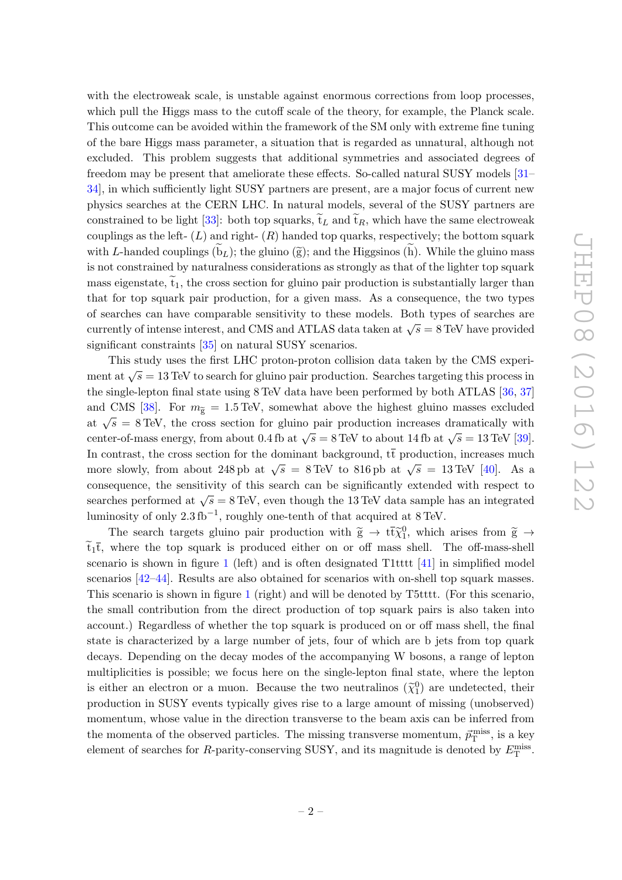with the electroweak scale, is unstable against enormous corrections from loop processes, which pull the Higgs mass to the cutoff scale of the theory, for example, the Planck scale. This outcome can be avoided within the framework of the SM only with extreme fine tuning of the bare Higgs mass parameter, a situation that is regarded as unnatural, although not excluded. This problem suggests that additional symmetries and associated degrees of freedom may be present that ameliorate these effects. So-called natural SUSY models [31–34], in which sufficiently light SUSY partners are present, are a major focus of current new physics searches at the CERN LHC. In natural models, several of the SUSY partners are constrained to be light [33]: both top squarks, $\widetilde{t}_L$ and $\widetilde{t}_R$, which have the same electroweak couplings as the left- ($L$) and right- ($R$) handed top quarks, respectively; the bottom squark with $L$-handed couplings ($\widetilde{b}_L$); the gluino ($\widetilde{g}$); and the Higgsinos ($\widetilde{h}$). While the gluino mass is not constrained by naturalness considerations as strongly as that of the lighter top squark mass eigenstate, $\widetilde{t}_1$, the cross section for gluino pair production is substantially larger than that for top squark pair production, for a given mass. As a consequence, the two types of searches can have comparable sensitivity to these models. Both types of searches are currently of intense interest, and CMS and ATLAS data taken at $\sqrt{s} = 8\,\text{TeV}$ have provided significant constraints [35] on natural SUSY scenarios.

This study uses the first LHC proton-proton collision data taken by the CMS experiment at $\sqrt{s} = 13\,\text{TeV}$ to search for gluino pair production. Searches targeting this process in the single-lepton final state using 8 TeV data have been performed by both ATLAS [36, 37] and CMS [38]. For $m_{\widetilde{g}} = 1.5\,\text{TeV}$, somewhat above the highest gluino masses excluded at $\sqrt{s} = 8\,\text{TeV}$, the cross section for gluino pair production increases dramatically with center-of-mass energy, from about 0.4 fb at $\sqrt{s} = 8\,\text{TeV}$ to about 14 fb at $\sqrt{s} = 13\,\text{TeV}$ [39]. In contrast, the cross section for the dominant background, $\mathrm{t\bar{t}}$ production, increases much more slowly, from about 248 pb at $\sqrt{s} = 8\,\text{TeV}$ to 816 pb at $\sqrt{s} = 13\,\text{TeV}$ [40]. As a consequence, the sensitivity of this search can be significantly extended with respect to searches performed at $\sqrt{s} = 8\,\text{TeV}$, even though the 13 TeV data sample has an integrated luminosity of only $2.3\,\text{fb}^{-1}$, roughly one-tenth of that acquired at 8 TeV.

The search targets gluino pair production with $\widetilde{g} \to \mathrm{t\bar{t}}\widetilde{\chi}^0_1$, which arises from $\widetilde{g} \to \widetilde{t}_1\bar{t}$, where the top squark is produced either on or off mass shell. The off-mass-shell scenario is shown in figure 1 (left) and is often designated T1tttt [41] in simplified model scenarios [42–44]. Results are also obtained for scenarios with on-shell top squark masses. This scenario is shown in figure 1 (right) and will be denoted by T5tttt. (For this scenario, the small contribution from the direct production of top squark pairs is also taken into account.) Regardless of whether the top squark is produced on or off mass shell, the final state is characterized by a large number of jets, four of which are b jets from top quark decays. Depending on the decay modes of the accompanying W bosons, a range of lepton multiplicities is possible; we focus here on the single-lepton final state, where the lepton is either an electron or a muon. Because the two neutralinos ($\widetilde{\chi}^0_1$) are undetected, their production in SUSY events typically gives rise to a large amount of missing (unobserved) momentum, whose value in the direction transverse to the beam axis can be inferred from the momenta of the observed particles. The missing transverse momentum, $\vec{p}_{\mathrm{T}}^{\,\text{miss}}$, is a key element of searches for $R$-parity-conserving SUSY, and its magnitude is denoted by $E_{\mathrm{T}}^{\text{miss}}$.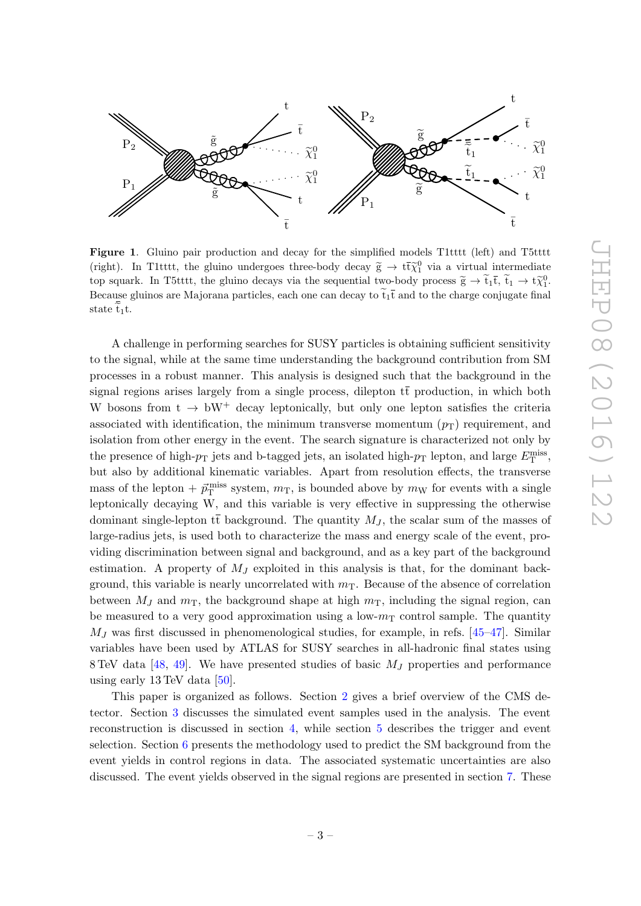**Figure 1**. Gluino pair production and decay for the simplified models T1tttt (left) and T5tttt (right). In T1tttt, the gluino undergoes three-body decay $\widetilde{g} \to t\bar{t}\widetilde{\chi}_1^0$ via a virtual intermediate top squark. In T5tttt, the gluino decays via the sequential two-body process $\widetilde{g} \to \widetilde{t}_1\bar{t}$, $\widetilde{t}_1 \to t\widetilde{\chi}_1^0$. Because gluinos are Majorana particles, each one can decay to $\widetilde{t}_1\bar{t}$ and to the charge conjugate final state $\bar{\widetilde{t}}_1 t$.

A challenge in performing searches for SUSY particles is obtaining sufficient sensitivity to the signal, while at the same time understanding the background contribution from SM processes in a robust manner. This analysis is designed such that the background in the signal regions arises largely from a single process, dilepton $t\bar{t}$ production, in which both W bosons from $t \to bW^+$ decay leptonically, but only one lepton satisfies the criteria associated with identification, the minimum transverse momentum ($p_T$) requirement, and isolation from other energy in the event. The search signature is characterized not only by the presence of high-$p_T$ jets and b-tagged jets, an isolated high-$p_T$ lepton, and large $E_T^{\text{miss}}$, but also by additional kinematic variables. Apart from resolution effects, the transverse mass of the lepton + $\vec{p}_T^{\text{miss}}$ system, $m_T$, is bounded above by $m_W$ for events with a single leptonically decaying W, and this variable is very effective in suppressing the otherwise dominant single-lepton $t\bar{t}$ background. The quantity $M_J$, the scalar sum of the masses of large-radius jets, is used both to characterize the mass and energy scale of the event, providing discrimination between signal and background, and as a key part of the background estimation. A property of $M_J$ exploited in this analysis is that, for the dominant background, this variable is nearly uncorrelated with $m_T$. Because of the absence of correlation between $M_J$ and $m_T$, the background shape at high $m_T$, including the signal region, can be measured to a very good approximation using a low-$m_T$ control sample. The quantity $M_J$ was first discussed in phenomenological studies, for example, in refs. [45–47]. Similar variables have been used by ATLAS for SUSY searches in all-hadronic final states using 8 TeV data [48, 49]. We have presented studies of basic $M_J$ properties and performance using early 13 TeV data [50].

This paper is organized as follows. Section 2 gives a brief overview of the CMS detector. Section 3 discusses the simulated event samples used in the analysis. The event reconstruction is discussed in section 4, while section 5 describes the trigger and event selection. Section 6 presents the methodology used to predict the SM background from the event yields in control regions in data. The associated systematic uncertainties are also discussed. The event yields observed in the signal regions are presented in section 7. These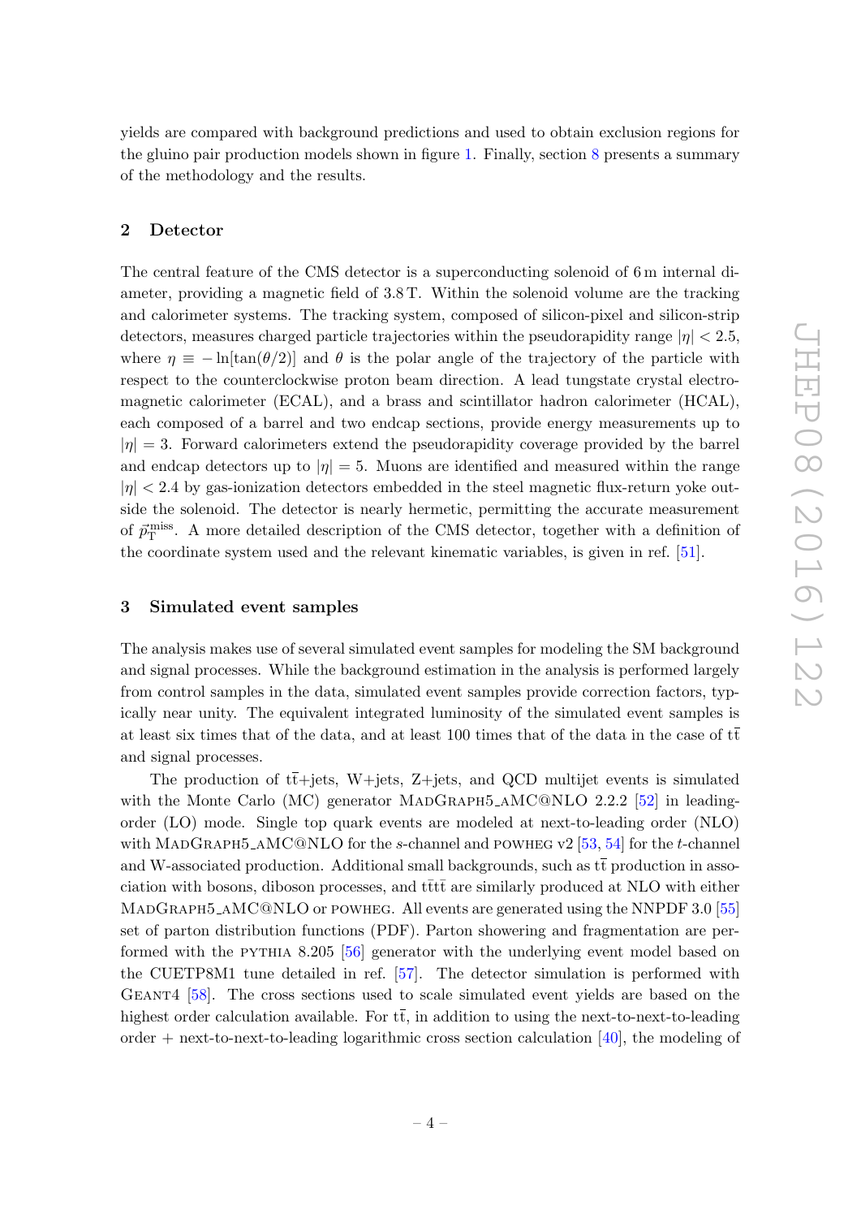yields are compared with background predictions and used to obtain exclusion regions for the gluino pair production models shown in figure 1. Finally, section 8 presents a summary of the methodology and the results.

## 2 Detector

The central feature of the CMS detector is a superconducting solenoid of 6 m internal diameter, providing a magnetic field of 3.8 T. Within the solenoid volume are the tracking and calorimeter systems. The tracking system, composed of silicon-pixel and silicon-strip detectors, measures charged particle trajectories within the pseudorapidity range $|\eta| < 2.5$, where $\eta \equiv -\ln[\tan(\theta/2)]$ and $\theta$ is the polar angle of the trajectory of the particle with respect to the counterclockwise proton beam direction. A lead tungstate crystal electromagnetic calorimeter (ECAL), and a brass and scintillator hadron calorimeter (HCAL), each composed of a barrel and two endcap sections, provide energy measurements up to $|\eta| = 3$. Forward calorimeters extend the pseudorapidity coverage provided by the barrel and endcap detectors up to $|\eta| = 5$. Muons are identified and measured within the range $|\eta| < 2.4$ by gas-ionization detectors embedded in the steel magnetic flux-return yoke outside the solenoid. The detector is nearly hermetic, permitting the accurate measurement of $\vec{p}_{\mathrm{T}}^{\mathrm{miss}}$. A more detailed description of the CMS detector, together with a definition of the coordinate system used and the relevant kinematic variables, is given in ref. [51].

## 3 Simulated event samples

The analysis makes use of several simulated event samples for modeling the SM background and signal processes. While the background estimation in the analysis is performed largely from control samples in the data, simulated event samples provide correction factors, typically near unity. The equivalent integrated luminosity of the simulated event samples is at least six times that of the data, and at least 100 times that of the data in the case of $\mathrm{t\bar{t}}$ and signal processes.

The production of $\mathrm{t\bar{t}}$+jets, W+jets, Z+jets, and QCD multijet events is simulated with the Monte Carlo (MC) generator MadGraph5_aMC@NLO 2.2.2 [52] in leading-order (LO) mode. Single top quark events are modeled at next-to-leading order (NLO) with MadGraph5_aMC@NLO for the $s$-channel and powheg v2 [53, 54] for the $t$-channel and W-associated production. Additional small backgrounds, such as $\mathrm{t\bar{t}}$ production in association with bosons, diboson processes, and $\mathrm{t\bar{t}t\bar{t}}$ are similarly produced at NLO with either MadGraph5_aMC@NLO or powheg. All events are generated using the NNPDF 3.0 [55] set of parton distribution functions (PDF). Parton showering and fragmentation are performed with the pythia 8.205 [56] generator with the underlying event model based on the CUETP8M1 tune detailed in ref. [57]. The detector simulation is performed with Geant4 [58]. The cross sections used to scale simulated event yields are based on the highest order calculation available. For $\mathrm{t\bar{t}}$, in addition to using the next-to-next-to-leading order + next-to-next-to-leading logarithmic cross section calculation [40], the modeling of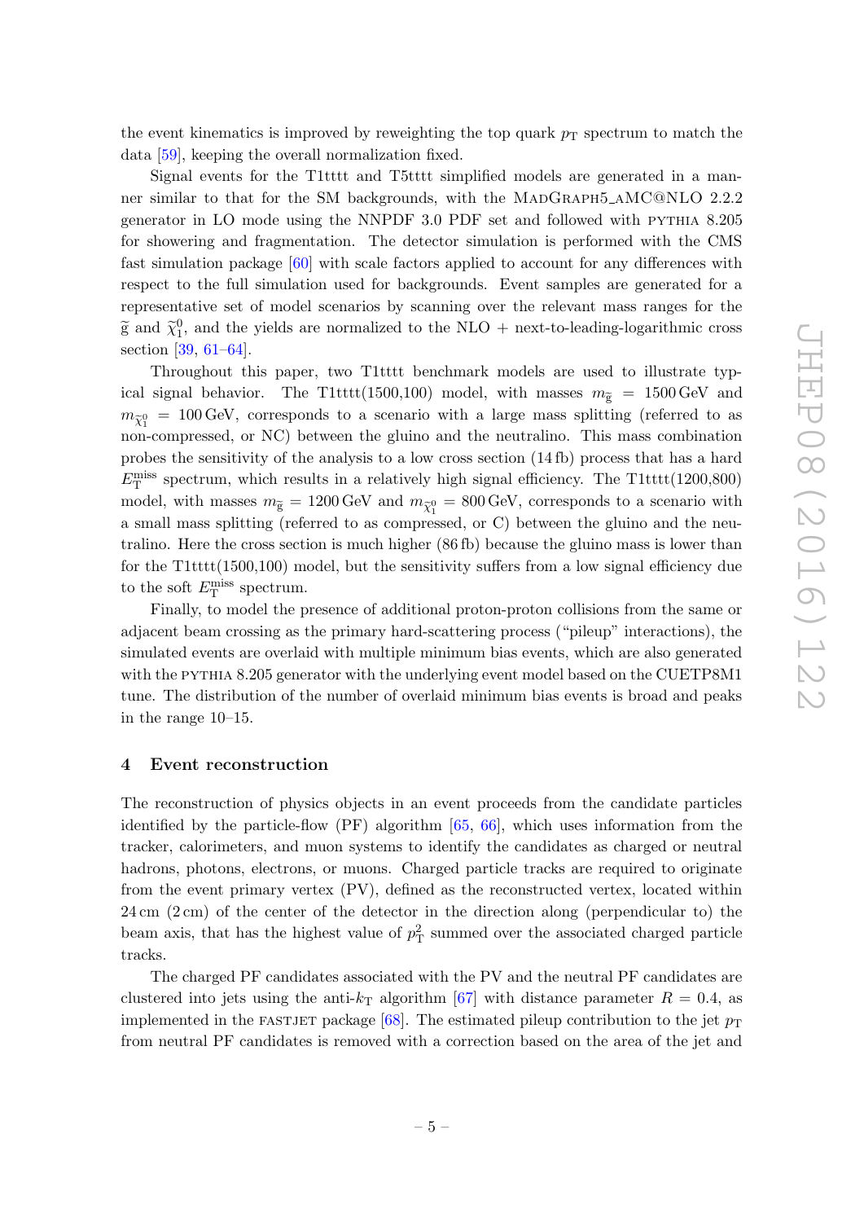the event kinematics is improved by reweighting the top quark $p_{\mathrm{T}}$ spectrum to match the data [59], keeping the overall normalization fixed.

Signal events for the T1tttt and T5tttt simplified models are generated in a manner similar to that for the SM backgrounds, with the MadGraph5_aMC@NLO 2.2.2 generator in LO mode using the NNPDF 3.0 PDF set and followed with pythia 8.205 for showering and fragmentation. The detector simulation is performed with the CMS fast simulation package [60] with scale factors applied to account for any differences with respect to the full simulation used for backgrounds. Event samples are generated for a representative set of model scenarios by scanning over the relevant mass ranges for the $\widetilde{\mathrm{g}}$ and $\widetilde{\chi}_1^0$, and the yields are normalized to the NLO + next-to-leading-logarithmic cross section [39, 61–64].

Throughout this paper, two T1tttt benchmark models are used to illustrate typical signal behavior. The T1tttt(1500,100) model, with masses $m_{\widetilde{\mathrm{g}}} = 1500\,\mathrm{GeV}$ and $m_{\widetilde{\chi}_1^0} = 100\,\mathrm{GeV}$, corresponds to a scenario with a large mass splitting (referred to as non-compressed, or NC) between the gluino and the neutralino. This mass combination probes the sensitivity of the analysis to a low cross section (14 fb) process that has a hard $E_{\mathrm{T}}^{\mathrm{miss}}$ spectrum, which results in a relatively high signal efficiency. The T1tttt(1200,800) model, with masses $m_{\widetilde{\mathrm{g}}} = 1200\,\mathrm{GeV}$ and $m_{\widetilde{\chi}_1^0} = 800\,\mathrm{GeV}$, corresponds to a scenario with a small mass splitting (referred to as compressed, or C) between the gluino and the neutralino. Here the cross section is much higher (86 fb) because the gluino mass is lower than for the T1tttt(1500,100) model, but the sensitivity suffers from a low signal efficiency due to the soft $E_{\mathrm{T}}^{\mathrm{miss}}$ spectrum.

Finally, to model the presence of additional proton-proton collisions from the same or adjacent beam crossing as the primary hard-scattering process ("pileup" interactions), the simulated events are overlaid with multiple minimum bias events, which are also generated with the pythia 8.205 generator with the underlying event model based on the CUETP8M1 tune. The distribution of the number of overlaid minimum bias events is broad and peaks in the range 10–15.

## 4 Event reconstruction

The reconstruction of physics objects in an event proceeds from the candidate particles identified by the particle-flow (PF) algorithm [65, 66], which uses information from the tracker, calorimeters, and muon systems to identify the candidates as charged or neutral hadrons, photons, electrons, or muons. Charged particle tracks are required to originate from the event primary vertex (PV), defined as the reconstructed vertex, located within 24 cm (2 cm) of the center of the detector in the direction along (perpendicular to) the beam axis, that has the highest value of $p_{\mathrm{T}}^2$ summed over the associated charged particle tracks.

The charged PF candidates associated with the PV and the neutral PF candidates are clustered into jets using the anti-$k_{\mathrm{T}}$ algorithm [67] with distance parameter $R = 0.4$, as implemented in the fastjet package [68]. The estimated pileup contribution to the jet $p_{\mathrm{T}}$ from neutral PF candidates is removed with a correction based on the area of the jet and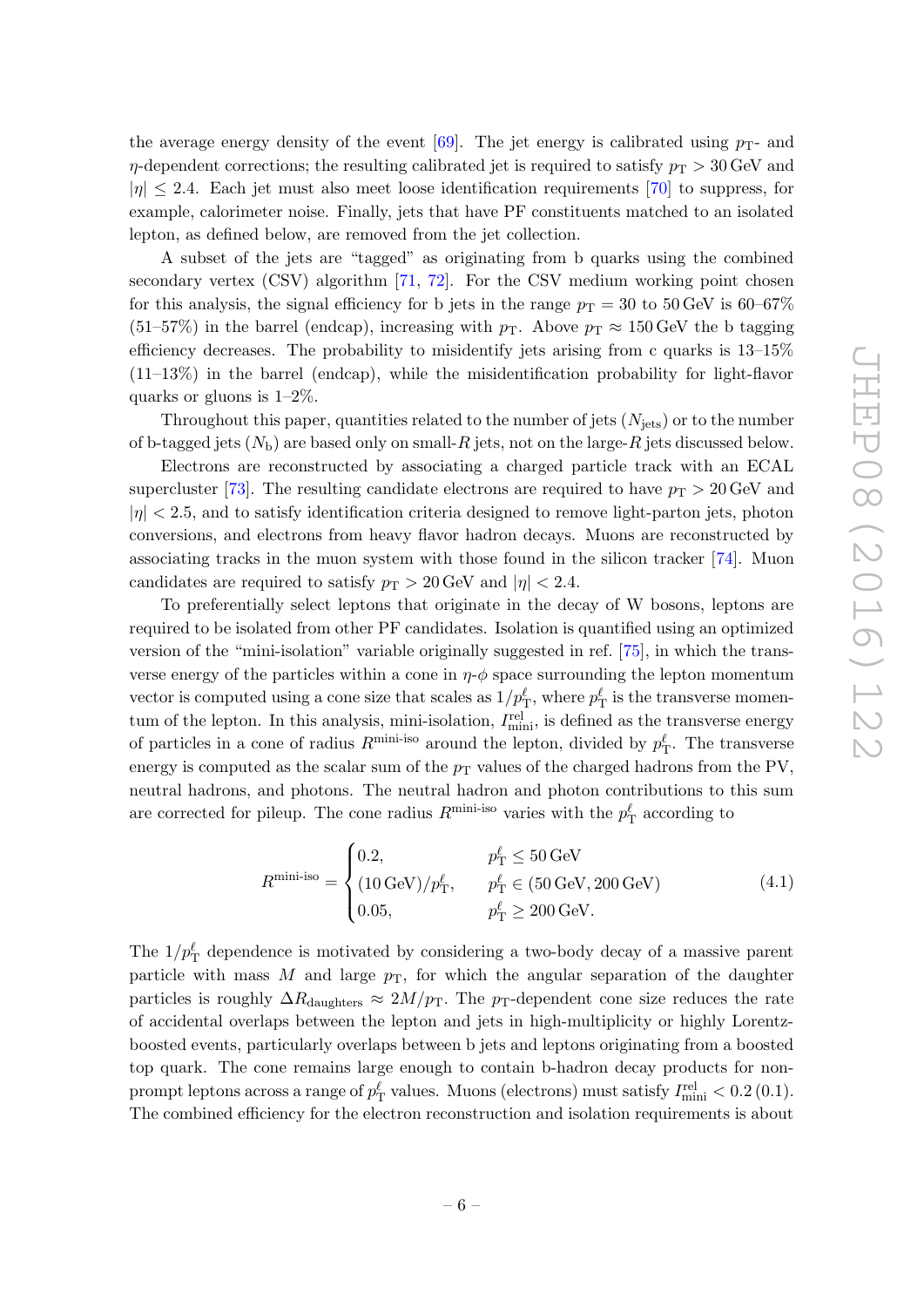the average energy density of the event [69]. The jet energy is calibrated using $p_{\mathrm{T}}$- and $\eta$-dependent corrections; the resulting calibrated jet is required to satisfy $p_{\mathrm{T}} > 30\,\mathrm{GeV}$ and $|\eta| \leq 2.4$. Each jet must also meet loose identification requirements [70] to suppress, for example, calorimeter noise. Finally, jets that have PF constituents matched to an isolated lepton, as defined below, are removed from the jet collection.

A subset of the jets are "tagged" as originating from b quarks using the combined secondary vertex (CSV) algorithm [71, 72]. For the CSV medium working point chosen for this analysis, the signal efficiency for b jets in the range $p_{\mathrm{T}} = 30$ to $50\,\mathrm{GeV}$ is 60–67% (51–57%) in the barrel (endcap), increasing with $p_{\mathrm{T}}$. Above $p_{\mathrm{T}} \approx 150\,\mathrm{GeV}$ the b tagging efficiency decreases. The probability to misidentify jets arising from c quarks is 13–15% (11–13%) in the barrel (endcap), while the misidentification probability for light-flavor quarks or gluons is 1–2%.

Throughout this paper, quantities related to the number of jets ($N_{\mathrm{jets}}$) or to the number of b-tagged jets ($N_{\mathrm{b}}$) are based only on small-$R$ jets, not on the large-$R$ jets discussed below.

Electrons are reconstructed by associating a charged particle track with an ECAL supercluster [73]. The resulting candidate electrons are required to have $p_{\mathrm{T}} > 20\,\mathrm{GeV}$ and $|\eta| < 2.5$, and to satisfy identification criteria designed to remove light-parton jets, photon conversions, and electrons from heavy flavor hadron decays. Muons are reconstructed by associating tracks in the muon system with those found in the silicon tracker [74]. Muon candidates are required to satisfy $p_{\mathrm{T}} > 20\,\mathrm{GeV}$ and $|\eta| < 2.4$.

To preferentially select leptons that originate in the decay of W bosons, leptons are required to be isolated from other PF candidates. Isolation is quantified using an optimized version of the "mini-isolation" variable originally suggested in ref. [75], in which the transverse energy of the particles within a cone in $\eta$-$\phi$ space surrounding the lepton momentum vector is computed using a cone size that scales as $1/p_{\mathrm{T}}^{\ell}$, where $p_{\mathrm{T}}^{\ell}$ is the transverse momentum of the lepton. In this analysis, mini-isolation, $I_{\mathrm{mini}}^{\mathrm{rel}}$, is defined as the transverse energy of particles in a cone of radius $R^{\text{mini-iso}}$ around the lepton, divided by $p_{\mathrm{T}}^{\ell}$. The transverse energy is computed as the scalar sum of the $p_{\mathrm{T}}$ values of the charged hadrons from the PV, neutral hadrons, and photons. The neutral hadron and photon contributions to this sum are corrected for pileup. The cone radius $R^{\text{mini-iso}}$ varies with the $p_{\mathrm{T}}^{\ell}$ according to

$$R^{\text{mini-iso}} = \begin{cases} 0.2, & p_{\mathrm{T}}^{\ell} \leq 50\,\mathrm{GeV} \\ (10\,\mathrm{GeV})/p_{\mathrm{T}}^{\ell}, & p_{\mathrm{T}}^{\ell} \in (50\,\mathrm{GeV}, 200\,\mathrm{GeV}) \\ 0.05, & p_{\mathrm{T}}^{\ell} \geq 200\,\mathrm{GeV}. \end{cases} \tag{4.1}$$

The $1/p_{\mathrm{T}}^{\ell}$ dependence is motivated by considering a two-body decay of a massive parent particle with mass $M$ and large $p_{\mathrm{T}}$, for which the angular separation of the daughter particles is roughly $\Delta R_{\mathrm{daughters}} \approx 2M/p_{\mathrm{T}}$. The $p_{\mathrm{T}}$-dependent cone size reduces the rate of accidental overlaps between the lepton and jets in high-multiplicity or highly Lorentz-boosted events, particularly overlaps between b jets and leptons originating from a boosted top quark. The cone remains large enough to contain b-hadron decay products for non-prompt leptons across a range of $p_{\mathrm{T}}^{\ell}$ values. Muons (electrons) must satisfy $I_{\mathrm{mini}}^{\mathrm{rel}} < 0.2\,(0.1)$. The combined efficiency for the electron reconstruction and isolation requirements is about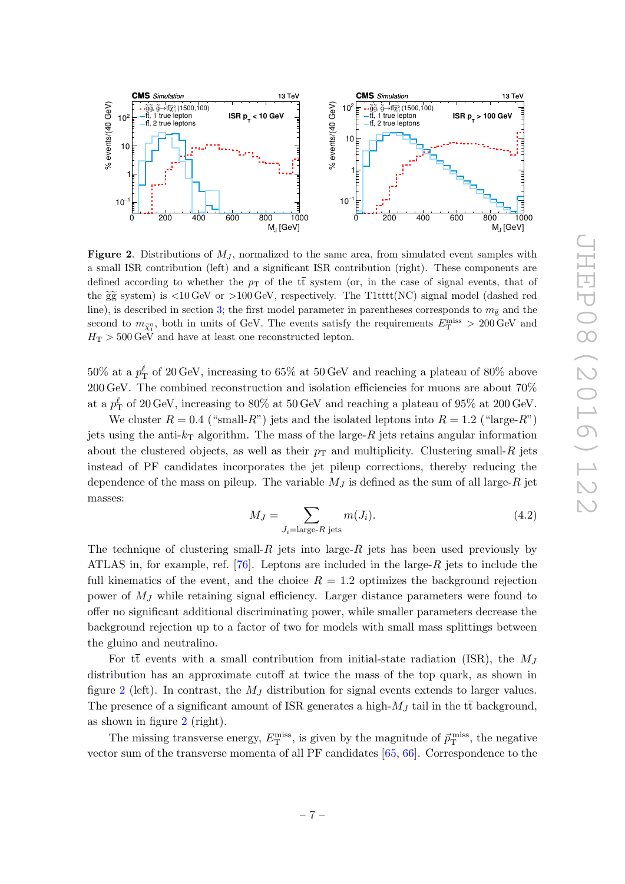**Figure 2**. Distributions of $M_J$, normalized to the same area, from simulated event samples with a small ISR contribution (left) and a significant ISR contribution (right). These components are defined according to whether the $p_T$ of the $t\bar{t}$ system (or, in the case of signal events, that of the $\tilde{g}\tilde{g}$ system) is <10 GeV or >100 GeV, respectively. The T1tttt(NC) signal model (dashed red line), is described in section 3; the first model parameter in parentheses corresponds to $m_{\tilde{g}}$ and the second to $m_{\tilde{\chi}^0_1}$, both in units of GeV. The events satisfy the requirements $E_T^{miss} > 200$ GeV and $H_T > 500$ GeV and have at least one reconstructed lepton.

50% at a $p_T^\ell$ of 20 GeV, increasing to 65% at 50 GeV and reaching a plateau of 80% above 200 GeV. The combined reconstruction and isolation efficiencies for muons are about 70% at a $p_T^\ell$ of 20 GeV, increasing to 80% at 50 GeV and reaching a plateau of 95% at 200 GeV.

We cluster $R = 0.4$ ("small-$R$") jets and the isolated leptons into $R = 1.2$ ("large-$R$") jets using the anti-$k_T$ algorithm. The mass of the large-$R$ jets retains angular information about the clustered objects, as well as their $p_T$ and multiplicity. Clustering small-$R$ jets instead of PF candidates incorporates the jet pileup corrections, thereby reducing the dependence of the mass on pileup. The variable $M_J$ is defined as the sum of all large-$R$ jet masses:

$$M_J = \sum_{J_i=\text{large-}R\text{ jets}} m(J_i). \tag{4.2}$$

The technique of clustering small-$R$ jets into large-$R$ jets has been used previously by ATLAS in, for example, ref. [76]. Leptons are included in the large-$R$ jets to include the full kinematics of the event, and the choice $R = 1.2$ optimizes the background rejection power of $M_J$ while retaining signal efficiency. Larger distance parameters were found to offer no significant additional discriminating power, while smaller parameters decrease the background rejection up to a factor of two for models with small mass splittings between the gluino and neutralino.

For $t\bar{t}$ events with a small contribution from initial-state radiation (ISR), the $M_J$ distribution has an approximate cutoff at twice the mass of the top quark, as shown in figure 2 (left). In contrast, the $M_J$ distribution for signal events extends to larger values. The presence of a significant amount of ISR generates a high-$M_J$ tail in the $t\bar{t}$ background, as shown in figure 2 (right).

The missing transverse energy, $E_T^{miss}$, is given by the magnitude of $\vec{p}_T^{\,miss}$, the negative vector sum of the transverse momenta of all PF candidates [65, 66]. Correspondence to the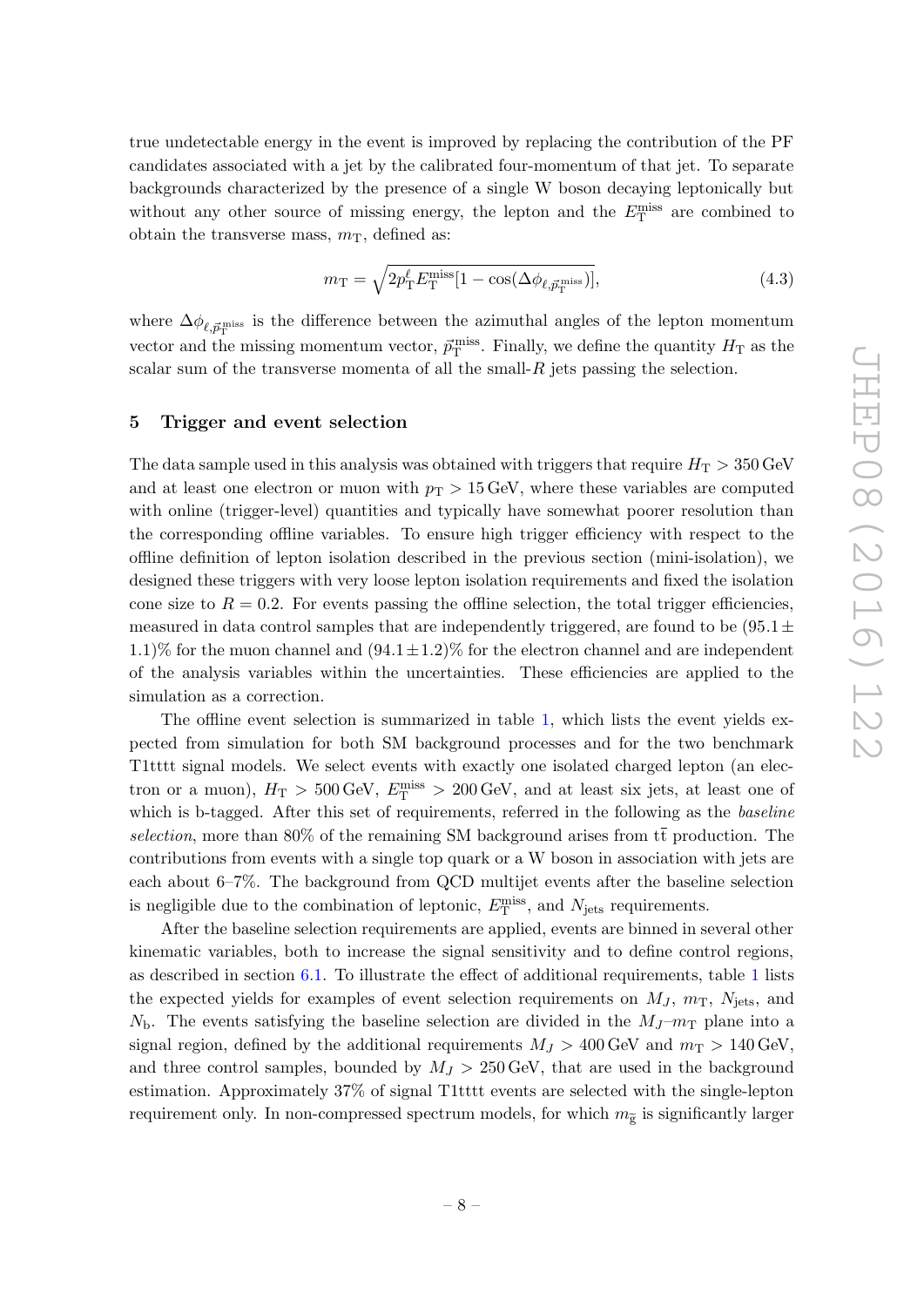true undetectable energy in the event is improved by replacing the contribution of the PF candidates associated with a jet by the calibrated four-momentum of that jet. To separate backgrounds characterized by the presence of a single W boson decaying leptonically but without any other source of missing energy, the lepton and the $E_{\mathrm{T}}^{\mathrm{miss}}$ are combined to obtain the transverse mass, $m_{\mathrm{T}}$, defined as:

$$m_{\mathrm{T}} = \sqrt{2p_{\mathrm{T}}^{\ell} E_{\mathrm{T}}^{\mathrm{miss}}[1 - \cos(\Delta\phi_{\ell,\vec{p}_{\mathrm{T}}^{\mathrm{miss}}})]}, \tag{4.3}$$

where $\Delta\phi_{\ell,\vec{p}_{\mathrm{T}}^{\mathrm{miss}}}$ is the difference between the azimuthal angles of the lepton momentum vector and the missing momentum vector, $\vec{p}_{\mathrm{T}}^{\mathrm{miss}}$. Finally, we define the quantity $H_{\mathrm{T}}$ as the scalar sum of the transverse momenta of all the small-$R$ jets passing the selection.

## 5 Trigger and event selection

The data sample used in this analysis was obtained with triggers that require $H_{\mathrm{T}} > 350\,\mathrm{GeV}$ and at least one electron or muon with $p_{\mathrm{T}} > 15\,\mathrm{GeV}$, where these variables are computed with online (trigger-level) quantities and typically have somewhat poorer resolution than the corresponding offline variables. To ensure high trigger efficiency with respect to the offline definition of lepton isolation described in the previous section (mini-isolation), we designed these triggers with very loose lepton isolation requirements and fixed the isolation cone size to $R = 0.2$. For events passing the offline selection, the total trigger efficiencies, measured in data control samples that are independently triggered, are found to be $(95.1 \pm 1.1)\%$ for the muon channel and $(94.1 \pm 1.2)\%$ for the electron channel and are independent of the analysis variables within the uncertainties. These efficiencies are applied to the simulation as a correction.

The offline event selection is summarized in table 1, which lists the event yields expected from simulation for both SM background processes and for the two benchmark T1tttt signal models. We select events with exactly one isolated charged lepton (an electron or a muon), $H_{\mathrm{T}} > 500\,\mathrm{GeV}$, $E_{\mathrm{T}}^{\mathrm{miss}} > 200\,\mathrm{GeV}$, and at least six jets, at least one of which is b-tagged. After this set of requirements, referred in the following as the *baseline selection*, more than 80% of the remaining SM background arises from $\mathrm{t\bar{t}}$ production. The contributions from events with a single top quark or a W boson in association with jets are each about 6–7%. The background from QCD multijet events after the baseline selection is negligible due to the combination of leptonic, $E_{\mathrm{T}}^{\mathrm{miss}}$, and $N_{\mathrm{jets}}$ requirements.

After the baseline selection requirements are applied, events are binned in several other kinematic variables, both to increase the signal sensitivity and to define control regions, as described in section 6.1. To illustrate the effect of additional requirements, table 1 lists the expected yields for examples of event selection requirements on $M_J$, $m_{\mathrm{T}}$, $N_{\mathrm{jets}}$, and $N_{\mathrm{b}}$. The events satisfying the baseline selection are divided in the $M_J$–$m_{\mathrm{T}}$ plane into a signal region, defined by the additional requirements $M_J > 400\,\mathrm{GeV}$ and $m_{\mathrm{T}} > 140\,\mathrm{GeV}$, and three control samples, bounded by $M_J > 250\,\mathrm{GeV}$, that are used in the background estimation. Approximately 37% of signal T1tttt events are selected with the single-lepton requirement only. In non-compressed spectrum models, for which $m_{\tilde{\mathrm{g}}}$ is significantly larger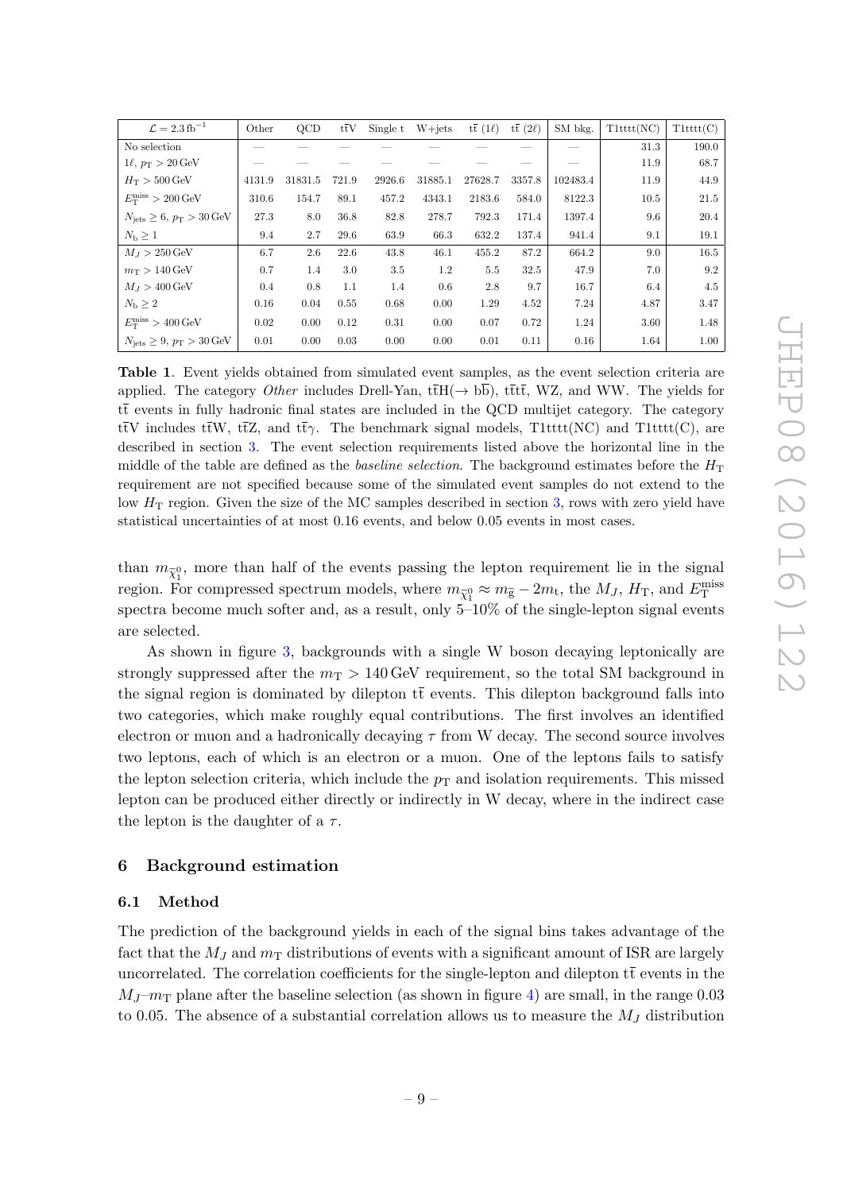| $\mathcal{L} = 2.3\,\mathrm{fb}^{-1}$ | Other | QCD | $\mathrm{t\bar{t}V}$ | Single t | W+jets | $\mathrm{t\bar{t}}$ (1$\ell$) | $\mathrm{t\bar{t}}$ (2$\ell$) | SM bkg. | T1tttt(NC) | T1tttt(C) |
|---|---|---|---|---|---|---|---|---|---|---|
| No selection | — | — | — | — | — | — | — | — | 31.3 | 190.0 |
| $1\ell$, $p_{\mathrm{T}} > 20\,\mathrm{GeV}$ | — | — | — | — | — | — | — | — | 11.9 | 68.7 |
| $H_{\mathrm{T}} > 500\,\mathrm{GeV}$ | 4131.9 | 31831.5 | 721.9 | 2926.6 | 31885.1 | 27628.7 | 3357.8 | 102483.4 | 11.9 | 44.9 |
| $E_{\mathrm{T}}^{\mathrm{miss}} > 200\,\mathrm{GeV}$ | 310.6 | 154.7 | 89.1 | 457.2 | 4343.1 | 2183.6 | 584.0 | 8122.3 | 10.5 | 21.5 |
| $N_{\mathrm{jets}} \geq 6$, $p_{\mathrm{T}} > 30\,\mathrm{GeV}$ | 27.3 | 8.0 | 36.8 | 82.8 | 278.7 | 792.3 | 171.4 | 1397.4 | 9.6 | 20.4 |
| $N_{\mathrm{b}} \geq 1$ | 9.4 | 2.7 | 29.6 | 63.9 | 66.3 | 632.2 | 137.4 | 941.4 | 9.1 | 19.1 |
| $M_J > 250\,\mathrm{GeV}$ | 6.7 | 2.6 | 22.6 | 43.8 | 46.1 | 455.2 | 87.2 | 664.2 | 9.0 | 16.5 |
| $m_{\mathrm{T}} > 140\,\mathrm{GeV}$ | 0.7 | 1.4 | 3.0 | 3.5 | 1.2 | 5.5 | 32.5 | 47.9 | 7.0 | 9.2 |
| $M_J > 400\,\mathrm{GeV}$ | 0.4 | 0.8 | 1.1 | 1.4 | 0.6 | 2.8 | 9.7 | 16.7 | 6.4 | 4.5 |
| $N_{\mathrm{b}} \geq 2$ | 0.16 | 0.04 | 0.55 | 0.68 | 0.00 | 1.29 | 4.52 | 7.24 | 4.87 | 3.47 |
| $E_{\mathrm{T}}^{\mathrm{miss}} > 400\,\mathrm{GeV}$ | 0.02 | 0.00 | 0.12 | 0.31 | 0.00 | 0.07 | 0.72 | 1.24 | 3.60 | 1.48 |
| $N_{\mathrm{jets}} \geq 9$, $p_{\mathrm{T}} > 30\,\mathrm{GeV}$ | 0.01 | 0.00 | 0.03 | 0.00 | 0.00 | 0.01 | 0.11 | 0.16 | 1.64 | 1.00 |

**Table 1**. Event yields obtained from simulated event samples, as the event selection criteria are applied. The category *Other* includes Drell-Yan, $\mathrm{t\bar{t}H}(\to \mathrm{b\bar{b}})$, $\mathrm{t\bar{t}t\bar{t}}$, WZ, and WW. The yields for $\mathrm{t\bar{t}}$ events in fully hadronic final states are included in the QCD multijet category. The category $\mathrm{t\bar{t}V}$ includes $\mathrm{t\bar{t}W}$, $\mathrm{t\bar{t}Z}$, and $\mathrm{t\bar{t}\gamma}$. The benchmark signal models, T1tttt(NC) and T1tttt(C), are described in section 3. The event selection requirements listed above the horizontal line in the middle of the table are defined as the *baseline selection*. The background estimates before the $H_{\mathrm{T}}$ requirement are not specified because some of the simulated event samples do not extend to the low $H_{\mathrm{T}}$ region. Given the size of the MC samples described in section 3, rows with zero yield have statistical uncertainties of at most 0.16 events, and below 0.05 events in most cases.

than $m_{\tilde{\chi}_1^0}$, more than half of the events passing the lepton requirement lie in the signal region. For compressed spectrum models, where $m_{\tilde{\chi}_1^0} \approx m_{\tilde{\mathrm{g}}} - 2m_{\mathrm{t}}$, the $M_J$, $H_{\mathrm{T}}$, and $E_{\mathrm{T}}^{\mathrm{miss}}$ spectra become much softer and, as a result, only 5–10% of the single-lepton signal events are selected.

As shown in figure 3, backgrounds with a single W boson decaying leptonically are strongly suppressed after the $m_{\mathrm{T}} > 140\,\mathrm{GeV}$ requirement, so the total SM background in the signal region is dominated by dilepton $\mathrm{t\bar{t}}$ events. This dilepton background falls into two categories, which make roughly equal contributions. The first involves an identified electron or muon and a hadronically decaying $\tau$ from W decay. The second source involves two leptons, each of which is an electron or a muon. One of the leptons fails to satisfy the lepton selection criteria, which include the $p_{\mathrm{T}}$ and isolation requirements. This missed lepton can be produced either directly or indirectly in W decay, where in the indirect case the lepton is the daughter of a $\tau$.

## 6 Background estimation

### 6.1 Method

The prediction of the background yields in each of the signal bins takes advantage of the fact that the $M_J$ and $m_{\mathrm{T}}$ distributions of events with a significant amount of ISR are largely uncorrelated. The correlation coefficients for the single-lepton and dilepton $\mathrm{t\bar{t}}$ events in the $M_J$–$m_{\mathrm{T}}$ plane after the baseline selection (as shown in figure 4) are small, in the range 0.03 to 0.05. The absence of a substantial correlation allows us to measure the $M_J$ distribution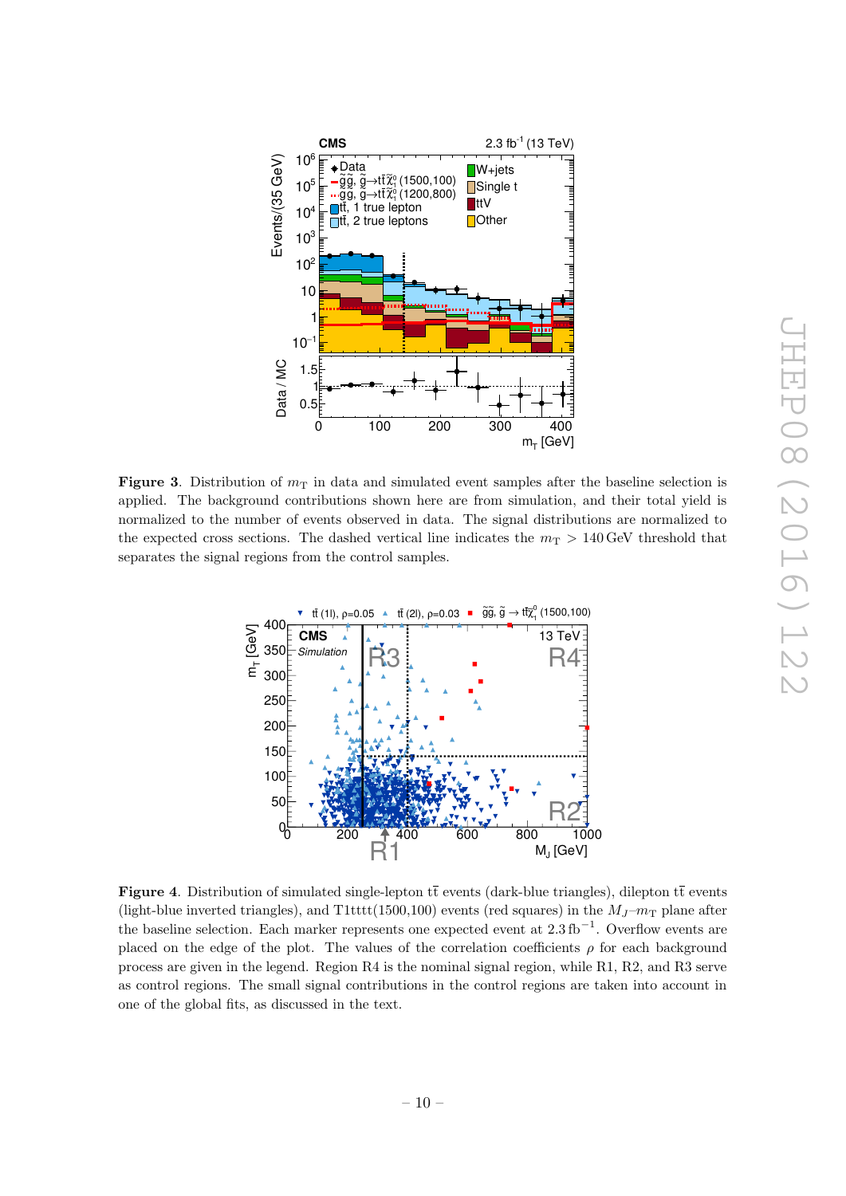**Figure 3**. Distribution of $m_T$ in data and simulated event samples after the baseline selection is applied. The background contributions shown here are from simulation, and their total yield is normalized to the number of events observed in data. The signal distributions are normalized to the expected cross sections. The dashed vertical line indicates the $m_T > 140\,\text{GeV}$ threshold that separates the signal regions from the control samples.

**Figure 4**. Distribution of simulated single-lepton $\mathrm{t\bar{t}}$ events (dark-blue triangles), dilepton $\mathrm{t\bar{t}}$ events (light-blue inverted triangles), and T1tttt(1500,100) events (red squares) in the $M_J$–$m_T$ plane after the baseline selection. Each marker represents one expected event at $2.3\,\text{fb}^{-1}$. Overflow events are placed on the edge of the plot. The values of the correlation coefficients $\rho$ for each background process are given in the legend. Region R4 is the nominal signal region, while R1, R2, and R3 serve as control regions. The small signal contributions in the control regions are taken into account in one of the global fits, as discussed in the text.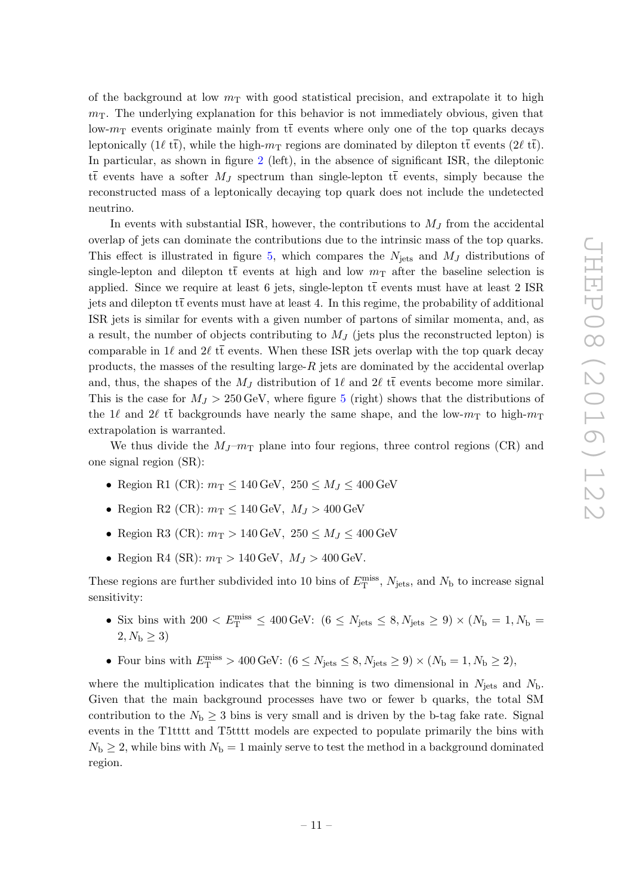of the background at low $m_{\mathrm{T}}$ with good statistical precision, and extrapolate it to high $m_{\mathrm{T}}$. The underlying explanation for this behavior is not immediately obvious, given that low-$m_{\mathrm{T}}$ events originate mainly from $\mathrm{t\bar{t}}$ events where only one of the top quarks decays leptonically ($1\ell\ \mathrm{t\bar{t}}$), while the high-$m_{\mathrm{T}}$ regions are dominated by dilepton $\mathrm{t\bar{t}}$ events ($2\ell\ \mathrm{t\bar{t}}$). In particular, as shown in figure 2 (left), in the absence of significant ISR, the dileptonic $\mathrm{t\bar{t}}$ events have a softer $M_J$ spectrum than single-lepton $\mathrm{t\bar{t}}$ events, simply because the reconstructed mass of a leptonically decaying top quark does not include the undetected neutrino.

In events with substantial ISR, however, the contributions to $M_J$ from the accidental overlap of jets can dominate the contributions due to the intrinsic mass of the top quarks. This effect is illustrated in figure 5, which compares the $N_{\mathrm{jets}}$ and $M_J$ distributions of single-lepton and dilepton $\mathrm{t\bar{t}}$ events at high and low $m_{\mathrm{T}}$ after the baseline selection is applied. Since we require at least 6 jets, single-lepton $\mathrm{t\bar{t}}$ events must have at least 2 ISR jets and dilepton $\mathrm{t\bar{t}}$ events must have at least 4. In this regime, the probability of additional ISR jets is similar for events with a given number of partons of similar momenta, and, as a result, the number of objects contributing to $M_J$ (jets plus the reconstructed lepton) is comparable in $1\ell$ and $2\ell$ $\mathrm{t\bar{t}}$ events. When these ISR jets overlap with the top quark decay products, the masses of the resulting large-$R$ jets are dominated by the accidental overlap and, thus, the shapes of the $M_J$ distribution of $1\ell$ and $2\ell$ $\mathrm{t\bar{t}}$ events become more similar. This is the case for $M_J > 250\,\mathrm{GeV}$, where figure 5 (right) shows that the distributions of the $1\ell$ and $2\ell$ $\mathrm{t\bar{t}}$ backgrounds have nearly the same shape, and the low-$m_{\mathrm{T}}$ to high-$m_{\mathrm{T}}$ extrapolation is warranted.

We thus divide the $M_J$–$m_{\mathrm{T}}$ plane into four regions, three control regions (CR) and one signal region (SR):

- Region R1 (CR): $m_{\mathrm{T}} \leq 140\,\mathrm{GeV},\ 250 \leq M_J \leq 400\,\mathrm{GeV}$
- Region R2 (CR): $m_{\mathrm{T}} \leq 140\,\mathrm{GeV},\ M_J > 400\,\mathrm{GeV}$
- Region R3 (CR): $m_{\mathrm{T}} > 140\,\mathrm{GeV},\ 250 \leq M_J \leq 400\,\mathrm{GeV}$
- Region R4 (SR): $m_{\mathrm{T}} > 140\,\mathrm{GeV},\ M_J > 400\,\mathrm{GeV}$.

These regions are further subdivided into 10 bins of $E_{\mathrm{T}}^{\mathrm{miss}}$, $N_{\mathrm{jets}}$, and $N_{\mathrm{b}}$ to increase signal sensitivity:

- Six bins with $200 < E_{\mathrm{T}}^{\mathrm{miss}} \leq 400\,\mathrm{GeV}$: $(6 \leq N_{\mathrm{jets}} \leq 8, N_{\mathrm{jets}} \geq 9) \times (N_{\mathrm{b}} = 1, N_{\mathrm{b}} = 2, N_{\mathrm{b}} \geq 3)$
- Four bins with $E_{\mathrm{T}}^{\mathrm{miss}} > 400\,\mathrm{GeV}$: $(6 \leq N_{\mathrm{jets}} \leq 8, N_{\mathrm{jets}} \geq 9) \times (N_{\mathrm{b}} = 1, N_{\mathrm{b}} \geq 2)$,

where the multiplication indicates that the binning is two dimensional in $N_{\mathrm{jets}}$ and $N_{\mathrm{b}}$. Given that the main background processes have two or fewer b quarks, the total SM contribution to the $N_{\mathrm{b}} \geq 3$ bins is very small and is driven by the b-tag fake rate. Signal events in the T1tttt and T5tttt models are expected to populate primarily the bins with $N_{\mathrm{b}} \geq 2$, while bins with $N_{\mathrm{b}} = 1$ mainly serve to test the method in a background dominated region.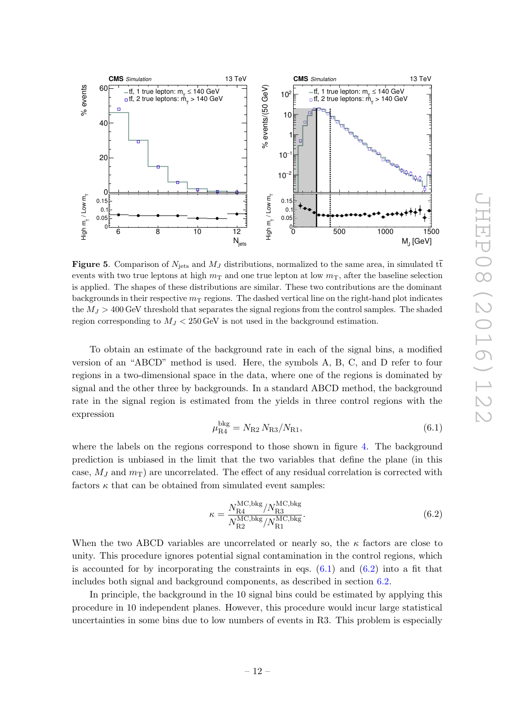**Figure 5**. Comparison of $N_{\text{jets}}$ and $M_J$ distributions, normalized to the same area, in simulated $\text{t}\bar{\text{t}}$ events with two true leptons at high $m_{\text{T}}$ and one true lepton at low $m_{\text{T}}$, after the baseline selection is applied. The shapes of these distributions are similar. These two contributions are the dominant backgrounds in their respective $m_{\text{T}}$ regions. The dashed vertical line on the right-hand plot indicates the $M_J > 400\,\text{GeV}$ threshold that separates the signal regions from the control samples. The shaded region corresponding to $M_J < 250\,\text{GeV}$ is not used in the background estimation.

To obtain an estimate of the background rate in each of the signal bins, a modified version of an "ABCD" method is used. Here, the symbols A, B, C, and D refer to four regions in a two-dimensional space in the data, where one of the regions is dominated by signal and the other three by backgrounds. In a standard ABCD method, the background rate in the signal region is estimated from the yields in three control regions with the expression

$$\mu_{\text{R4}}^{\text{bkg}} = N_{\text{R2}}\, N_{\text{R3}}/N_{\text{R1}}, \tag{6.1}$$

where the labels on the regions correspond to those shown in figure 4. The background prediction is unbiased in the limit that the two variables that define the plane (in this case, $M_J$ and $m_{\text{T}}$) are uncorrelated. The effect of any residual correlation is corrected with factors $\kappa$ that can be obtained from simulated event samples:

$$\kappa = \frac{N_{\text{R4}}^{\text{MC,bkg}}/N_{\text{R3}}^{\text{MC,bkg}}}{N_{\text{R2}}^{\text{MC,bkg}}/N_{\text{R1}}^{\text{MC,bkg}}}. \tag{6.2}$$

When the two ABCD variables are uncorrelated or nearly so, the $\kappa$ factors are close to unity. This procedure ignores potential signal contamination in the control regions, which is accounted for by incorporating the constraints in eqs. (6.1) and (6.2) into a fit that includes both signal and background components, as described in section 6.2.

In principle, the background in the 10 signal bins could be estimated by applying this procedure in 10 independent planes. However, this procedure would incur large statistical uncertainties in some bins due to low numbers of events in R3. This problem is especially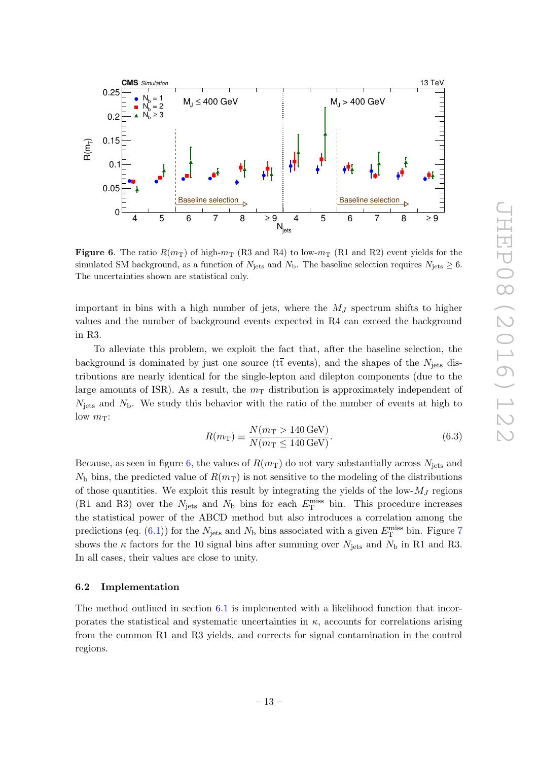**Figure 6**. The ratio $R(m_\mathrm{T})$ of high-$m_\mathrm{T}$ (R3 and R4) to low-$m_\mathrm{T}$ (R1 and R2) event yields for the simulated SM background, as a function of $N_\mathrm{jets}$ and $N_\mathrm{b}$. The baseline selection requires $N_\mathrm{jets} \geq 6$. The uncertainties shown are statistical only.

important in bins with a high number of jets, where the $M_J$ spectrum shifts to higher values and the number of background events expected in R4 can exceed the background in R3.

To alleviate this problem, we exploit the fact that, after the baseline selection, the background is dominated by just one source ($\mathrm{t\bar{t}}$ events), and the shapes of the $N_\mathrm{jets}$ distributions are nearly identical for the single-lepton and dilepton components (due to the large amounts of ISR). As a result, the $m_\mathrm{T}$ distribution is approximately independent of $N_\mathrm{jets}$ and $N_\mathrm{b}$. We study this behavior with the ratio of the number of events at high to low $m_\mathrm{T}$:

$$R(m_\mathrm{T}) \equiv \frac{N(m_\mathrm{T} > 140\,\mathrm{GeV})}{N(m_\mathrm{T} \leq 140\,\mathrm{GeV})}. \tag{6.3}$$

Because, as seen in figure 6, the values of $R(m_\mathrm{T})$ do not vary substantially across $N_\mathrm{jets}$ and $N_\mathrm{b}$ bins, the predicted value of $R(m_\mathrm{T})$ is not sensitive to the modeling of the distributions of those quantities. We exploit this result by integrating the yields of the low-$M_J$ regions (R1 and R3) over the $N_\mathrm{jets}$ and $N_\mathrm{b}$ bins for each $E_\mathrm{T}^\mathrm{miss}$ bin. This procedure increases the statistical power of the ABCD method but also introduces a correlation among the predictions (eq. (6.1)) for the $N_\mathrm{jets}$ and $N_\mathrm{b}$ bins associated with a given $E_\mathrm{T}^\mathrm{miss}$ bin. Figure 7 shows the $\kappa$ factors for the 10 signal bins after summing over $N_\mathrm{jets}$ and $N_\mathrm{b}$ in R1 and R3. In all cases, their values are close to unity.

### 6.2 Implementation

The method outlined in section 6.1 is implemented with a likelihood function that incorporates the statistical and systematic uncertainties in $\kappa$, accounts for correlations arising from the common R1 and R3 yields, and corrects for signal contamination in the control regions.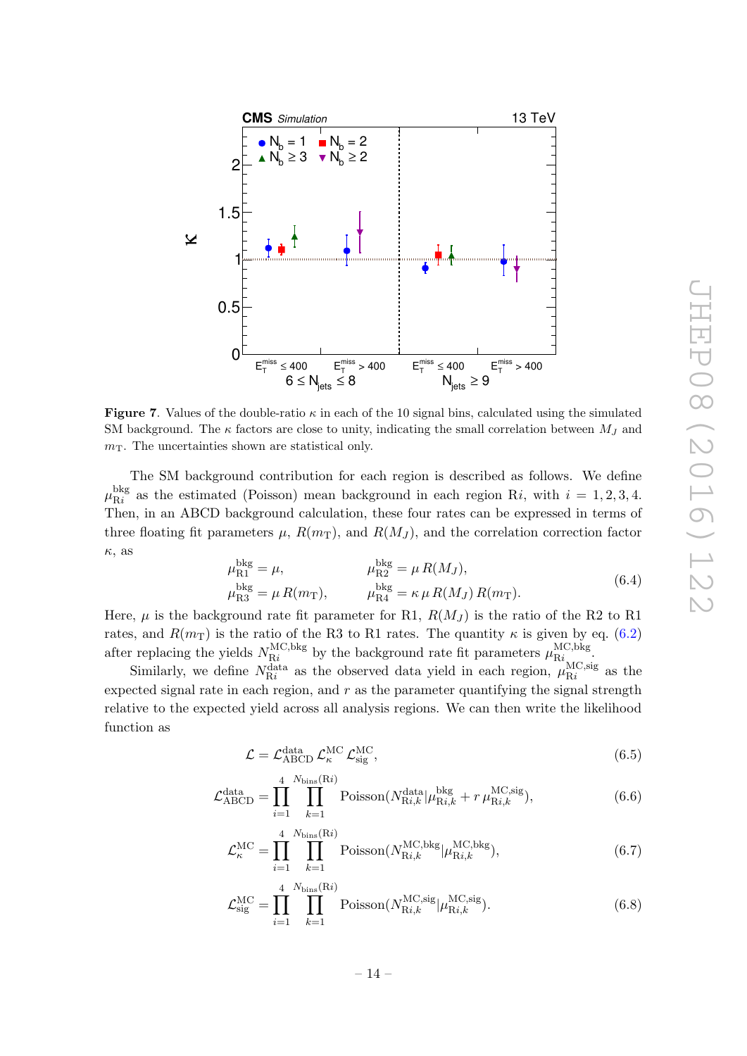**Figure 7**. Values of the double-ratio $\kappa$ in each of the 10 signal bins, calculated using the simulated SM background. The $\kappa$ factors are close to unity, indicating the small correlation between $M_J$ and $m_T$. The uncertainties shown are statistical only.

The SM background contribution for each region is described as follows. We define $\mu_{\mathrm{R}i}^{\mathrm{bkg}}$ as the estimated (Poisson) mean background in each region R$i$, with $i = 1, 2, 3, 4$. Then, in an ABCD background calculation, these four rates can be expressed in terms of three floating fit parameters $\mu$, $R(m_{\mathrm{T}})$, and $R(M_J)$, and the correlation correction factor $\kappa$, as

$$\mu_{\mathrm{R1}}^{\mathrm{bkg}} = \mu, \qquad \mu_{\mathrm{R2}}^{\mathrm{bkg}} = \mu\, R(M_J),$$
$$\mu_{\mathrm{R3}}^{\mathrm{bkg}} = \mu\, R(m_{\mathrm{T}}), \qquad \mu_{\mathrm{R4}}^{\mathrm{bkg}} = \kappa\, \mu\, R(M_J)\, R(m_{\mathrm{T}}). \tag{6.4}$$

Here, $\mu$ is the background rate fit parameter for R1, $R(M_J)$ is the ratio of the R2 to R1 rates, and $R(m_{\mathrm{T}})$ is the ratio of the R3 to R1 rates. The quantity $\kappa$ is given by eq. (6.2) after replacing the yields $N_{\mathrm{R}i}^{\mathrm{MC,bkg}}$ by the background rate fit parameters $\mu_{\mathrm{R}i}^{\mathrm{MC,bkg}}$.

Similarly, we define $N_{\mathrm{R}i}^{\mathrm{data}}$ as the observed data yield in each region, $\mu_{\mathrm{R}i}^{\mathrm{MC,sig}}$ as the expected signal rate in each region, and $r$ as the parameter quantifying the signal strength relative to the expected yield across all analysis regions. We can then write the likelihood function as

$$\mathcal{L} = \mathcal{L}_{\mathrm{ABCD}}^{\mathrm{data}}\, \mathcal{L}_{\kappa}^{\mathrm{MC}}\, \mathcal{L}_{\mathrm{sig}}^{\mathrm{MC}}, \tag{6.5}$$

$$\mathcal{L}_{\mathrm{ABCD}}^{\mathrm{data}} = \prod_{i=1}^{4} \prod_{k=1}^{N_{\mathrm{bins}}(\mathrm{R}i)} \mathrm{Poisson}(N_{\mathrm{R}i,k}^{\mathrm{data}} | \mu_{\mathrm{R}i,k}^{\mathrm{bkg}} + r\, \mu_{\mathrm{R}i,k}^{\mathrm{MC,sig}}), \tag{6.6}$$

$$\mathcal{L}_{\kappa}^{\mathrm{MC}} = \prod_{i=1}^{4} \prod_{k=1}^{N_{\mathrm{bins}}(\mathrm{R}i)} \mathrm{Poisson}(N_{\mathrm{R}i,k}^{\mathrm{MC,bkg}} | \mu_{\mathrm{R}i,k}^{\mathrm{MC,bkg}}), \tag{6.7}$$

$$\mathcal{L}_{\mathrm{sig}}^{\mathrm{MC}} = \prod_{i=1}^{4} \prod_{k=1}^{N_{\mathrm{bins}}(\mathrm{R}i)} \mathrm{Poisson}(N_{\mathrm{R}i,k}^{\mathrm{MC,sig}} | \mu_{\mathrm{R}i,k}^{\mathrm{MC,sig}}). \tag{6.8}$$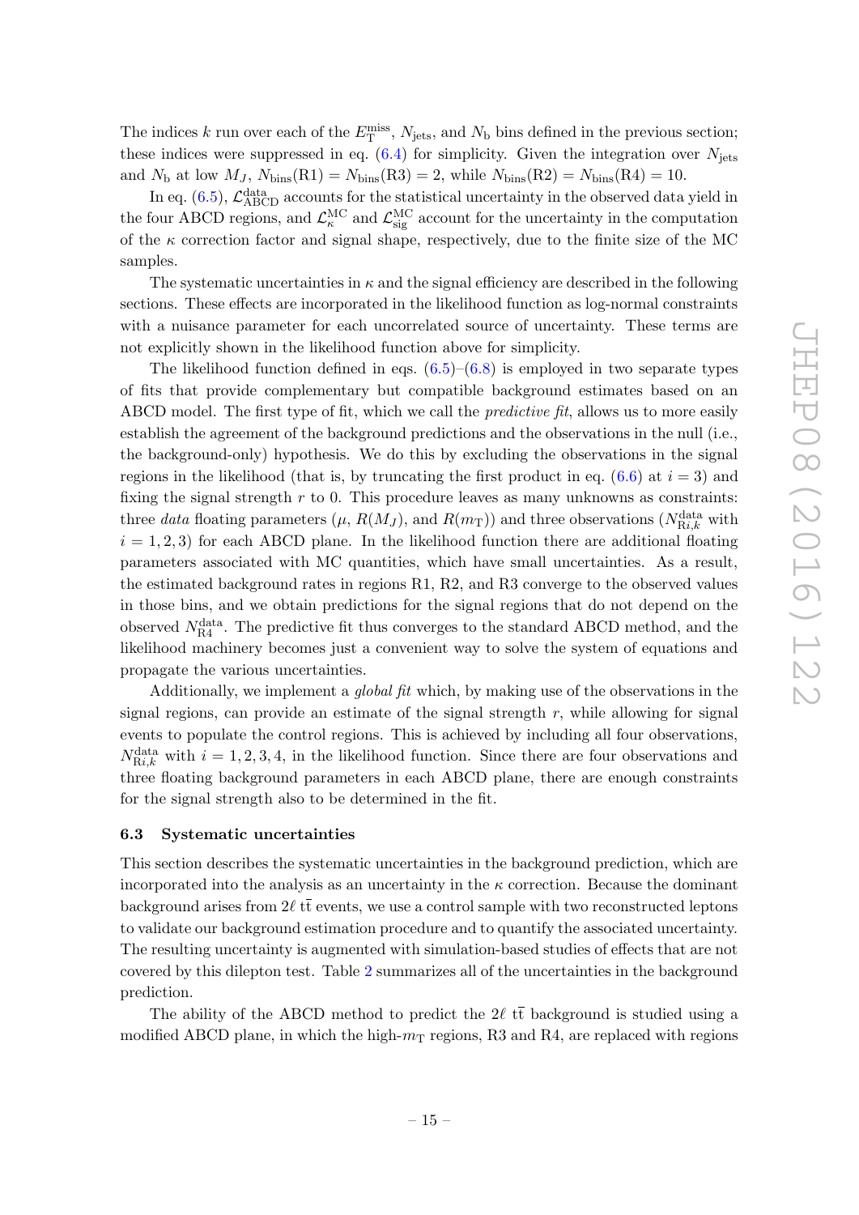The indices $k$ run over each of the $E_{\mathrm{T}}^{\mathrm{miss}}$, $N_{\mathrm{jets}}$, and $N_{\mathrm{b}}$ bins defined in the previous section; these indices were suppressed in eq. (6.4) for simplicity. Given the integration over $N_{\mathrm{jets}}$ and $N_{\mathrm{b}}$ at low $M_J$, $N_{\mathrm{bins}}(\mathrm{R1}) = N_{\mathrm{bins}}(\mathrm{R3}) = 2$, while $N_{\mathrm{bins}}(\mathrm{R2}) = N_{\mathrm{bins}}(\mathrm{R4}) = 10$.

In eq. (6.5), $\mathcal{L}_{\mathrm{ABCD}}^{\mathrm{data}}$ accounts for the statistical uncertainty in the observed data yield in the four ABCD regions, and $\mathcal{L}_{\kappa}^{\mathrm{MC}}$ and $\mathcal{L}_{\mathrm{sig}}^{\mathrm{MC}}$ account for the uncertainty in the computation of the $\kappa$ correction factor and signal shape, respectively, due to the finite size of the MC samples.

The systematic uncertainties in $\kappa$ and the signal efficiency are described in the following sections. These effects are incorporated in the likelihood function as log-normal constraints with a nuisance parameter for each uncorrelated source of uncertainty. These terms are not explicitly shown in the likelihood function above for simplicity.

The likelihood function defined in eqs. (6.5)–(6.8) is employed in two separate types of fits that provide complementary but compatible background estimates based on an ABCD model. The first type of fit, which we call the *predictive fit*, allows us to more easily establish the agreement of the background predictions and the observations in the null (i.e., the background-only) hypothesis. We do this by excluding the observations in the signal regions in the likelihood (that is, by truncating the first product in eq. (6.6) at $i = 3$) and fixing the signal strength $r$ to 0. This procedure leaves as many unknowns as constraints: three *data* floating parameters ($\mu$, $R(M_J)$, and $R(m_{\mathrm{T}})$) and three observations ($N_{\mathrm{R}i,k}^{\mathrm{data}}$ with $i = 1, 2, 3$) for each ABCD plane. In the likelihood function there are additional floating parameters associated with MC quantities, which have small uncertainties. As a result, the estimated background rates in regions R1, R2, and R3 converge to the observed values in those bins, and we obtain predictions for the signal regions that do not depend on the observed $N_{\mathrm{R4}}^{\mathrm{data}}$. The predictive fit thus converges to the standard ABCD method, and the likelihood machinery becomes just a convenient way to solve the system of equations and propagate the various uncertainties.

Additionally, we implement a *global fit* which, by making use of the observations in the signal regions, can provide an estimate of the signal strength $r$, while allowing for signal events to populate the control regions. This is achieved by including all four observations, $N_{\mathrm{R}i,k}^{\mathrm{data}}$ with $i = 1, 2, 3, 4$, in the likelihood function. Since there are four observations and three floating background parameters in each ABCD plane, there are enough constraints for the signal strength also to be determined in the fit.

### 6.3 Systematic uncertainties

This section describes the systematic uncertainties in the background prediction, which are incorporated into the analysis as an uncertainty in the $\kappa$ correction. Because the dominant background arises from $2\ell$ $\mathrm{t\bar{t}}$ events, we use a control sample with two reconstructed leptons to validate our background estimation procedure and to quantify the associated uncertainty. The resulting uncertainty is augmented with simulation-based studies of effects that are not covered by this dilepton test. Table 2 summarizes all of the uncertainties in the background prediction.

The ability of the ABCD method to predict the $2\ell$ $\mathrm{t\bar{t}}$ background is studied using a modified ABCD plane, in which the high-$m_{\mathrm{T}}$ regions, R3 and R4, are replaced with regions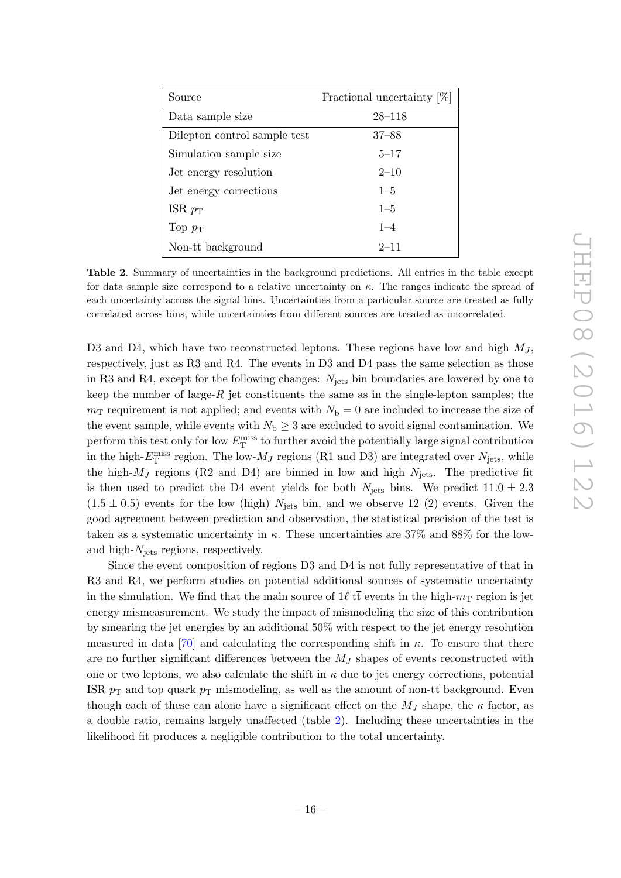| Source | Fractional uncertainty [%] |
|---|---|
| Data sample size | 28–118 |
| Dilepton control sample test | 37–88 |
| Simulation sample size | 5–17 |
| Jet energy resolution | 2–10 |
| Jet energy corrections | 1–5 |
| ISR $p_{\mathrm{T}}$ | 1–5 |
| Top $p_{\mathrm{T}}$ | 1–4 |
| Non-$\mathrm{t\bar{t}}$ background | 2–11 |

**Table 2**. Summary of uncertainties in the background predictions. All entries in the table except for data sample size correspond to a relative uncertainty on $\kappa$. The ranges indicate the spread of each uncertainty across the signal bins. Uncertainties from a particular source are treated as fully correlated across bins, while uncertainties from different sources are treated as uncorrelated.

D3 and D4, which have two reconstructed leptons. These regions have low and high $M_J$, respectively, just as R3 and R4. The events in D3 and D4 pass the same selection as those in R3 and R4, except for the following changes: $N_{\mathrm{jets}}$ bin boundaries are lowered by one to keep the number of large-$R$ jet constituents the same as in the single-lepton samples; the $m_{\mathrm{T}}$ requirement is not applied; and events with $N_{\mathrm{b}} = 0$ are included to increase the size of the event sample, while events with $N_{\mathrm{b}} \geq 3$ are excluded to avoid signal contamination. We perform this test only for low $E_{\mathrm{T}}^{\mathrm{miss}}$ to further avoid the potentially large signal contribution in the high-$E_{\mathrm{T}}^{\mathrm{miss}}$ region. The low-$M_J$ regions (R1 and D3) are integrated over $N_{\mathrm{jets}}$, while the high-$M_J$ regions (R2 and D4) are binned in low and high $N_{\mathrm{jets}}$. The predictive fit is then used to predict the D4 event yields for both $N_{\mathrm{jets}}$ bins. We predict $11.0 \pm 2.3$ ($1.5 \pm 0.5$) events for the low (high) $N_{\mathrm{jets}}$ bin, and we observe 12 (2) events. Given the good agreement between prediction and observation, the statistical precision of the test is taken as a systematic uncertainty in $\kappa$. These uncertainties are 37% and 88% for the low- and high-$N_{\mathrm{jets}}$ regions, respectively.

Since the event composition of regions D3 and D4 is not fully representative of that in R3 and R4, we perform studies on potential additional sources of systematic uncertainty in the simulation. We find that the main source of $1\ell$ $\mathrm{t\bar{t}}$ events in the high-$m_{\mathrm{T}}$ region is jet energy mismeasurement. We study the impact of mismodeling the size of this contribution by smearing the jet energies by an additional 50% with respect to the jet energy resolution measured in data [70] and calculating the corresponding shift in $\kappa$. To ensure that there are no further significant differences between the $M_J$ shapes of events reconstructed with one or two leptons, we also calculate the shift in $\kappa$ due to jet energy corrections, potential ISR $p_{\mathrm{T}}$ and top quark $p_{\mathrm{T}}$ mismodeling, as well as the amount of non-$\mathrm{t\bar{t}}$ background. Even though each of these can alone have a significant effect on the $M_J$ shape, the $\kappa$ factor, as a double ratio, remains largely unaffected (table 2). Including these uncertainties in the likelihood fit produces a negligible contribution to the total uncertainty.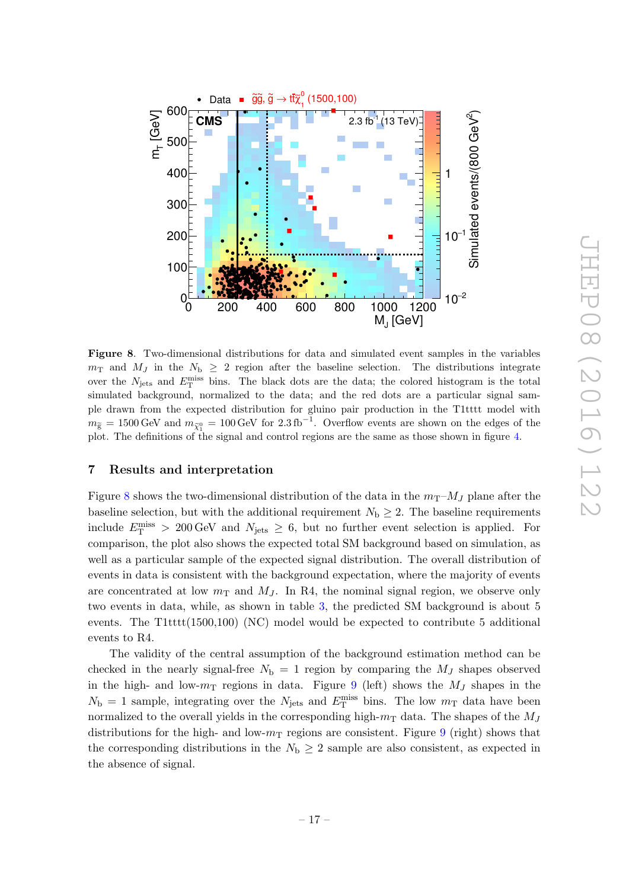**Figure 8**. Two-dimensional distributions for data and simulated event samples in the variables $m_T$ and $M_J$ in the $N_b \geq 2$ region after the baseline selection. The distributions integrate over the $N_{jets}$ and $E_T^{miss}$ bins. The black dots are the data; the colored histogram is the total simulated background, normalized to the data; and the red dots are a particular signal sample drawn from the expected distribution for gluino pair production in the T1tttt model with $m_{\tilde{g}} = 1500\,\text{GeV}$ and $m_{\tilde{\chi}_1^0} = 100\,\text{GeV}$ for $2.3\,\text{fb}^{-1}$. Overflow events are shown on the edges of the plot. The definitions of the signal and control regions are the same as those shown in figure 4.

## 7 Results and interpretation

Figure 8 shows the two-dimensional distribution of the data in the $m_T$–$M_J$ plane after the baseline selection, but with the additional requirement $N_b \geq 2$. The baseline requirements include $E_T^{miss} > 200\,\text{GeV}$ and $N_{jets} \geq 6$, but no further event selection is applied. For comparison, the plot also shows the expected total SM background based on simulation, as well as a particular sample of the expected signal distribution. The overall distribution of events in data is consistent with the background expectation, where the majority of events are concentrated at low $m_T$ and $M_J$. In R4, the nominal signal region, we observe only two events in data, while, as shown in table 3, the predicted SM background is about 5 events. The T1tttt(1500,100) (NC) model would be expected to contribute 5 additional events to R4.

The validity of the central assumption of the background estimation method can be checked in the nearly signal-free $N_b = 1$ region by comparing the $M_J$ shapes observed in the high- and low-$m_T$ regions in data. Figure 9 (left) shows the $M_J$ shapes in the $N_b = 1$ sample, integrating over the $N_{jets}$ and $E_T^{miss}$ bins. The low $m_T$ data have been normalized to the overall yields in the corresponding high-$m_T$ data. The shapes of the $M_J$ distributions for the high- and low-$m_T$ regions are consistent. Figure 9 (right) shows that the corresponding distributions in the $N_b \geq 2$ sample are also consistent, as expected in the absence of signal.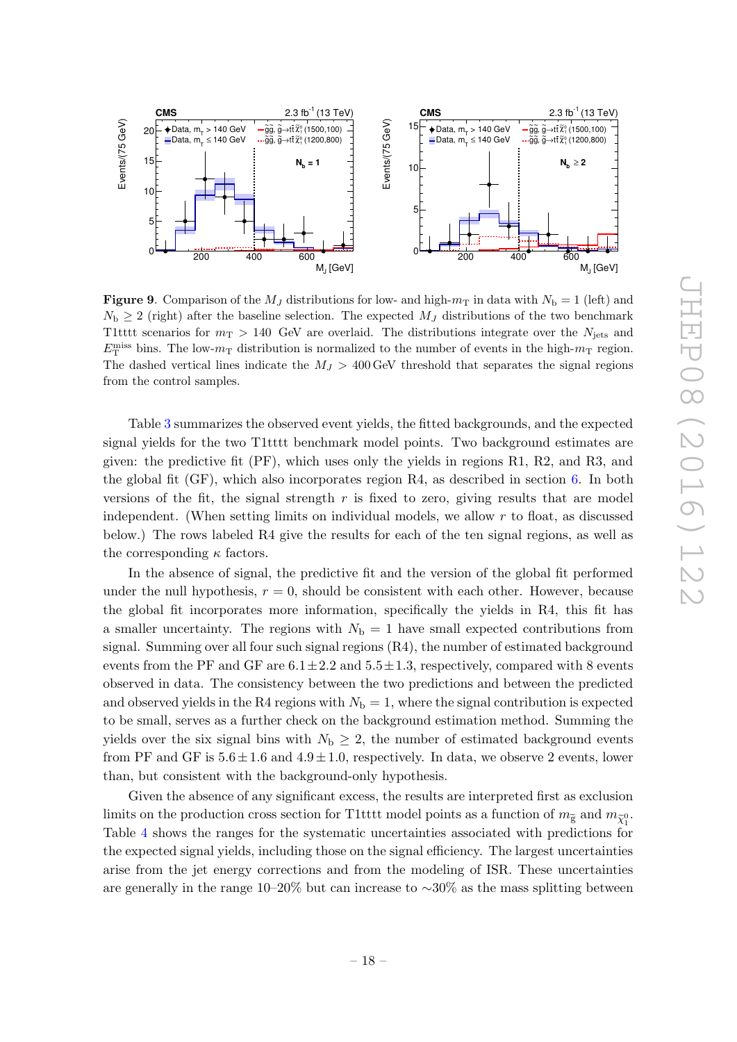**Figure 9**. Comparison of the $M_J$ distributions for low- and high-$m_T$ in data with $N_b = 1$ (left) and $N_b \geq 2$ (right) after the baseline selection. The expected $M_J$ distributions of the two benchmark T1tttt scenarios for $m_T > 140$ GeV are overlaid. The distributions integrate over the $N_{\text{jets}}$ and $E_T^{\text{miss}}$ bins. The low-$m_T$ distribution is normalized to the number of events in the high-$m_T$ region. The dashed vertical lines indicate the $M_J > 400$ GeV threshold that separates the signal regions from the control samples.

Table 3 summarizes the observed event yields, the fitted backgrounds, and the expected signal yields for the two T1tttt benchmark model points. Two background estimates are given: the predictive fit (PF), which uses only the yields in regions R1, R2, and R3, and the global fit (GF), which also incorporates region R4, as described in section 6. In both versions of the fit, the signal strength $r$ is fixed to zero, giving results that are model independent. (When setting limits on individual models, we allow $r$ to float, as discussed below.) The rows labeled R4 give the results for each of the ten signal regions, as well as the corresponding $\kappa$ factors.

In the absence of signal, the predictive fit and the version of the global fit performed under the null hypothesis, $r = 0$, should be consistent with each other. However, because the global fit incorporates more information, specifically the yields in R4, this fit has a smaller uncertainty. The regions with $N_b = 1$ have small expected contributions from signal. Summing over all four such signal regions (R4), the number of estimated background events from the PF and GF are $6.1 \pm 2.2$ and $5.5 \pm 1.3$, respectively, compared with 8 events observed in data. The consistency between the two predictions and between the predicted and observed yields in the R4 regions with $N_b = 1$, where the signal contribution is expected to be small, serves as a further check on the background estimation method. Summing the yields over the six signal bins with $N_b \geq 2$, the number of estimated background events from PF and GF is $5.6 \pm 1.6$ and $4.9 \pm 1.0$, respectively. In data, we observe 2 events, lower than, but consistent with the background-only hypothesis.

Given the absence of any significant excess, the results are interpreted first as exclusion limits on the production cross section for T1tttt model points as a function of $m_{\tilde{g}}$ and $m_{\tilde{\chi}_1^0}$. Table 4 shows the ranges for the systematic uncertainties associated with predictions for the expected signal yields, including those on the signal efficiency. The largest uncertainties arise from the jet energy corrections and from the modeling of ISR. These uncertainties are generally in the range 10–20% but can increase to $\sim$30% as the mass splitting between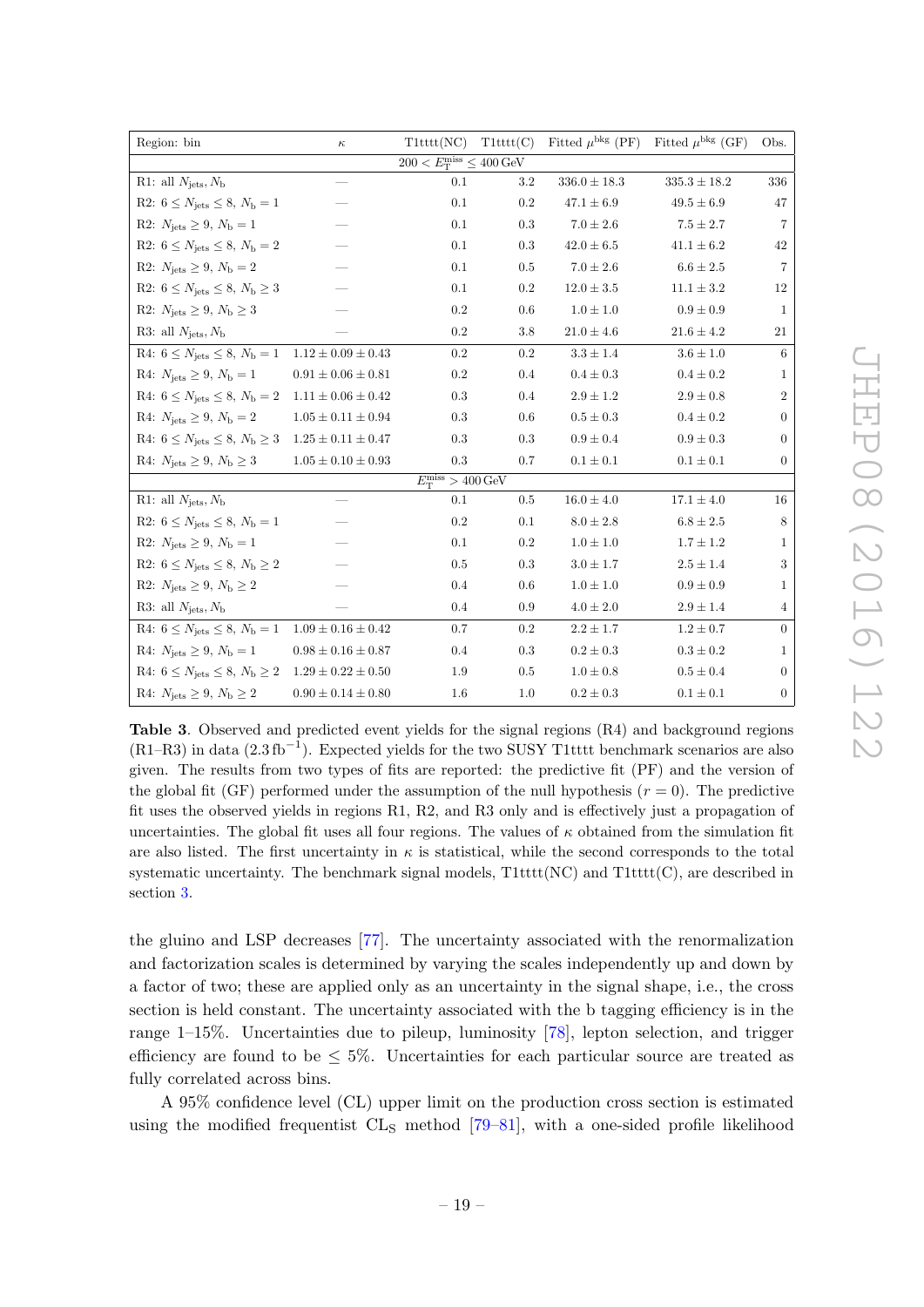| Region: bin | $\kappa$ | T1tttt(NC) | T1tttt(C) | Fitted $\mu^{\rm bkg}$ (PF) | Fitted $\mu^{\rm bkg}$ (GF) | Obs. |
|---|---|---|---|---|---|---|
| $200 < E_{\rm T}^{\rm miss} \leq 400\,{\rm GeV}$ | | | | | | |
| R1: all $N_{\rm jets}, N_{\rm b}$ | — | 0.1 | 3.2 | $336.0 \pm 18.3$ | $335.3 \pm 18.2$ | 336 |
| R2: $6 \leq N_{\rm jets} \leq 8$, $N_{\rm b} = 1$ | — | 0.1 | 0.2 | $47.1 \pm 6.9$ | $49.5 \pm 6.9$ | 47 |
| R2: $N_{\rm jets} \geq 9$, $N_{\rm b} = 1$ | — | 0.1 | 0.3 | $7.0 \pm 2.6$ | $7.5 \pm 2.7$ | 7 |
| R2: $6 \leq N_{\rm jets} \leq 8$, $N_{\rm b} = 2$ | — | 0.1 | 0.3 | $42.0 \pm 6.5$ | $41.1 \pm 6.2$ | 42 |
| R2: $N_{\rm jets} \geq 9$, $N_{\rm b} = 2$ | — | 0.1 | 0.5 | $7.0 \pm 2.6$ | $6.6 \pm 2.5$ | 7 |
| R2: $6 \leq N_{\rm jets} \leq 8$, $N_{\rm b} \geq 3$ | — | 0.1 | 0.2 | $12.0 \pm 3.5$ | $11.1 \pm 3.2$ | 12 |
| R2: $N_{\rm jets} \geq 9$, $N_{\rm b} \geq 3$ | — | 0.2 | 0.6 | $1.0 \pm 1.0$ | $0.9 \pm 0.9$ | 1 |
| R3: all $N_{\rm jets}, N_{\rm b}$ | — | 0.2 | 3.8 | $21.0 \pm 4.6$ | $21.6 \pm 4.2$ | 21 |
| R4: $6 \leq N_{\rm jets} \leq 8$, $N_{\rm b} = 1$ | $1.12 \pm 0.09 \pm 0.43$ | 0.2 | 0.2 | $3.3 \pm 1.4$ | $3.6 \pm 1.0$ | 6 |
| R4: $N_{\rm jets} \geq 9$, $N_{\rm b} = 1$ | $0.91 \pm 0.06 \pm 0.81$ | 0.2 | 0.4 | $0.4 \pm 0.3$ | $0.4 \pm 0.2$ | 1 |
| R4: $6 \leq N_{\rm jets} \leq 8$, $N_{\rm b} = 2$ | $1.11 \pm 0.06 \pm 0.42$ | 0.3 | 0.4 | $2.9 \pm 1.2$ | $2.9 \pm 0.8$ | 2 |
| R4: $N_{\rm jets} \geq 9$, $N_{\rm b} = 2$ | $1.05 \pm 0.11 \pm 0.94$ | 0.3 | 0.6 | $0.5 \pm 0.3$ | $0.4 \pm 0.2$ | 0 |
| R4: $6 \leq N_{\rm jets} \leq 8$, $N_{\rm b} \geq 3$ | $1.25 \pm 0.11 \pm 0.47$ | 0.3 | 0.3 | $0.9 \pm 0.4$ | $0.9 \pm 0.3$ | 0 |
| R4: $N_{\rm jets} \geq 9$, $N_{\rm b} \geq 3$ | $1.05 \pm 0.10 \pm 0.93$ | 0.3 | 0.7 | $0.1 \pm 0.1$ | $0.1 \pm 0.1$ | 0 |
| $E_{\rm T}^{\rm miss} > 400\,{\rm GeV}$ | | | | | | |
| R1: all $N_{\rm jets}, N_{\rm b}$ | — | 0.1 | 0.5 | $16.0 \pm 4.0$ | $17.1 \pm 4.0$ | 16 |
| R2: $6 \leq N_{\rm jets} \leq 8$, $N_{\rm b} = 1$ | — | 0.2 | 0.1 | $8.0 \pm 2.8$ | $6.8 \pm 2.5$ | 8 |
| R2: $N_{\rm jets} \geq 9$, $N_{\rm b} = 1$ | — | 0.1 | 0.2 | $1.0 \pm 1.0$ | $1.7 \pm 1.2$ | 1 |
| R2: $6 \leq N_{\rm jets} \leq 8$, $N_{\rm b} \geq 2$ | — | 0.5 | 0.3 | $3.0 \pm 1.7$ | $2.5 \pm 1.4$ | 3 |
| R2: $N_{\rm jets} \geq 9$, $N_{\rm b} \geq 2$ | — | 0.4 | 0.6 | $1.0 \pm 1.0$ | $0.9 \pm 0.9$ | 1 |
| R3: all $N_{\rm jets}, N_{\rm b}$ | — | 0.4 | 0.9 | $4.0 \pm 2.0$ | $2.9 \pm 1.4$ | 4 |
| R4: $6 \leq N_{\rm jets} \leq 8$, $N_{\rm b} = 1$ | $1.09 \pm 0.16 \pm 0.42$ | 0.7 | 0.2 | $2.2 \pm 1.7$ | $1.2 \pm 0.7$ | 0 |
| R4: $N_{\rm jets} \geq 9$, $N_{\rm b} = 1$ | $0.98 \pm 0.16 \pm 0.87$ | 0.4 | 0.3 | $0.2 \pm 0.3$ | $0.3 \pm 0.2$ | 1 |
| R4: $6 \leq N_{\rm jets} \leq 8$, $N_{\rm b} \geq 2$ | $1.29 \pm 0.22 \pm 0.50$ | 1.9 | 0.5 | $1.0 \pm 0.8$ | $0.5 \pm 0.4$ | 0 |
| R4: $N_{\rm jets} \geq 9$, $N_{\rm b} \geq 2$ | $0.90 \pm 0.14 \pm 0.80$ | 1.6 | 1.0 | $0.2 \pm 0.3$ | $0.1 \pm 0.1$ | 0 |

**Table 3**. Observed and predicted event yields for the signal regions (R4) and background regions (R1–R3) in data ($2.3\,{\rm fb}^{-1}$). Expected yields for the two SUSY T1tttt benchmark scenarios are also given. The results from two types of fits are reported: the predictive fit (PF) and the version of the global fit (GF) performed under the assumption of the null hypothesis ($r = 0$). The predictive fit uses the observed yields in regions R1, R2, and R3 only and is effectively just a propagation of uncertainties. The global fit uses all four regions. The values of $\kappa$ obtained from the simulation fit are also listed. The first uncertainty in $\kappa$ is statistical, while the second corresponds to the total systematic uncertainty. The benchmark signal models, T1tttt(NC) and T1tttt(C), are described in section 3.

the gluino and LSP decreases [77]. The uncertainty associated with the renormalization and factorization scales is determined by varying the scales independently up and down by a factor of two; these are applied only as an uncertainty in the signal shape, i.e., the cross section is held constant. The uncertainty associated with the b tagging efficiency is in the range 1–15%. Uncertainties due to pileup, luminosity [78], lepton selection, and trigger efficiency are found to be $\leq 5\%$. Uncertainties for each particular source are treated as fully correlated across bins.

A 95% confidence level (CL) upper limit on the production cross section is estimated using the modified frequentist $\rm CL_S$ method [79–81], with a one-sided profile likelihood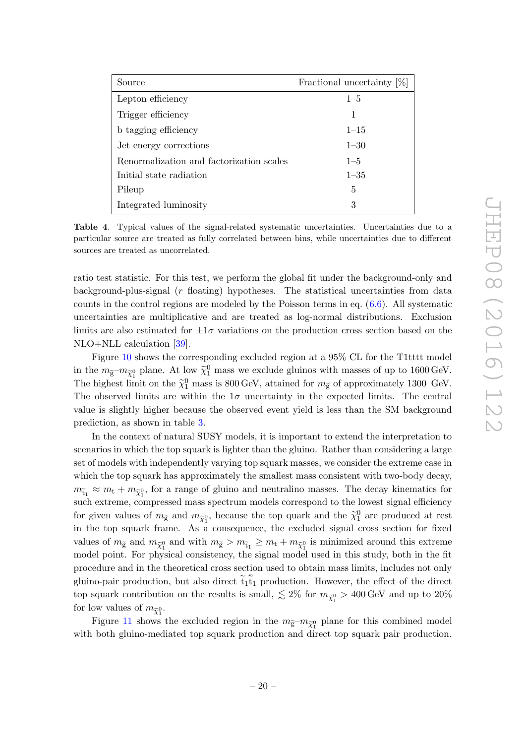| Source | Fractional uncertainty [%] |
|---|---|
| Lepton efficiency | 1–5 |
| Trigger efficiency | 1 |
| b tagging efficiency | 1–15 |
| Jet energy corrections | 1–30 |
| Renormalization and factorization scales | 1–5 |
| Initial state radiation | 1–35 |
| Pileup | 5 |
| Integrated luminosity | 3 |

**Table 4**. Typical values of the signal-related systematic uncertainties. Uncertainties due to a particular source are treated as fully correlated between bins, while uncertainties due to different sources are treated as uncorrelated.

ratio test statistic. For this test, we perform the global fit under the background-only and background-plus-signal ($r$ floating) hypotheses. The statistical uncertainties from data counts in the control regions are modeled by the Poisson terms in eq. (6.6). All systematic uncertainties are multiplicative and are treated as log-normal distributions. Exclusion limits are also estimated for $\pm 1\sigma$ variations on the production cross section based on the NLO+NLL calculation [39].

Figure 10 shows the corresponding excluded region at a 95% CL for the T1tttt model in the $m_{\widetilde{\mathrm{g}}}$–$m_{\widetilde{\chi}^0_1}$ plane. At low $\widetilde{\chi}^0_1$ mass we exclude gluinos with masses of up to 1600 GeV. The highest limit on the $\widetilde{\chi}^0_1$ mass is 800 GeV, attained for $m_{\widetilde{\mathrm{g}}}$ of approximately 1300 GeV. The observed limits are within the $1\sigma$ uncertainty in the expected limits. The central value is slightly higher because the observed event yield is less than the SM background prediction, as shown in table 3.

In the context of natural SUSY models, it is important to extend the interpretation to scenarios in which the top squark is lighter than the gluino. Rather than considering a large set of models with independently varying top squark masses, we consider the extreme case in which the top squark has approximately the smallest mass consistent with two-body decay, $m_{\widetilde{\mathrm{t}}_1} \approx m_{\mathrm{t}} + m_{\widetilde{\chi}^0_1}$, for a range of gluino and neutralino masses. The decay kinematics for such extreme, compressed mass spectrum models correspond to the lowest signal efficiency for given values of $m_{\widetilde{\mathrm{g}}}$ and $m_{\widetilde{\chi}^0_1}$, because the top quark and the $\widetilde{\chi}^0_1$ are produced at rest in the top squark frame. As a consequence, the excluded signal cross section for fixed values of $m_{\widetilde{\mathrm{g}}}$ and $m_{\widetilde{\chi}^0_1}$ and with $m_{\widetilde{\mathrm{g}}} > m_{\widetilde{\mathrm{t}}_1} \geq m_{\mathrm{t}} + m_{\widetilde{\chi}^0_1}$ is minimized around this extreme model point. For physical consistency, the signal model used in this study, both in the fit procedure and in the theoretical cross section used to obtain mass limits, includes not only gluino-pair production, but also direct $\widetilde{\mathrm{t}}_1\bar{\widetilde{\mathrm{t}}}_1$ production. However, the effect of the direct top squark contribution on the results is small, $\lesssim 2\%$ for $m_{\widetilde{\chi}^0_1} > 400$ GeV and up to 20% for low values of $m_{\widetilde{\chi}^0_1}$.

Figure 11 shows the excluded region in the $m_{\widetilde{\mathrm{g}}}$–$m_{\widetilde{\chi}^0_1}$ plane for this combined model with both gluino-mediated top squark production and direct top squark pair production.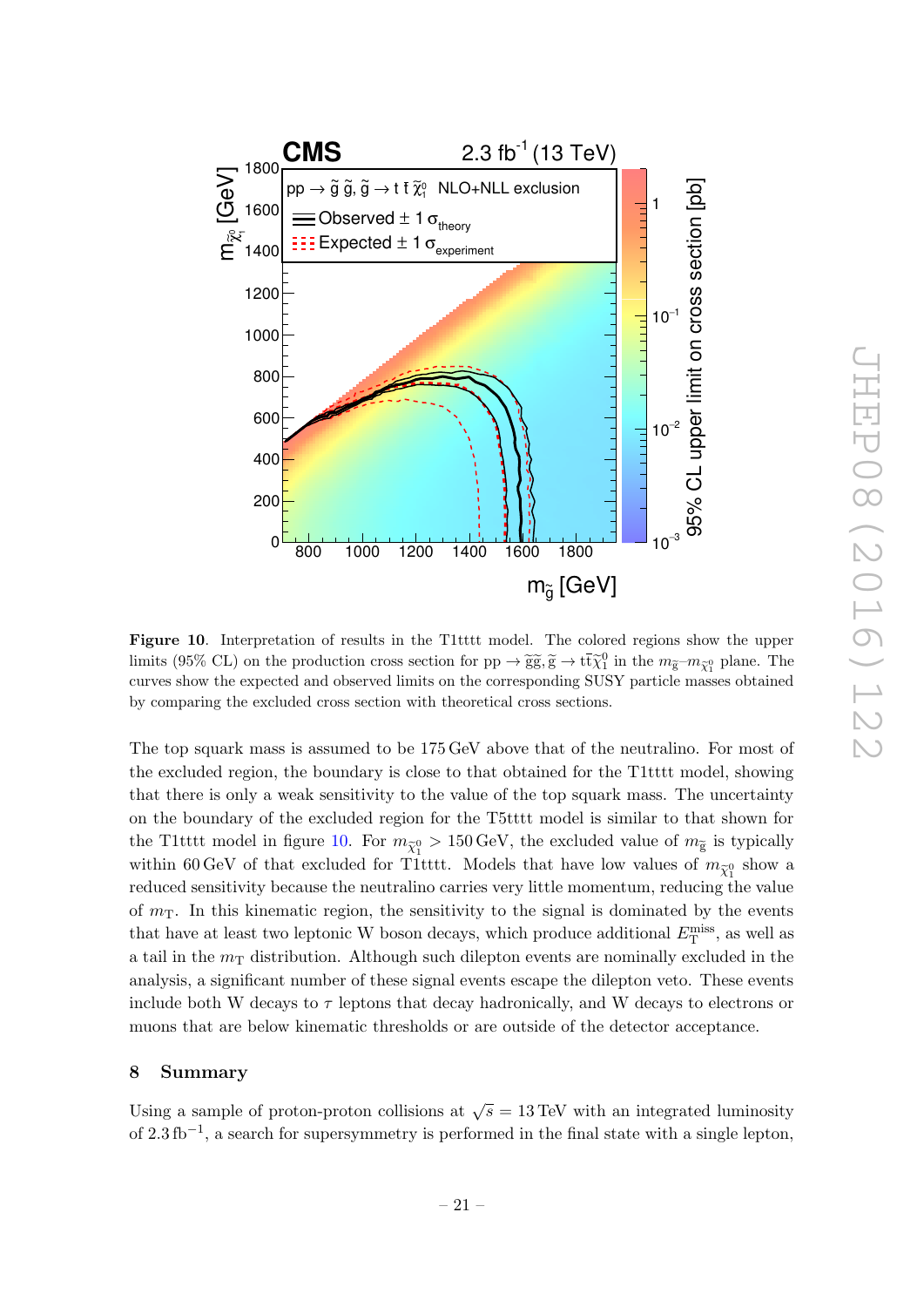**Figure 10**. Interpretation of results in the T1tttt model. The colored regions show the upper limits (95% CL) on the production cross section for $\mathrm{pp} \to \tilde{g}\tilde{g}, \tilde{g} \to t\bar{t}\tilde{\chi}_1^0$ in the $m_{\tilde{g}}$–$m_{\tilde{\chi}_1^0}$ plane. The curves show the expected and observed limits on the corresponding SUSY particle masses obtained by comparing the excluded cross section with theoretical cross sections.

The top squark mass is assumed to be 175 GeV above that of the neutralino. For most of the excluded region, the boundary is close to that obtained for the T1tttt model, showing that there is only a weak sensitivity to the value of the top squark mass. The uncertainty on the boundary of the excluded region for the T5tttt model is similar to that shown for the T1tttt model in figure 10. For $m_{\tilde{\chi}_1^0} > 150\,\mathrm{GeV}$, the excluded value of $m_{\tilde{g}}$ is typically within 60 GeV of that excluded for T1tttt. Models that have low values of $m_{\tilde{\chi}_1^0}$ show a reduced sensitivity because the neutralino carries very little momentum, reducing the value of $m_{\mathrm{T}}$. In this kinematic region, the sensitivity to the signal is dominated by the events that have at least two leptonic W boson decays, which produce additional $E_{\mathrm{T}}^{\mathrm{miss}}$, as well as a tail in the $m_{\mathrm{T}}$ distribution. Although such dilepton events are nominally excluded in the analysis, a significant number of these signal events escape the dilepton veto. These events include both W decays to $\tau$ leptons that decay hadronically, and W decays to electrons or muons that are below kinematic thresholds or are outside of the detector acceptance.

## 8 Summary

Using a sample of proton-proton collisions at $\sqrt{s} = 13\,\mathrm{TeV}$ with an integrated luminosity of $2.3\,\mathrm{fb}^{-1}$, a search for supersymmetry is performed in the final state with a single lepton,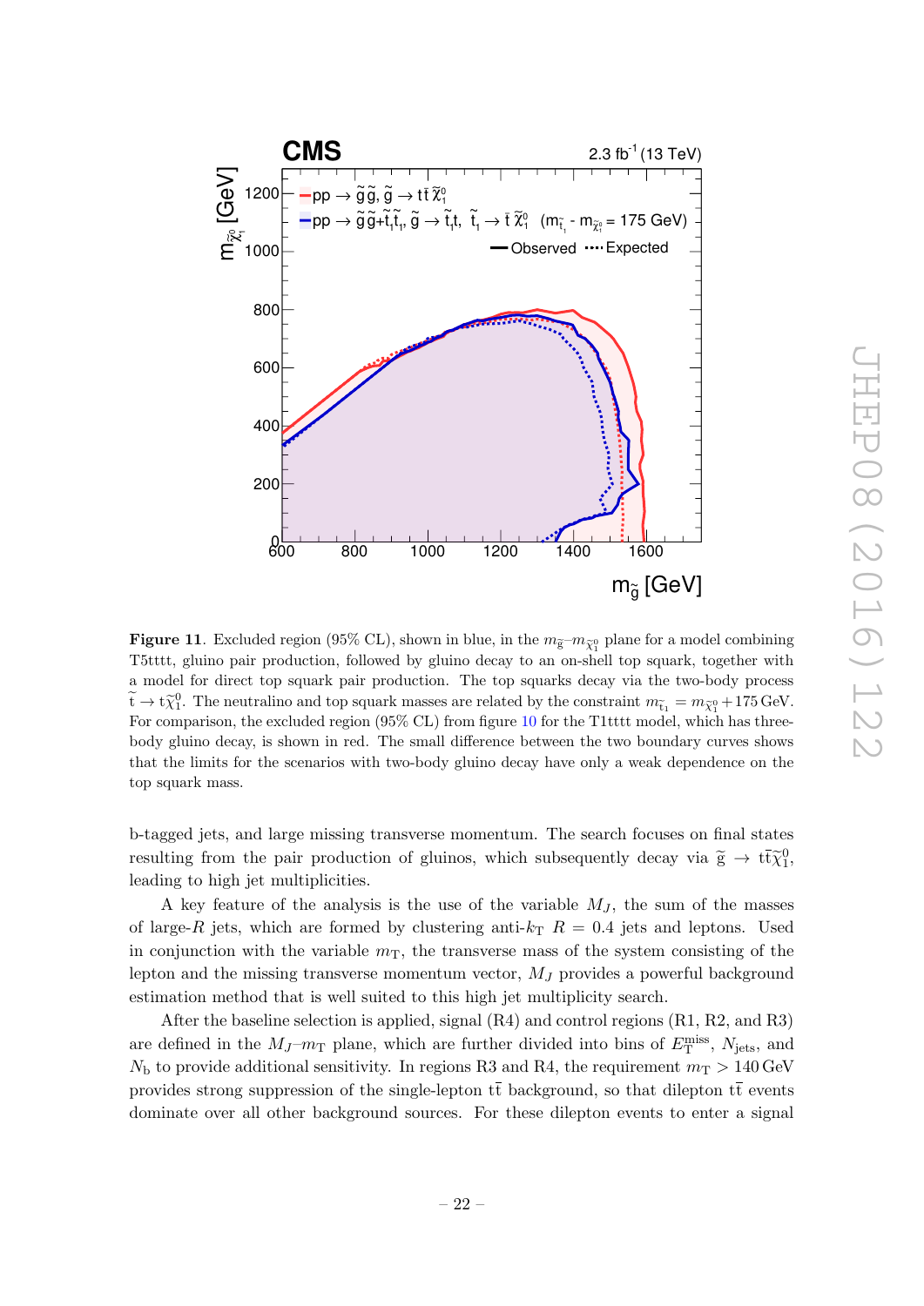**Figure 11**. Excluded region (95% CL), shown in blue, in the $m_{\widetilde{g}}$–$m_{\widetilde{\chi}^0_1}$ plane for a model combining T5tttt, gluino pair production, followed by gluino decay to an on-shell top squark, together with a model for direct top squark pair production. The top squarks decay via the two-body process $\widetilde{t} \to t\widetilde{\chi}^0_1$. The neutralino and top squark masses are related by the constraint $m_{\widetilde{t}_1} = m_{\widetilde{\chi}^0_1} + 175\,\mathrm{GeV}$. For comparison, the excluded region (95% CL) from figure 10 for the T1tttt model, which has three-body gluino decay, is shown in red. The small difference between the two boundary curves shows that the limits for the scenarios with two-body gluino decay have only a weak dependence on the top squark mass.

b-tagged jets, and large missing transverse momentum. The search focuses on final states resulting from the pair production of gluinos, which subsequently decay via $\widetilde{g} \to t\bar{t}\widetilde{\chi}^0_1$, leading to high jet multiplicities.

A key feature of the analysis is the use of the variable $M_J$, the sum of the masses of large-$R$ jets, which are formed by clustering anti-$k_{\mathrm{T}}$ $R = 0.4$ jets and leptons. Used in conjunction with the variable $m_{\mathrm{T}}$, the transverse mass of the system consisting of the lepton and the missing transverse momentum vector, $M_J$ provides a powerful background estimation method that is well suited to this high jet multiplicity search.

After the baseline selection is applied, signal (R4) and control regions (R1, R2, and R3) are defined in the $M_J$–$m_{\mathrm{T}}$ plane, which are further divided into bins of $E_{\mathrm{T}}^{\mathrm{miss}}$, $N_{\mathrm{jets}}$, and $N_{\mathrm{b}}$ to provide additional sensitivity. In regions R3 and R4, the requirement $m_{\mathrm{T}} > 140\,\mathrm{GeV}$ provides strong suppression of the single-lepton $t\bar{t}$ background, so that dilepton $t\bar{t}$ events dominate over all other background sources. For these dilepton events to enter a signal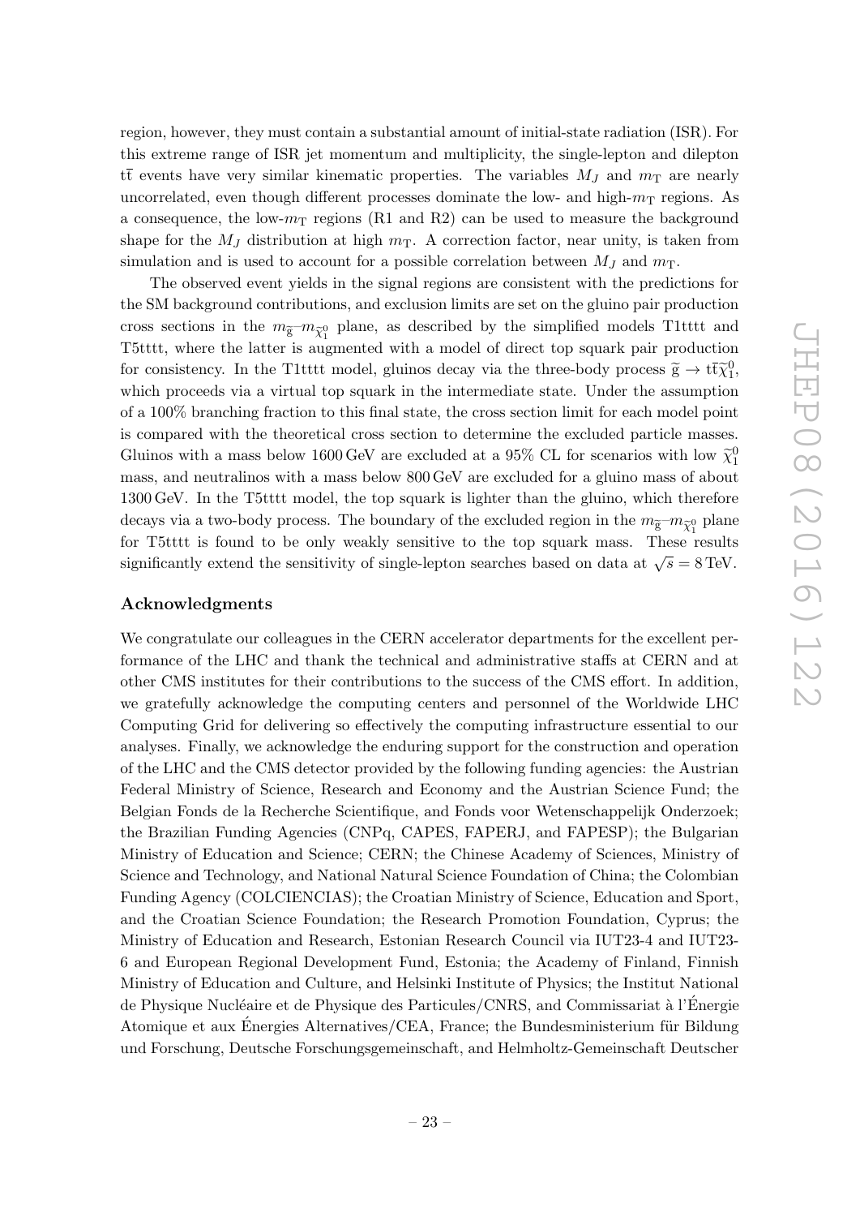region, however, they must contain a substantial amount of initial-state radiation (ISR). For this extreme range of ISR jet momentum and multiplicity, the single-lepton and dilepton $\mathrm{t\bar{t}}$ events have very similar kinematic properties. The variables $M_J$ and $m_\mathrm{T}$ are nearly uncorrelated, even though different processes dominate the low- and high-$m_\mathrm{T}$ regions. As a consequence, the low-$m_\mathrm{T}$ regions (R1 and R2) can be used to measure the background shape for the $M_J$ distribution at high $m_\mathrm{T}$. A correction factor, near unity, is taken from simulation and is used to account for a possible correlation between $M_J$ and $m_\mathrm{T}$.

The observed event yields in the signal regions are consistent with the predictions for the SM background contributions, and exclusion limits are set on the gluino pair production cross sections in the $m_{\widetilde{\mathrm{g}}}$–$m_{\widetilde{\chi}^0_1}$ plane, as described by the simplified models T1tttt and T5tttt, where the latter is augmented with a model of direct top squark pair production for consistency. In the T1tttt model, gluinos decay via the three-body process $\widetilde{\mathrm{g}} \to \mathrm{t\bar{t}}\widetilde{\chi}^0_1$, which proceeds via a virtual top squark in the intermediate state. Under the assumption of a 100% branching fraction to this final state, the cross section limit for each model point is compared with the theoretical cross section to determine the excluded particle masses. Gluinos with a mass below 1600 GeV are excluded at a 95% CL for scenarios with low $\widetilde{\chi}^0_1$ mass, and neutralinos with a mass below 800 GeV are excluded for a gluino mass of about 1300 GeV. In the T5tttt model, the top squark is lighter than the gluino, which therefore decays via a two-body process. The boundary of the excluded region in the $m_{\widetilde{\mathrm{g}}}$–$m_{\widetilde{\chi}^0_1}$ plane for T5tttt is found to be only weakly sensitive to the top squark mass. These results significantly extend the sensitivity of single-lepton searches based on data at $\sqrt{s} = 8\,\mathrm{TeV}$.

## Acknowledgments

We congratulate our colleagues in the CERN accelerator departments for the excellent performance of the LHC and thank the technical and administrative staffs at CERN and at other CMS institutes for their contributions to the success of the CMS effort. In addition, we gratefully acknowledge the computing centers and personnel of the Worldwide LHC Computing Grid for delivering so effectively the computing infrastructure essential to our analyses. Finally, we acknowledge the enduring support for the construction and operation of the LHC and the CMS detector provided by the following funding agencies: the Austrian Federal Ministry of Science, Research and Economy and the Austrian Science Fund; the Belgian Fonds de la Recherche Scientifique, and Fonds voor Wetenschappelijk Onderzoek; the Brazilian Funding Agencies (CNPq, CAPES, FAPERJ, and FAPESP); the Bulgarian Ministry of Education and Science; CERN; the Chinese Academy of Sciences, Ministry of Science and Technology, and National Natural Science Foundation of China; the Colombian Funding Agency (COLCIENCIAS); the Croatian Ministry of Science, Education and Sport, and the Croatian Science Foundation; the Research Promotion Foundation, Cyprus; the Ministry of Education and Research, Estonian Research Council via IUT23-4 and IUT23-6 and European Regional Development Fund, Estonia; the Academy of Finland, Finnish Ministry of Education and Culture, and Helsinki Institute of Physics; the Institut National de Physique Nucléaire et de Physique des Particules/CNRS, and Commissariat à l'Énergie Atomique et aux Énergies Alternatives/CEA, France; the Bundesministerium für Bildung und Forschung, Deutsche Forschungsgemeinschaft, and Helmholtz-Gemeinschaft Deutscher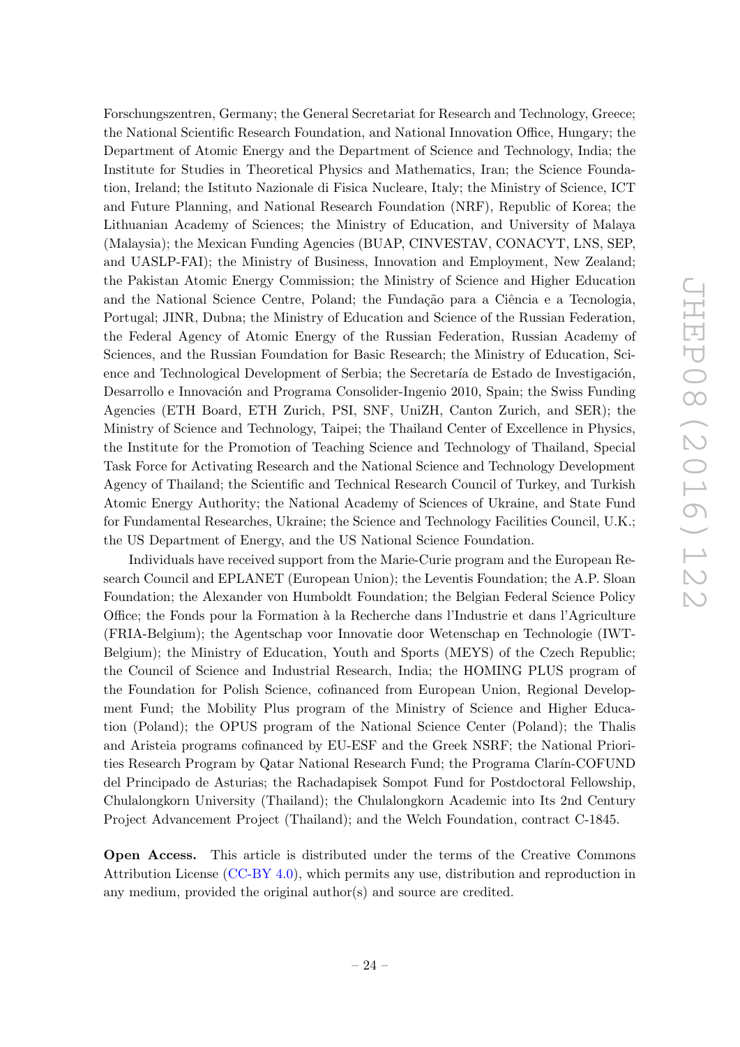Forschungszentren, Germany; the General Secretariat for Research and Technology, Greece; the National Scientific Research Foundation, and National Innovation Office, Hungary; the Department of Atomic Energy and the Department of Science and Technology, India; the Institute for Studies in Theoretical Physics and Mathematics, Iran; the Science Foundation, Ireland; the Istituto Nazionale di Fisica Nucleare, Italy; the Ministry of Science, ICT and Future Planning, and National Research Foundation (NRF), Republic of Korea; the Lithuanian Academy of Sciences; the Ministry of Education, and University of Malaya (Malaysia); the Mexican Funding Agencies (BUAP, CINVESTAV, CONACYT, LNS, SEP, and UASLP-FAI); the Ministry of Business, Innovation and Employment, New Zealand; the Pakistan Atomic Energy Commission; the Ministry of Science and Higher Education and the National Science Centre, Poland; the Fundação para a Ciência e a Tecnologia, Portugal; JINR, Dubna; the Ministry of Education and Science of the Russian Federation, the Federal Agency of Atomic Energy of the Russian Federation, Russian Academy of Sciences, and the Russian Foundation for Basic Research; the Ministry of Education, Science and Technological Development of Serbia; the Secretaría de Estado de Investigación, Desarrollo e Innovación and Programa Consolider-Ingenio 2010, Spain; the Swiss Funding Agencies (ETH Board, ETH Zurich, PSI, SNF, UniZH, Canton Zurich, and SER); the Ministry of Science and Technology, Taipei; the Thailand Center of Excellence in Physics, the Institute for the Promotion of Teaching Science and Technology of Thailand, Special Task Force for Activating Research and the National Science and Technology Development Agency of Thailand; the Scientific and Technical Research Council of Turkey, and Turkish Atomic Energy Authority; the National Academy of Sciences of Ukraine, and State Fund for Fundamental Researches, Ukraine; the Science and Technology Facilities Council, U.K.; the US Department of Energy, and the US National Science Foundation.

Individuals have received support from the Marie-Curie program and the European Research Council and EPLANET (European Union); the Leventis Foundation; the A.P. Sloan Foundation; the Alexander von Humboldt Foundation; the Belgian Federal Science Policy Office; the Fonds pour la Formation à la Recherche dans l'Industrie et dans l'Agriculture (FRIA-Belgium); the Agentschap voor Innovatie door Wetenschap en Technologie (IWT-Belgium); the Ministry of Education, Youth and Sports (MEYS) of the Czech Republic; the Council of Science and Industrial Research, India; the HOMING PLUS program of the Foundation for Polish Science, cofinanced from European Union, Regional Development Fund; the Mobility Plus program of the Ministry of Science and Higher Education (Poland); the OPUS program of the National Science Center (Poland); the Thalis and Aristeia programs cofinanced by EU-ESF and the Greek NSRF; the National Priorities Research Program by Qatar National Research Fund; the Programa Clarín-COFUND del Principado de Asturias; the Rachadapisek Sompot Fund for Postdoctoral Fellowship, Chulalongkorn University (Thailand); the Chulalongkorn Academic into Its 2nd Century Project Advancement Project (Thailand); and the Welch Foundation, contract C-1845.

**Open Access.** This article is distributed under the terms of the Creative Commons Attribution License (CC-BY 4.0), which permits any use, distribution and reproduction in any medium, provided the original author(s) and source are credited.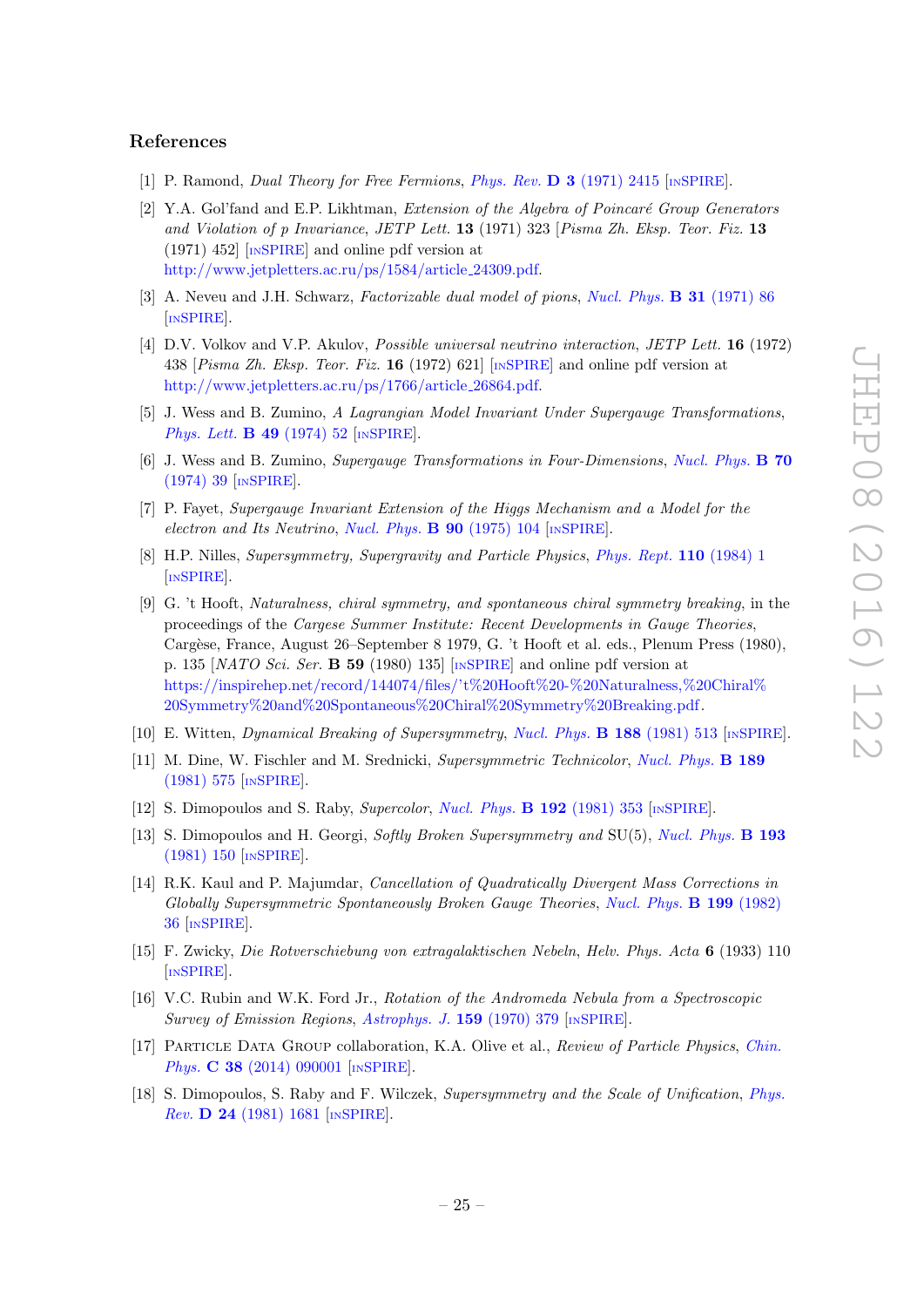## References

[1] P. Ramond, *Dual Theory for Free Fermions*, *Phys. Rev.* **D 3** (1971) 2415 [INSPIRE].

[2] Y.A. Gol'fand and E.P. Likhtman, *Extension of the Algebra of Poincaré Group Generators and Violation of p Invariance*, *JETP Lett.* **13** (1971) 323 [*Pisma Zh. Eksp. Teor. Fiz.* **13** (1971) 452] [INSPIRE] and online pdf version at http://www.jetpletters.ac.ru/ps/1584/article_24309.pdf.

[3] A. Neveu and J.H. Schwarz, *Factorizable dual model of pions*, *Nucl. Phys.* **B 31** (1971) 86 [INSPIRE].

[4] D.V. Volkov and V.P. Akulov, *Possible universal neutrino interaction*, *JETP Lett.* **16** (1972) 438 [*Pisma Zh. Eksp. Teor. Fiz.* **16** (1972) 621] [INSPIRE] and online pdf version at http://www.jetpletters.ac.ru/ps/1766/article_26864.pdf.

[5] J. Wess and B. Zumino, *A Lagrangian Model Invariant Under Supergauge Transformations*, *Phys. Lett.* **B 49** (1974) 52 [INSPIRE].

[6] J. Wess and B. Zumino, *Supergauge Transformations in Four-Dimensions*, *Nucl. Phys.* **B 70** (1974) 39 [INSPIRE].

[7] P. Fayet, *Supergauge Invariant Extension of the Higgs Mechanism and a Model for the electron and Its Neutrino*, *Nucl. Phys.* **B 90** (1975) 104 [INSPIRE].

[8] H.P. Nilles, *Supersymmetry, Supergravity and Particle Physics*, *Phys. Rept.* **110** (1984) 1 [INSPIRE].

[9] G. 't Hooft, *Naturalness, chiral symmetry, and spontaneous chiral symmetry breaking*, in the proceedings of the *Cargese Summer Institute: Recent Developments in Gauge Theories*, Cargèse, France, August 26–September 8 1979, G. 't Hooft et al. eds., Plenum Press (1980), p. 135 [*NATO Sci. Ser.* **B 59** (1980) 135] [INSPIRE] and online pdf version at https://inspirehep.net/record/144074/files/'t%20Hooft%20-%20Naturalness,%20Chiral%20Symmetry%20and%20Spontaneous%20Chiral%20Symmetry%20Breaking.pdf.

[10] E. Witten, *Dynamical Breaking of Supersymmetry*, *Nucl. Phys.* **B 188** (1981) 513 [INSPIRE].

[11] M. Dine, W. Fischler and M. Srednicki, *Supersymmetric Technicolor*, *Nucl. Phys.* **B 189** (1981) 575 [INSPIRE].

[12] S. Dimopoulos and S. Raby, *Supercolor*, *Nucl. Phys.* **B 192** (1981) 353 [INSPIRE].

[13] S. Dimopoulos and H. Georgi, *Softly Broken Supersymmetry and* SU(5), *Nucl. Phys.* **B 193** (1981) 150 [INSPIRE].

[14] R.K. Kaul and P. Majumdar, *Cancellation of Quadratically Divergent Mass Corrections in Globally Supersymmetric Spontaneously Broken Gauge Theories*, *Nucl. Phys.* **B 199** (1982) 36 [INSPIRE].

[15] F. Zwicky, *Die Rotverschiebung von extragalaktischen Nebeln*, *Helv. Phys. Acta* **6** (1933) 110 [INSPIRE].

[16] V.C. Rubin and W.K. Ford Jr., *Rotation of the Andromeda Nebula from a Spectroscopic Survey of Emission Regions*, *Astrophys. J.* **159** (1970) 379 [INSPIRE].

[17] Particle Data Group collaboration, K.A. Olive et al., *Review of Particle Physics*, *Chin. Phys.* **C 38** (2014) 090001 [INSPIRE].

[18] S. Dimopoulos, S. Raby and F. Wilczek, *Supersymmetry and the Scale of Unification*, *Phys. Rev.* **D 24** (1981) 1681 [INSPIRE].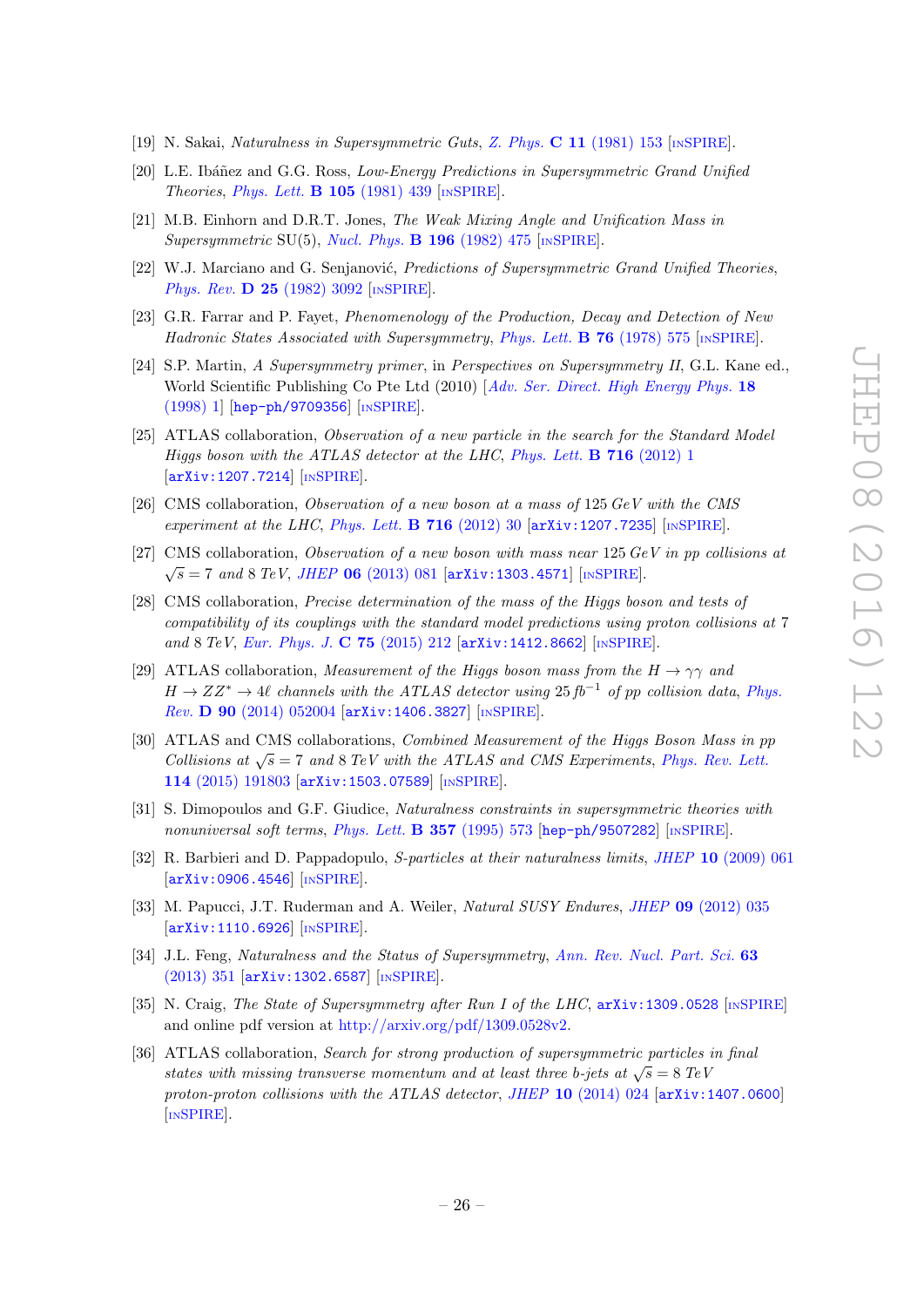[19] N. Sakai, *Naturalness in Supersymmetric Guts*, Z. Phys. **C 11** (1981) 153 [INSPIRE].

[20] L.E. Ibáñez and G.G. Ross, *Low-Energy Predictions in Supersymmetric Grand Unified Theories*, Phys. Lett. **B 105** (1981) 439 [INSPIRE].

[21] M.B. Einhorn and D.R.T. Jones, *The Weak Mixing Angle and Unification Mass in Supersymmetric* SU(5), Nucl. Phys. **B 196** (1982) 475 [INSPIRE].

[22] W.J. Marciano and G. Senjanović, *Predictions of Supersymmetric Grand Unified Theories*, Phys. Rev. **D 25** (1982) 3092 [INSPIRE].

[23] G.R. Farrar and P. Fayet, *Phenomenology of the Production, Decay and Detection of New Hadronic States Associated with Supersymmetry*, Phys. Lett. **B 76** (1978) 575 [INSPIRE].

[24] S.P. Martin, *A Supersymmetry primer*, in *Perspectives on Supersymmetry II*, G.L. Kane ed., World Scientific Publishing Co Pte Ltd (2010) [Adv. Ser. Direct. High Energy Phys. **18** (1998) 1] [hep-ph/9709356] [INSPIRE].

[25] ATLAS collaboration, *Observation of a new particle in the search for the Standard Model Higgs boson with the ATLAS detector at the LHC*, Phys. Lett. **B 716** (2012) 1 [arXiv:1207.7214] [INSPIRE].

[26] CMS collaboration, *Observation of a new boson at a mass of* 125 *GeV with the CMS experiment at the LHC*, Phys. Lett. **B 716** (2012) 30 [arXiv:1207.7235] [INSPIRE].

[27] CMS collaboration, *Observation of a new boson with mass near* 125 *GeV in pp collisions at* $\sqrt{s} = 7$ *and* 8 *TeV*, JHEP **06** (2013) 081 [arXiv:1303.4571] [INSPIRE].

[28] CMS collaboration, *Precise determination of the mass of the Higgs boson and tests of compatibility of its couplings with the standard model predictions using proton collisions at* 7 *and* 8 *TeV*, Eur. Phys. J. **C 75** (2015) 212 [arXiv:1412.8662] [INSPIRE].

[29] ATLAS collaboration, *Measurement of the Higgs boson mass from the* $H \to \gamma\gamma$ *and* $H \to ZZ^* \to 4\ell$ *channels with the ATLAS detector using* $25\,fb^{-1}$ *of pp collision data*, Phys. Rev. **D 90** (2014) 052004 [arXiv:1406.3827] [INSPIRE].

[30] ATLAS and CMS collaborations, *Combined Measurement of the Higgs Boson Mass in pp Collisions at* $\sqrt{s} = 7$ *and* 8 *TeV with the ATLAS and CMS Experiments*, Phys. Rev. Lett. **114** (2015) 191803 [arXiv:1503.07589] [INSPIRE].

[31] S. Dimopoulos and G.F. Giudice, *Naturalness constraints in supersymmetric theories with nonuniversal soft terms*, Phys. Lett. **B 357** (1995) 573 [hep-ph/9507282] [INSPIRE].

[32] R. Barbieri and D. Pappadopulo, *S-particles at their naturalness limits*, JHEP **10** (2009) 061 [arXiv:0906.4546] [INSPIRE].

[33] M. Papucci, J.T. Ruderman and A. Weiler, *Natural SUSY Endures*, JHEP **09** (2012) 035 [arXiv:1110.6926] [INSPIRE].

[34] J.L. Feng, *Naturalness and the Status of Supersymmetry*, Ann. Rev. Nucl. Part. Sci. **63** (2013) 351 [arXiv:1302.6587] [INSPIRE].

[35] N. Craig, *The State of Supersymmetry after Run I of the LHC*, arXiv:1309.0528 [INSPIRE] and online pdf version at http://arxiv.org/pdf/1309.0528v2.

[36] ATLAS collaboration, *Search for strong production of supersymmetric particles in final states with missing transverse momentum and at least three b-jets at* $\sqrt{s} = 8$ *TeV proton-proton collisions with the ATLAS detector*, JHEP **10** (2014) 024 [arXiv:1407.0600] [INSPIRE].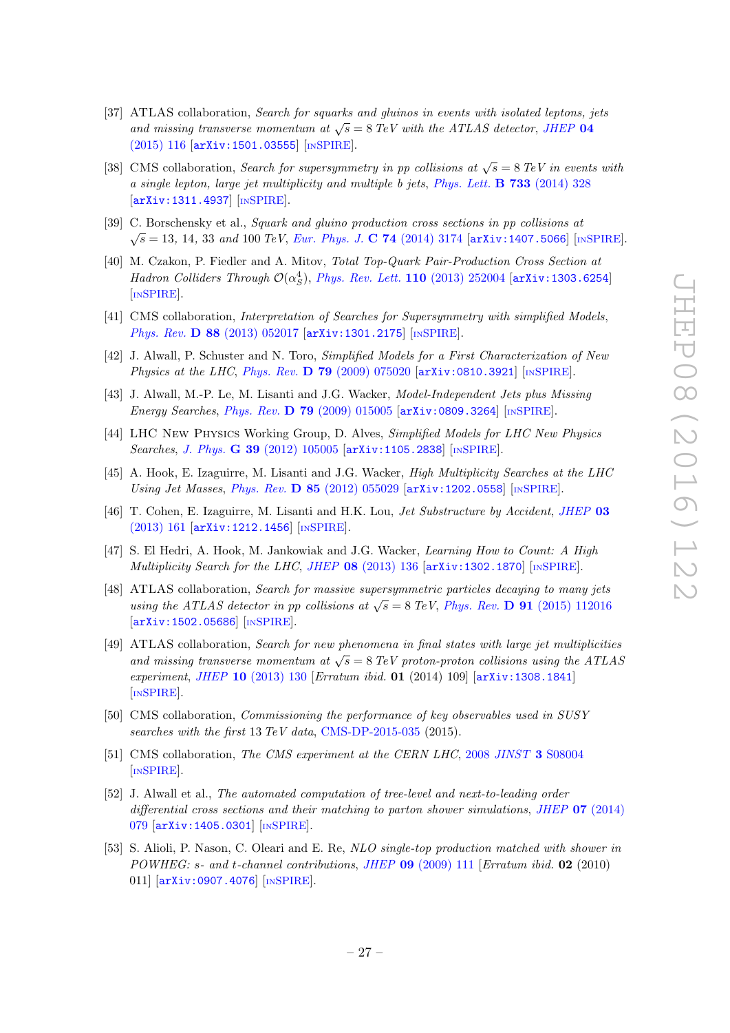[37] ATLAS collaboration, *Search for squarks and gluinos in events with isolated leptons, jets and missing transverse momentum at $\sqrt{s} = 8$ TeV with the ATLAS detector*, JHEP **04** (2015) 116 [arXiv:1501.03555] [INSPIRE].

[38] CMS collaboration, *Search for supersymmetry in pp collisions at $\sqrt{s} = 8$ TeV in events with a single lepton, large jet multiplicity and multiple b jets*, Phys. Lett. **B 733** (2014) 328 [arXiv:1311.4937] [INSPIRE].

[39] C. Borschensky et al., *Squark and gluino production cross sections in pp collisions at $\sqrt{s} = 13$, 14, 33 and 100 TeV*, Eur. Phys. J. **C 74** (2014) 3174 [arXiv:1407.5066] [INSPIRE].

[40] M. Czakon, P. Fiedler and A. Mitov, *Total Top-Quark Pair-Production Cross Section at Hadron Colliders Through $\mathcal{O}(\alpha_S^4)$*, Phys. Rev. Lett. **110** (2013) 252004 [arXiv:1303.6254] [INSPIRE].

[41] CMS collaboration, *Interpretation of Searches for Supersymmetry with simplified Models*, Phys. Rev. **D 88** (2013) 052017 [arXiv:1301.2175] [INSPIRE].

[42] J. Alwall, P. Schuster and N. Toro, *Simplified Models for a First Characterization of New Physics at the LHC*, Phys. Rev. **D 79** (2009) 075020 [arXiv:0810.3921] [INSPIRE].

[43] J. Alwall, M.-P. Le, M. Lisanti and J.G. Wacker, *Model-Independent Jets plus Missing Energy Searches*, Phys. Rev. **D 79** (2009) 015005 [arXiv:0809.3264] [INSPIRE].

[44] LHC New Physics Working Group, D. Alves, *Simplified Models for LHC New Physics Searches*, J. Phys. **G 39** (2012) 105005 [arXiv:1105.2838] [INSPIRE].

[45] A. Hook, E. Izaguirre, M. Lisanti and J.G. Wacker, *High Multiplicity Searches at the LHC Using Jet Masses*, Phys. Rev. **D 85** (2012) 055029 [arXiv:1202.0558] [INSPIRE].

[46] T. Cohen, E. Izaguirre, M. Lisanti and H.K. Lou, *Jet Substructure by Accident*, JHEP **03** (2013) 161 [arXiv:1212.1456] [INSPIRE].

[47] S. El Hedri, A. Hook, M. Jankowiak and J.G. Wacker, *Learning How to Count: A High Multiplicity Search for the LHC*, JHEP **08** (2013) 136 [arXiv:1302.1870] [INSPIRE].

[48] ATLAS collaboration, *Search for massive supersymmetric particles decaying to many jets using the ATLAS detector in pp collisions at $\sqrt{s} = 8$ TeV*, Phys. Rev. **D 91** (2015) 112016 [arXiv:1502.05686] [INSPIRE].

[49] ATLAS collaboration, *Search for new phenomena in final states with large jet multiplicities and missing transverse momentum at $\sqrt{s} = 8$ TeV proton-proton collisions using the ATLAS experiment*, JHEP **10** (2013) 130 [*Erratum ibid.* **01** (2014) 109] [arXiv:1308.1841] [INSPIRE].

[50] CMS collaboration, *Commissioning the performance of key observables used in SUSY searches with the first 13 TeV data*, CMS-DP-2015-035 (2015).

[51] CMS collaboration, *The CMS experiment at the CERN LHC*, 2008 JINST **3** S08004 [INSPIRE].

[52] J. Alwall et al., *The automated computation of tree-level and next-to-leading order differential cross sections and their matching to parton shower simulations*, JHEP **07** (2014) 079 [arXiv:1405.0301] [INSPIRE].

[53] S. Alioli, P. Nason, C. Oleari and E. Re, *NLO single-top production matched with shower in POWHEG: s- and t-channel contributions*, JHEP **09** (2009) 111 [*Erratum ibid.* **02** (2010) 011] [arXiv:0907.4076] [INSPIRE].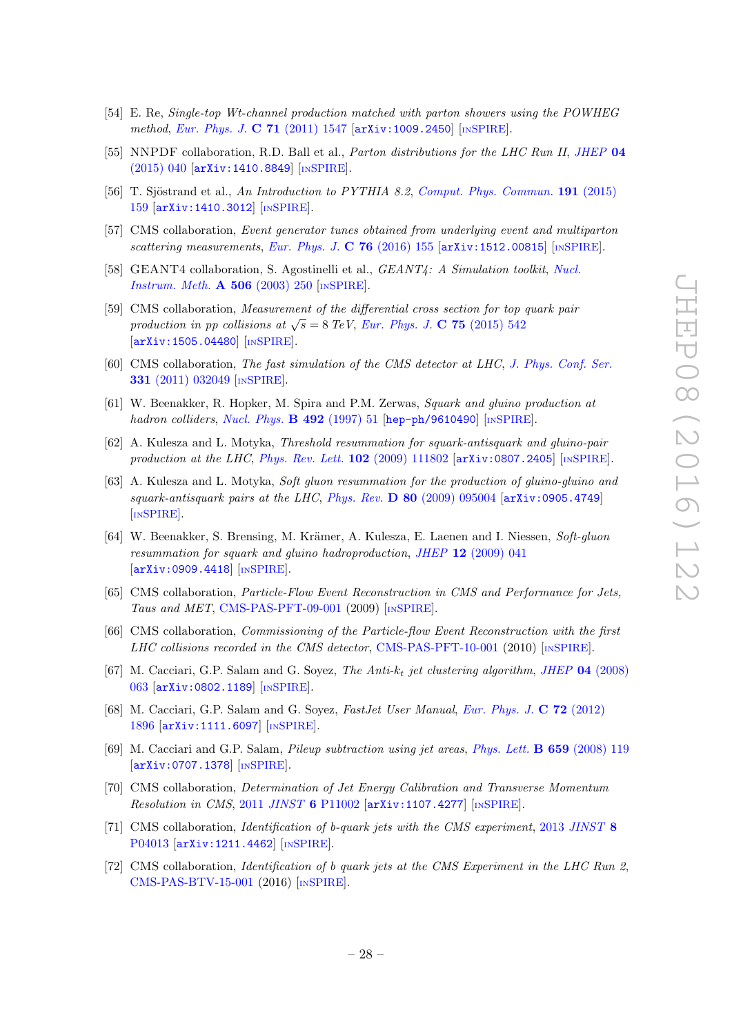[54] E. Re, *Single-top Wt-channel production matched with parton showers using the POWHEG method*, Eur. Phys. J. **C 71** (2011) 1547 [arXiv:1009.2450] [INSPIRE].

[55] NNPDF collaboration, R.D. Ball et al., *Parton distributions for the LHC Run II*, JHEP **04** (2015) 040 [arXiv:1410.8849] [INSPIRE].

[56] T. Sjöstrand et al., *An Introduction to PYTHIA 8.2*, Comput. Phys. Commun. **191** (2015) 159 [arXiv:1410.3012] [INSPIRE].

[57] CMS collaboration, *Event generator tunes obtained from underlying event and multiparton scattering measurements*, Eur. Phys. J. **C 76** (2016) 155 [arXiv:1512.00815] [INSPIRE].

[58] GEANT4 collaboration, S. Agostinelli et al., *GEANT4: A Simulation toolkit*, Nucl. Instrum. Meth. **A 506** (2003) 250 [INSPIRE].

[59] CMS collaboration, *Measurement of the differential cross section for top quark pair production in pp collisions at $\sqrt{s} = 8$ TeV*, Eur. Phys. J. **C 75** (2015) 542 [arXiv:1505.04480] [INSPIRE].

[60] CMS collaboration, *The fast simulation of the CMS detector at LHC*, J. Phys. Conf. Ser. **331** (2011) 032049 [INSPIRE].

[61] W. Beenakker, R. Hopker, M. Spira and P.M. Zerwas, *Squark and gluino production at hadron colliders*, Nucl. Phys. **B 492** (1997) 51 [hep-ph/9610490] [INSPIRE].

[62] A. Kulesza and L. Motyka, *Threshold resummation for squark-antisquark and gluino-pair production at the LHC*, Phys. Rev. Lett. **102** (2009) 111802 [arXiv:0807.2405] [INSPIRE].

[63] A. Kulesza and L. Motyka, *Soft gluon resummation for the production of gluino-gluino and squark-antisquark pairs at the LHC*, Phys. Rev. **D 80** (2009) 095004 [arXiv:0905.4749] [INSPIRE].

[64] W. Beenakker, S. Brensing, M. Krämer, A. Kulesza, E. Laenen and I. Niessen, *Soft-gluon resummation for squark and gluino hadroproduction*, JHEP **12** (2009) 041 [arXiv:0909.4418] [INSPIRE].

[65] CMS collaboration, *Particle-Flow Event Reconstruction in CMS and Performance for Jets, Taus and MET*, CMS-PAS-PFT-09-001 (2009) [INSPIRE].

[66] CMS collaboration, *Commissioning of the Particle-flow Event Reconstruction with the first LHC collisions recorded in the CMS detector*, CMS-PAS-PFT-10-001 (2010) [INSPIRE].

[67] M. Cacciari, G.P. Salam and G. Soyez, *The Anti-$k_t$ jet clustering algorithm*, JHEP **04** (2008) 063 [arXiv:0802.1189] [INSPIRE].

[68] M. Cacciari, G.P. Salam and G. Soyez, *FastJet User Manual*, Eur. Phys. J. **C 72** (2012) 1896 [arXiv:1111.6097] [INSPIRE].

[69] M. Cacciari and G.P. Salam, *Pileup subtraction using jet areas*, Phys. Lett. **B 659** (2008) 119 [arXiv:0707.1378] [INSPIRE].

[70] CMS collaboration, *Determination of Jet Energy Calibration and Transverse Momentum Resolution in CMS*, 2011 JINST **6** P11002 [arXiv:1107.4277] [INSPIRE].

[71] CMS collaboration, *Identification of b-quark jets with the CMS experiment*, 2013 JINST **8** P04013 [arXiv:1211.4462] [INSPIRE].

[72] CMS collaboration, *Identification of b quark jets at the CMS Experiment in the LHC Run 2*, CMS-PAS-BTV-15-001 (2016) [INSPIRE].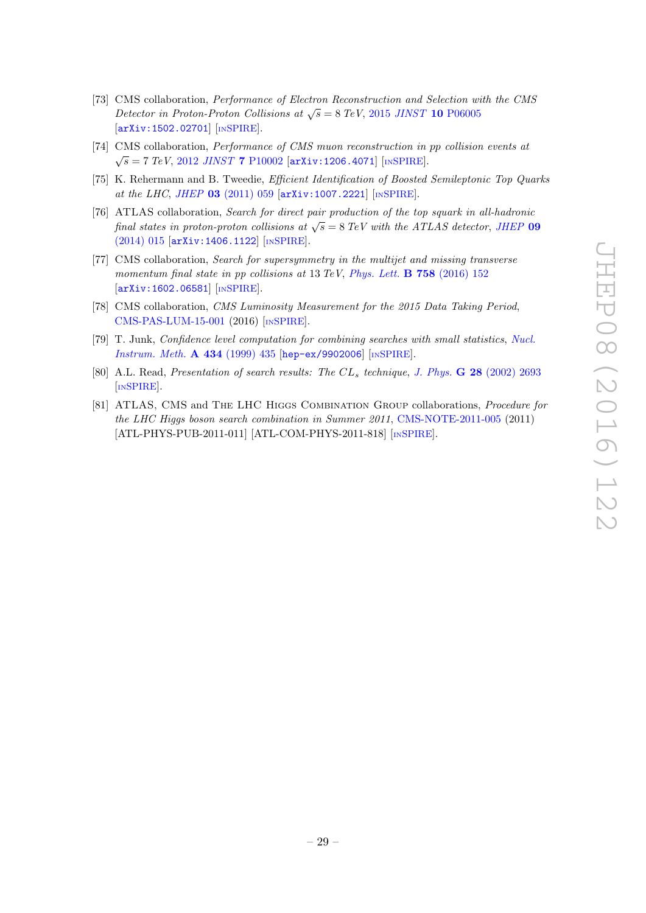[73] CMS collaboration, *Performance of Electron Reconstruction and Selection with the CMS Detector in Proton-Proton Collisions at* $\sqrt{s} = 8$ *TeV*, 2015 *JINST* **10** P06005 [arXiv:1502.02701] [INSPIRE].

[74] CMS collaboration, *Performance of CMS muon reconstruction in pp collision events at* $\sqrt{s} = 7$ *TeV*, 2012 *JINST* **7** P10002 [arXiv:1206.4071] [INSPIRE].

[75] K. Rehermann and B. Tweedie, *Efficient Identification of Boosted Semileptonic Top Quarks at the LHC*, *JHEP* **03** (2011) 059 [arXiv:1007.2221] [INSPIRE].

[76] ATLAS collaboration, *Search for direct pair production of the top squark in all-hadronic final states in proton-proton collisions at* $\sqrt{s} = 8$ *TeV with the ATLAS detector*, *JHEP* **09** (2014) 015 [arXiv:1406.1122] [INSPIRE].

[77] CMS collaboration, *Search for supersymmetry in the multijet and missing transverse momentum final state in pp collisions at* 13 *TeV*, *Phys. Lett.* **B 758** (2016) 152 [arXiv:1602.06581] [INSPIRE].

[78] CMS collaboration, *CMS Luminosity Measurement for the 2015 Data Taking Period*, CMS-PAS-LUM-15-001 (2016) [INSPIRE].

[79] T. Junk, *Confidence level computation for combining searches with small statistics*, *Nucl. Instrum. Meth.* **A 434** (1999) 435 [hep-ex/9902006] [INSPIRE].

[80] A.L. Read, *Presentation of search results: The* $CL_s$ *technique*, *J. Phys.* **G 28** (2002) 2693 [INSPIRE].

[81] ATLAS, CMS and The LHC Higgs Combination Group collaborations, *Procedure for the LHC Higgs boson search combination in Summer 2011*, CMS-NOTE-2011-005 (2011) [ATL-PHYS-PUB-2011-011] [ATL-COM-PHYS-2011-818] [INSPIRE].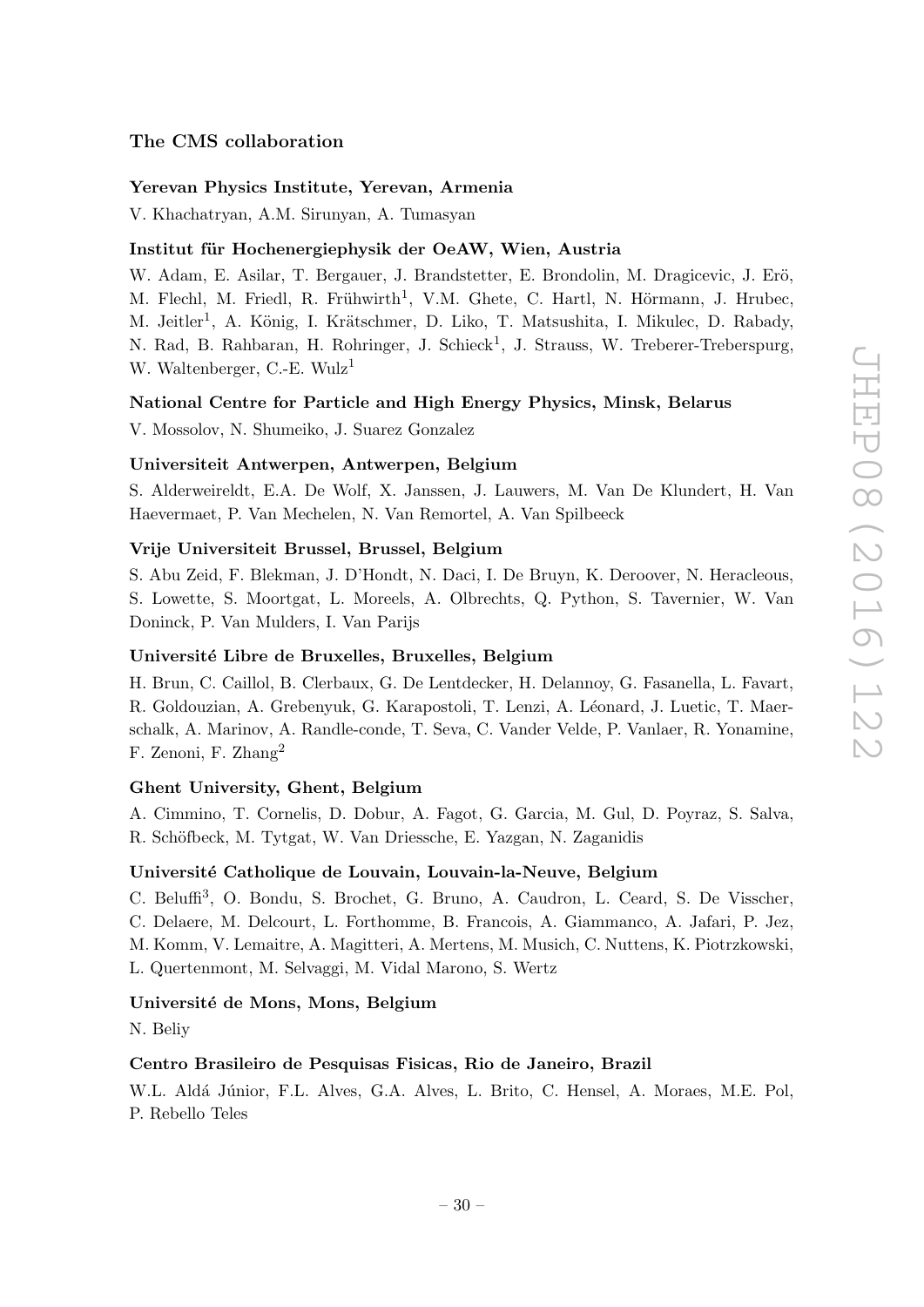## The CMS collaboration

### Yerevan Physics Institute, Yerevan, Armenia

V. Khachatryan, A.M. Sirunyan, A. Tumasyan

### Institut für Hochenergiephysik der OeAW, Wien, Austria

W. Adam, E. Asilar, T. Bergauer, J. Brandstetter, E. Brondolin, M. Dragicevic, J. Erö, M. Flechl, M. Friedl, R. Frühwirth[1], V.M. Ghete, C. Hartl, N. Hörmann, J. Hrubec, M. Jeitler[1], A. König, I. Krätschmer, D. Liko, T. Matsushita, I. Mikulec, D. Rabady, N. Rad, B. Rahbaran, H. Rohringer, J. Schieck[1], J. Strauss, W. Treberer-Treberspurg, W. Waltenberger, C.-E. Wulz[1]

### National Centre for Particle and High Energy Physics, Minsk, Belarus

V. Mossolov, N. Shumeiko, J. Suarez Gonzalez

### Universiteit Antwerpen, Antwerpen, Belgium

S. Alderweireldt, E.A. De Wolf, X. Janssen, J. Lauwers, M. Van De Klundert, H. Van Haevermaet, P. Van Mechelen, N. Van Remortel, A. Van Spilbeeck

### Vrije Universiteit Brussel, Brussel, Belgium

S. Abu Zeid, F. Blekman, J. D'Hondt, N. Daci, I. De Bruyn, K. Deroover, N. Heracleous, S. Lowette, S. Moortgat, L. Moreels, A. Olbrechts, Q. Python, S. Tavernier, W. Van Doninck, P. Van Mulders, I. Van Parijs

### Université Libre de Bruxelles, Bruxelles, Belgium

H. Brun, C. Caillol, B. Clerbaux, G. De Lentdecker, H. Delannoy, G. Fasanella, L. Favart, R. Goldouzian, A. Grebenyuk, G. Karapostoli, T. Lenzi, A. Léonard, J. Luetic, T. Maerschalk, A. Marinov, A. Randle-conde, T. Seva, C. Vander Velde, P. Vanlaer, R. Yonamine, F. Zenoni, F. Zhang[2]

### Ghent University, Ghent, Belgium

A. Cimmino, T. Cornelis, D. Dobur, A. Fagot, G. Garcia, M. Gul, D. Poyraz, S. Salva, R. Schöfbeck, M. Tytgat, W. Van Driessche, E. Yazgan, N. Zaganidis

### Université Catholique de Louvain, Louvain-la-Neuve, Belgium

C. Beluffi[3], O. Bondu, S. Brochet, G. Bruno, A. Caudron, L. Ceard, S. De Visscher, C. Delaere, M. Delcourt, L. Forthomme, B. Francois, A. Giammanco, A. Jafari, P. Jez, M. Komm, V. Lemaitre, A. Magitteri, A. Mertens, M. Musich, C. Nuttens, K. Piotrzkowski, L. Quertenmont, M. Selvaggi, M. Vidal Marono, S. Wertz

### Université de Mons, Mons, Belgium

N. Beliy

### Centro Brasileiro de Pesquisas Fisicas, Rio de Janeiro, Brazil

W.L. Aldá Júnior, F.L. Alves, G.A. Alves, L. Brito, C. Hensel, A. Moraes, M.E. Pol, P. Rebello Teles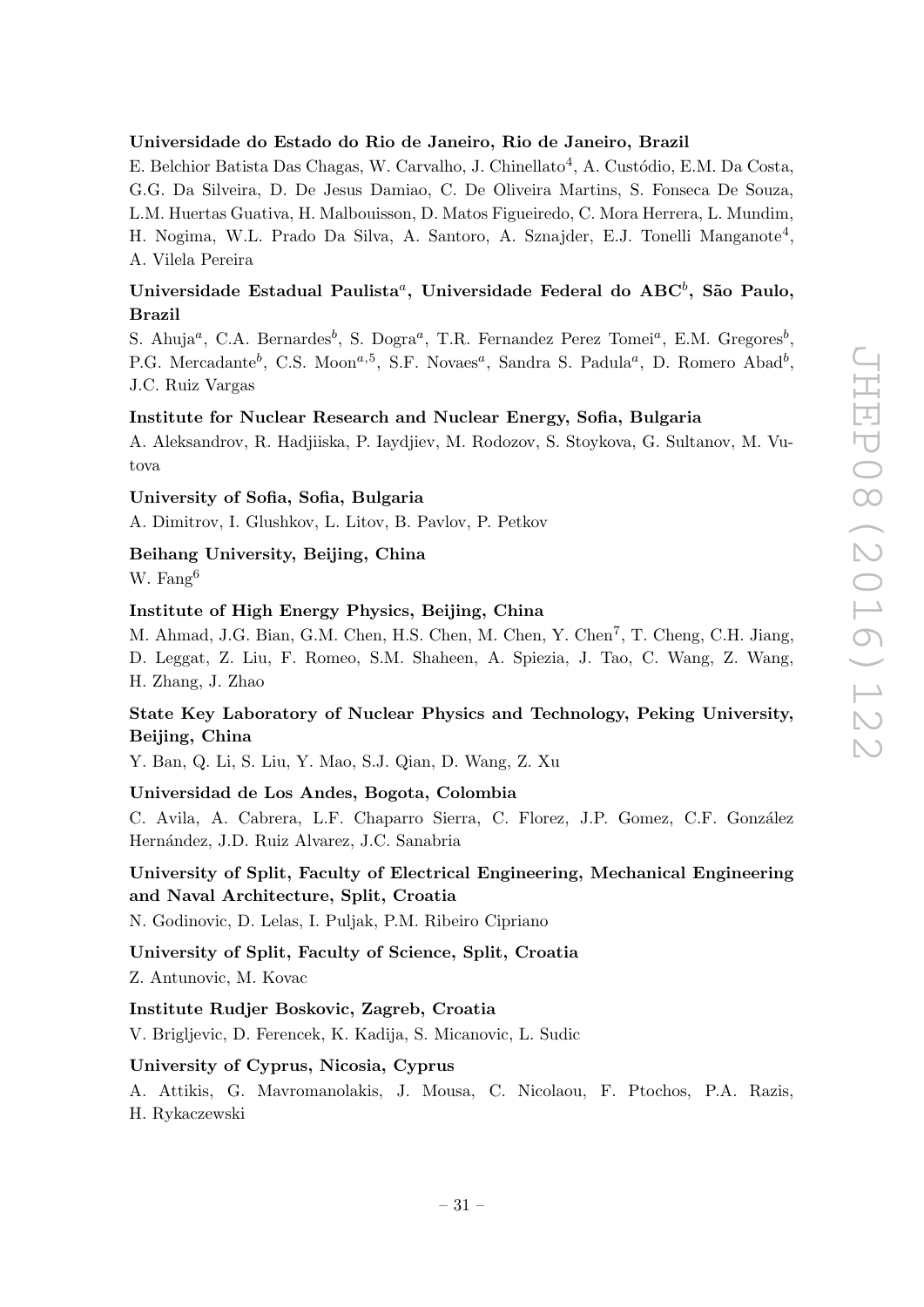**Universidade do Estado do Rio de Janeiro, Rio de Janeiro, Brazil**

E. Belchior Batista Das Chagas, W. Carvalho, J. Chinellato[4], A. Custódio, E.M. Da Costa, G.G. Da Silveira, D. De Jesus Damiao, C. De Oliveira Martins, S. Fonseca De Souza, L.M. Huertas Guativa, H. Malbouisson, D. Matos Figueiredo, C. Mora Herrera, L. Mundim, H. Nogima, W.L. Prado Da Silva, A. Santoro, A. Sznajder, E.J. Tonelli Manganote[4], A. Vilela Pereira

**Universidade Estadual Paulista[a], Universidade Federal do ABC[b], São Paulo, Brazil**

S. Ahuja[a], C.A. Bernardes[b], S. Dogra[a], T.R. Fernandez Perez Tomei[a], E.M. Gregores[b], P.G. Mercadante[b], C.S. Moon[a,5], S.F. Novaes[a], Sandra S. Padula[a], D. Romero Abad[b], J.C. Ruiz Vargas

**Institute for Nuclear Research and Nuclear Energy, Sofia, Bulgaria**

A. Aleksandrov, R. Hadjiiska, P. Iaydjiev, M. Rodozov, S. Stoykova, G. Sultanov, M. Vutova

**University of Sofia, Sofia, Bulgaria**

A. Dimitrov, I. Glushkov, L. Litov, B. Pavlov, P. Petkov

**Beihang University, Beijing, China**

W. Fang[6]

**Institute of High Energy Physics, Beijing, China**

M. Ahmad, J.G. Bian, G.M. Chen, H.S. Chen, M. Chen, Y. Chen[7], T. Cheng, C.H. Jiang, D. Leggat, Z. Liu, F. Romeo, S.M. Shaheen, A. Spiezia, J. Tao, C. Wang, Z. Wang, H. Zhang, J. Zhao

**State Key Laboratory of Nuclear Physics and Technology, Peking University, Beijing, China**

Y. Ban, Q. Li, S. Liu, Y. Mao, S.J. Qian, D. Wang, Z. Xu

**Universidad de Los Andes, Bogota, Colombia**

C. Avila, A. Cabrera, L.F. Chaparro Sierra, C. Florez, J.P. Gomez, C.F. González Hernández, J.D. Ruiz Alvarez, J.C. Sanabria

**University of Split, Faculty of Electrical Engineering, Mechanical Engineering and Naval Architecture, Split, Croatia**

N. Godinovic, D. Lelas, I. Puljak, P.M. Ribeiro Cipriano

**University of Split, Faculty of Science, Split, Croatia**

Z. Antunovic, M. Kovac

**Institute Rudjer Boskovic, Zagreb, Croatia**

V. Brigljevic, D. Ferencek, K. Kadija, S. Micanovic, L. Sudic

**University of Cyprus, Nicosia, Cyprus**

A. Attikis, G. Mavromanolakis, J. Mousa, C. Nicolaou, F. Ptochos, P.A. Razis, H. Rykaczewski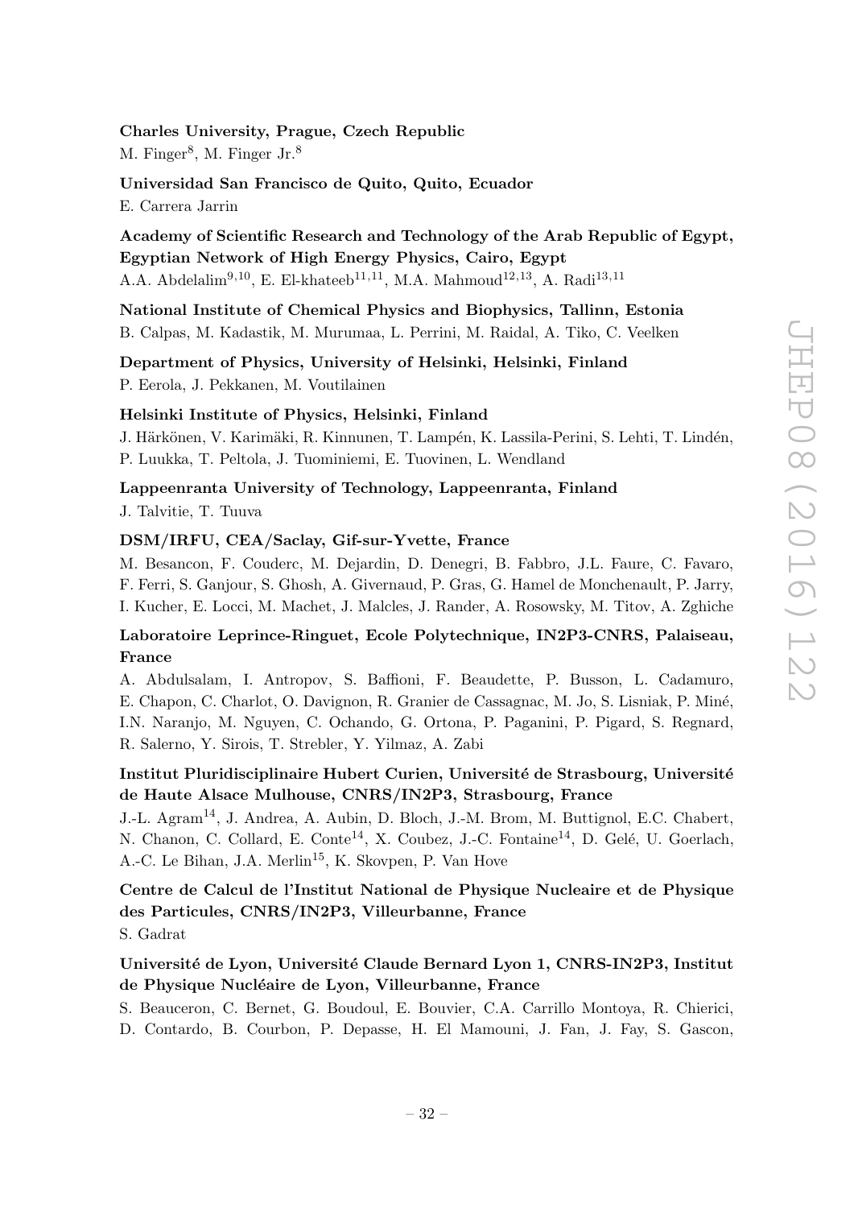**Charles University, Prague, Czech Republic**
M. Finger[8], M. Finger Jr.[8]

**Universidad San Francisco de Quito, Quito, Ecuador**
E. Carrera Jarrin

**Academy of Scientific Research and Technology of the Arab Republic of Egypt, Egyptian Network of High Energy Physics, Cairo, Egypt**
A.A. Abdelalim[9,10], E. El-khateeb[11,11], M.A. Mahmoud[12,13], A. Radi[13,11]

**National Institute of Chemical Physics and Biophysics, Tallinn, Estonia**
B. Calpas, M. Kadastik, M. Murumaa, L. Perrini, M. Raidal, A. Tiko, C. Veelken

**Department of Physics, University of Helsinki, Helsinki, Finland**
P. Eerola, J. Pekkanen, M. Voutilainen

**Helsinki Institute of Physics, Helsinki, Finland**
J. Härkönen, V. Karimäki, R. Kinnunen, T. Lampén, K. Lassila-Perini, S. Lehti, T. Lindén, P. Luukka, T. Peltola, J. Tuominiemi, E. Tuovinen, L. Wendland

**Lappeenranta University of Technology, Lappeenranta, Finland**
J. Talvitie, T. Tuuva

**DSM/IRFU, CEA/Saclay, Gif-sur-Yvette, France**
M. Besancon, F. Couderc, M. Dejardin, D. Denegri, B. Fabbro, J.L. Faure, C. Favaro, F. Ferri, S. Ganjour, S. Ghosh, A. Givernaud, P. Gras, G. Hamel de Monchenault, P. Jarry, I. Kucher, E. Locci, M. Machet, J. Malcles, J. Rander, A. Rosowsky, M. Titov, A. Zghiche

**Laboratoire Leprince-Ringuet, Ecole Polytechnique, IN2P3-CNRS, Palaiseau, France**
A. Abdulsalam, I. Antropov, S. Baffioni, F. Beaudette, P. Busson, L. Cadamuro, E. Chapon, C. Charlot, O. Davignon, R. Granier de Cassagnac, M. Jo, S. Lisniak, P. Miné, I.N. Naranjo, M. Nguyen, C. Ochando, G. Ortona, P. Paganini, P. Pigard, S. Regnard, R. Salerno, Y. Sirois, T. Strebler, Y. Yilmaz, A. Zabi

**Institut Pluridisciplinaire Hubert Curien, Université de Strasbourg, Université de Haute Alsace Mulhouse, CNRS/IN2P3, Strasbourg, France**
J.-L. Agram[14], J. Andrea, A. Aubin, D. Bloch, J.-M. Brom, M. Buttignol, E.C. Chabert, N. Chanon, C. Collard, E. Conte[14], X. Coubez, J.-C. Fontaine[14], D. Gelé, U. Goerlach, A.-C. Le Bihan, J.A. Merlin[15], K. Skovpen, P. Van Hove

**Centre de Calcul de l'Institut National de Physique Nucleaire et de Physique des Particules, CNRS/IN2P3, Villeurbanne, France**
S. Gadrat

**Université de Lyon, Université Claude Bernard Lyon 1, CNRS-IN2P3, Institut de Physique Nucléaire de Lyon, Villeurbanne, France**
S. Beauceron, C. Bernet, G. Boudoul, E. Bouvier, C.A. Carrillo Montoya, R. Chierici, D. Contardo, B. Courbon, P. Depasse, H. El Mamouni, J. Fan, J. Fay, S. Gascon,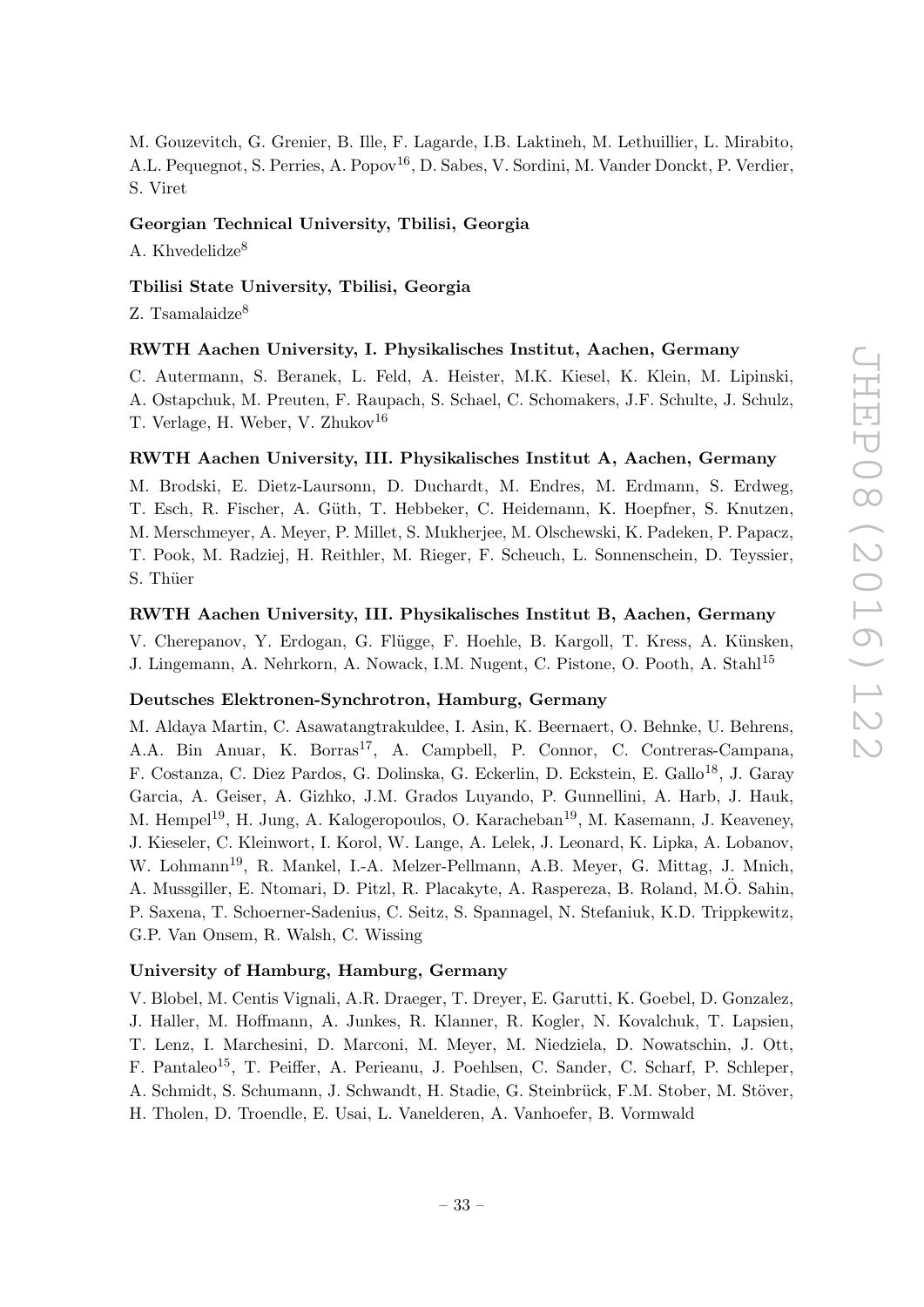M. Gouzevitch, G. Grenier, B. Ille, F. Lagarde, I.B. Laktineh, M. Lethuillier, L. Mirabito, A.L. Pequegnot, S. Perries, A. Popov[16], D. Sabes, V. Sordini, M. Vander Donckt, P. Verdier, S. Viret

**Georgian Technical University, Tbilisi, Georgia**

A. Khvedelidze[8]

**Tbilisi State University, Tbilisi, Georgia**

Z. Tsamalaidze[8]

**RWTH Aachen University, I. Physikalisches Institut, Aachen, Germany**

C. Autermann, S. Beranek, L. Feld, A. Heister, M.K. Kiesel, K. Klein, M. Lipinski, A. Ostapchuk, M. Preuten, F. Raupach, S. Schael, C. Schomakers, J.F. Schulte, J. Schulz, T. Verlage, H. Weber, V. Zhukov[16]

**RWTH Aachen University, III. Physikalisches Institut A, Aachen, Germany**

M. Brodski, E. Dietz-Laursonn, D. Duchardt, M. Endres, M. Erdmann, S. Erdweg, T. Esch, R. Fischer, A. Güth, T. Hebbeker, C. Heidemann, K. Hoepfner, S. Knutzen, M. Merschmeyer, A. Meyer, P. Millet, S. Mukherjee, M. Olschewski, K. Padeken, P. Papacz, T. Pook, M. Radziej, H. Reithler, M. Rieger, F. Scheuch, L. Sonnenschein, D. Teyssier, S. Thüer

**RWTH Aachen University, III. Physikalisches Institut B, Aachen, Germany**

V. Cherepanov, Y. Erdogan, G. Flügge, F. Hoehle, B. Kargoll, T. Kress, A. Künsken, J. Lingemann, A. Nehrkorn, A. Nowack, I.M. Nugent, C. Pistone, O. Pooth, A. Stahl[15]

**Deutsches Elektronen-Synchrotron, Hamburg, Germany**

M. Aldaya Martin, C. Asawatangtrakuldee, I. Asin, K. Beernaert, O. Behnke, U. Behrens, A.A. Bin Anuar, K. Borras[17], A. Campbell, P. Connor, C. Contreras-Campana, F. Costanza, C. Diez Pardos, G. Dolinska, G. Eckerlin, D. Eckstein, E. Gallo[18], J. Garay Garcia, A. Geiser, A. Gizhko, J.M. Grados Luyando, P. Gunnellini, A. Harb, J. Hauk, M. Hempel[19], H. Jung, A. Kalogeropoulos, O. Karacheban[19], M. Kasemann, J. Keaveney, J. Kieseler, C. Kleinwort, I. Korol, W. Lange, A. Lelek, J. Leonard, K. Lipka, A. Lobanov, W. Lohmann[19], R. Mankel, I.-A. Melzer-Pellmann, A.B. Meyer, G. Mittag, J. Mnich, A. Mussgiller, E. Ntomari, D. Pitzl, R. Placakyte, A. Raspereza, B. Roland, M.Ö. Sahin, P. Saxena, T. Schoerner-Sadenius, C. Seitz, S. Spannagel, N. Stefaniuk, K.D. Trippkewitz, G.P. Van Onsem, R. Walsh, C. Wissing

**University of Hamburg, Hamburg, Germany**

V. Blobel, M. Centis Vignali, A.R. Draeger, T. Dreyer, E. Garutti, K. Goebel, D. Gonzalez, J. Haller, M. Hoffmann, A. Junkes, R. Klanner, R. Kogler, N. Kovalchuk, T. Lapsien, T. Lenz, I. Marchesini, D. Marconi, M. Meyer, M. Niedziela, D. Nowatschin, J. Ott, F. Pantaleo[15], T. Peiffer, A. Perieanu, J. Poehlsen, C. Sander, C. Scharf, P. Schleper, A. Schmidt, S. Schumann, J. Schwandt, H. Stadie, G. Steinbrück, F.M. Stober, M. Stöver, H. Tholen, D. Troendle, E. Usai, L. Vanelderen, A. Vanhoefer, B. Vormwald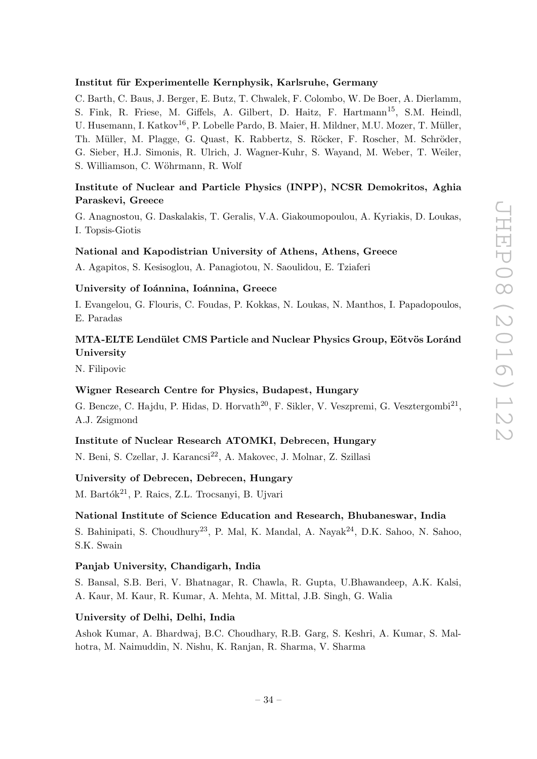**Institut für Experimentelle Kernphysik, Karlsruhe, Germany**

C. Barth, C. Baus, J. Berger, E. Butz, T. Chwalek, F. Colombo, W. De Boer, A. Dierlamm, S. Fink, R. Friese, M. Giffels, A. Gilbert, D. Haitz, F. Hartmann[15], S.M. Heindl, U. Husemann, I. Katkov[16], P. Lobelle Pardo, B. Maier, H. Mildner, M.U. Mozer, T. Müller, Th. Müller, M. Plagge, G. Quast, K. Rabbertz, S. Röcker, F. Roscher, M. Schröder, G. Sieber, H.J. Simonis, R. Ulrich, J. Wagner-Kuhr, S. Wayand, M. Weber, T. Weiler, S. Williamson, C. Wöhrmann, R. Wolf

**Institute of Nuclear and Particle Physics (INPP), NCSR Demokritos, Aghia Paraskevi, Greece**

G. Anagnostou, G. Daskalakis, T. Geralis, V.A. Giakoumopoulou, A. Kyriakis, D. Loukas, I. Topsis-Giotis

**National and Kapodistrian University of Athens, Athens, Greece**

A. Agapitos, S. Kesisoglou, A. Panagiotou, N. Saoulidou, E. Tziaferi

**University of Ioánnina, Ioánnina, Greece**

I. Evangelou, G. Flouris, C. Foudas, P. Kokkas, N. Loukas, N. Manthos, I. Papadopoulos, E. Paradas

**MTA-ELTE Lendület CMS Particle and Nuclear Physics Group, Eötvös Loránd University**

N. Filipovic

**Wigner Research Centre for Physics, Budapest, Hungary**

G. Bencze, C. Hajdu, P. Hidas, D. Horvath[20], F. Sikler, V. Veszpremi, G. Vesztergombi[21], A.J. Zsigmond

**Institute of Nuclear Research ATOMKI, Debrecen, Hungary**

N. Beni, S. Czellar, J. Karancsi[22], A. Makovec, J. Molnar, Z. Szillasi

**University of Debrecen, Debrecen, Hungary**

M. Bartók[21], P. Raics, Z.L. Trocsanyi, B. Ujvari

**National Institute of Science Education and Research, Bhubaneswar, India**

S. Bahinipati, S. Choudhury[23], P. Mal, K. Mandal, A. Nayak[24], D.K. Sahoo, N. Sahoo, S.K. Swain

**Panjab University, Chandigarh, India**

S. Bansal, S.B. Beri, V. Bhatnagar, R. Chawla, R. Gupta, U.Bhawandeep, A.K. Kalsi, A. Kaur, M. Kaur, R. Kumar, A. Mehta, M. Mittal, J.B. Singh, G. Walia

**University of Delhi, Delhi, India**

Ashok Kumar, A. Bhardwaj, B.C. Choudhary, R.B. Garg, S. Keshri, A. Kumar, S. Malhotra, M. Naimuddin, N. Nishu, K. Ranjan, R. Sharma, V. Sharma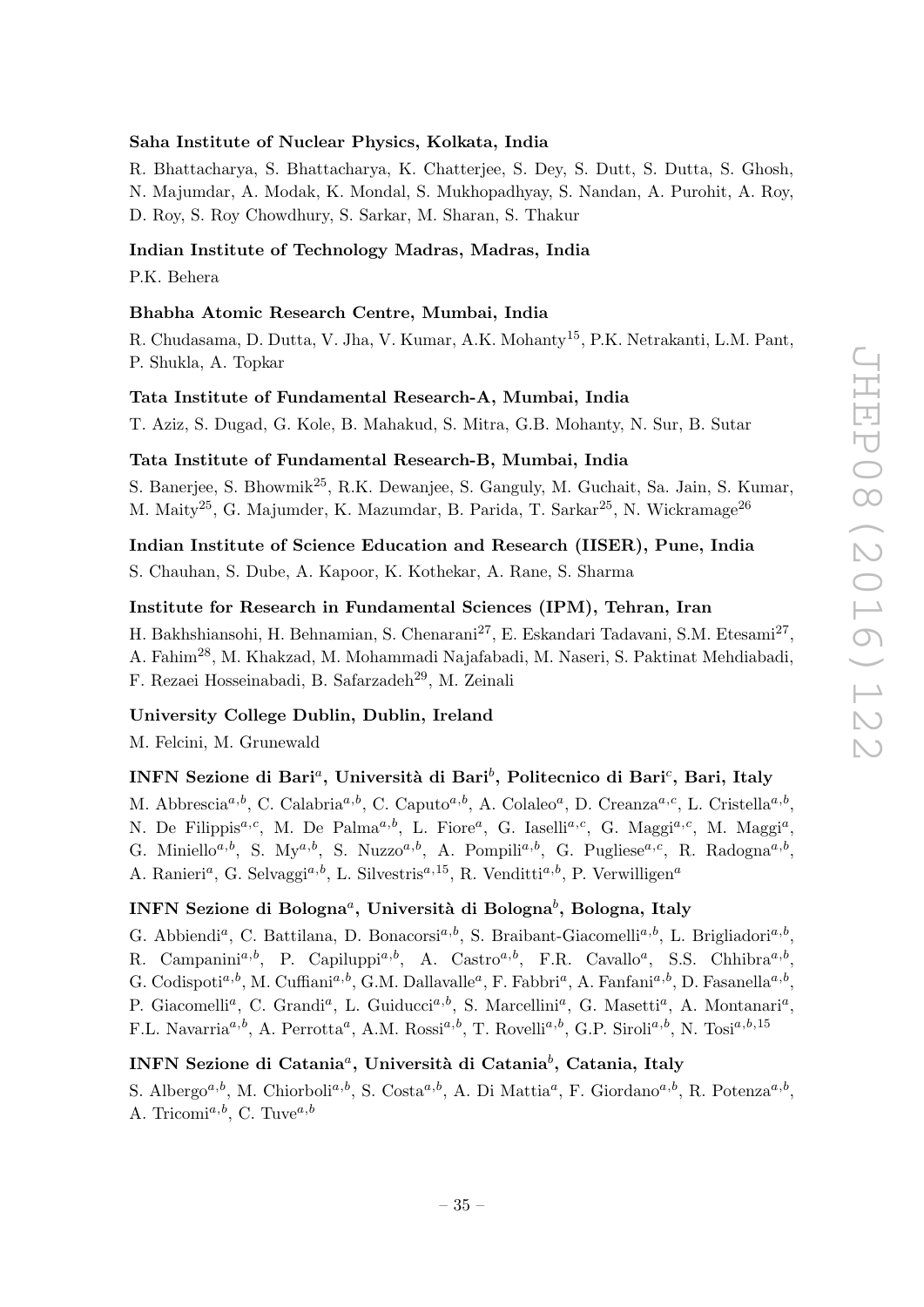**Saha Institute of Nuclear Physics, Kolkata, India**

R. Bhattacharya, S. Bhattacharya, K. Chatterjee, S. Dey, S. Dutt, S. Dutta, S. Ghosh, N. Majumdar, A. Modak, K. Mondal, S. Mukhopadhyay, S. Nandan, A. Purohit, A. Roy, D. Roy, S. Roy Chowdhury, S. Sarkar, M. Sharan, S. Thakur

**Indian Institute of Technology Madras, Madras, India**

P.K. Behera

**Bhabha Atomic Research Centre, Mumbai, India**

R. Chudasama, D. Dutta, V. Jha, V. Kumar, A.K. Mohanty[15], P.K. Netrakanti, L.M. Pant, P. Shukla, A. Topkar

**Tata Institute of Fundamental Research-A, Mumbai, India**

T. Aziz, S. Dugad, G. Kole, B. Mahakud, S. Mitra, G.B. Mohanty, N. Sur, B. Sutar

**Tata Institute of Fundamental Research-B, Mumbai, India**

S. Banerjee, S. Bhowmik[25], R.K. Dewanjee, S. Ganguly, M. Guchait, Sa. Jain, S. Kumar, M. Maity[25], G. Majumder, K. Mazumdar, B. Parida, T. Sarkar[25], N. Wickramage[26]

**Indian Institute of Science Education and Research (IISER), Pune, India**

S. Chauhan, S. Dube, A. Kapoor, K. Kothekar, A. Rane, S. Sharma

**Institute for Research in Fundamental Sciences (IPM), Tehran, Iran**

H. Bakhshiansohi, H. Behnamian, S. Chenarani[27], E. Eskandari Tadavani, S.M. Etesami[27], A. Fahim[28], M. Khakzad, M. Mohammadi Najafabadi, M. Naseri, S. Paktinat Mehdiabadi, F. Rezaei Hosseinabadi, B. Safarzadeh[29], M. Zeinali

**University College Dublin, Dublin, Ireland**

M. Felcini, M. Grunewald

**INFN Sezione di Bari[a], Università di Bari[b], Politecnico di Bari[c], Bari, Italy**

M. Abbrescia[a,b], C. Calabria[a,b], C. Caputo[a,b], A. Colaleo[a], D. Creanza[a,c], L. Cristella[a,b], N. De Filippis[a,c], M. De Palma[a,b], L. Fiore[a], G. Iaselli[a,c], G. Maggi[a,c], M. Maggi[a], G. Miniello[a,b], S. My[a,b], S. Nuzzo[a,b], A. Pompili[a,b], G. Pugliese[a,c], R. Radogna[a,b], A. Ranieri[a], G. Selvaggi[a,b], L. Silvestris[a,15], R. Venditti[a,b], P. Verwilligen[a]

**INFN Sezione di Bologna[a], Università di Bologna[b], Bologna, Italy**

G. Abbiendi[a], C. Battilana, D. Bonacorsi[a,b], S. Braibant-Giacomelli[a,b], L. Brigliadori[a,b], R. Campanini[a,b], P. Capiluppi[a,b], A. Castro[a,b], F.R. Cavallo[a], S.S. Chhibra[a,b], G. Codispoti[a,b], M. Cuffiani[a,b], G.M. Dallavalle[a], F. Fabbri[a], A. Fanfani[a,b], D. Fasanella[a,b], P. Giacomelli[a], C. Grandi[a], L. Guiducci[a,b], S. Marcellini[a], G. Masetti[a], A. Montanari[a], F.L. Navarria[a,b], A. Perrotta[a], A.M. Rossi[a,b], T. Rovelli[a,b], G.P. Siroli[a,b], N. Tosi[a,b,15]

**INFN Sezione di Catania[a], Università di Catania[b], Catania, Italy**

S. Albergo[a,b], M. Chiorboli[a,b], S. Costa[a,b], A. Di Mattia[a], F. Giordano[a,b], R. Potenza[a,b], A. Tricomi[a,b], C. Tuve[a,b]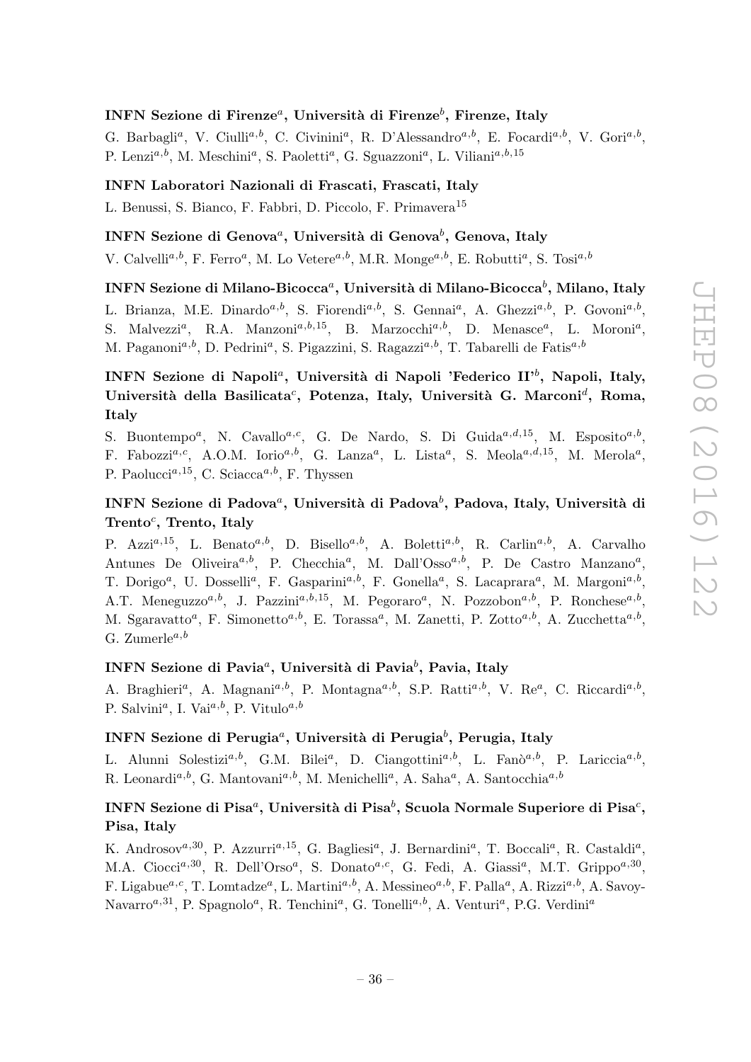**INFN Sezione di Firenze[a], Università di Firenze[b], Firenze, Italy**

G. Barbagli[a], V. Ciulli[a,b], C. Civinini[a], R. D'Alessandro[a,b], E. Focardi[a,b], V. Gori[a,b], P. Lenzi[a,b], M. Meschini[a], S. Paoletti[a], G. Sguazzoni[a], L. Viliani[a,b,15]

**INFN Laboratori Nazionali di Frascati, Frascati, Italy**

L. Benussi, S. Bianco, F. Fabbri, D. Piccolo, F. Primavera[15]

**INFN Sezione di Genova[a], Università di Genova[b], Genova, Italy**

V. Calvelli[a,b], F. Ferro[a], M. Lo Vetere[a,b], M.R. Monge[a,b], E. Robutti[a], S. Tosi[a,b]

**INFN Sezione di Milano-Bicocca[a], Università di Milano-Bicocca[b], Milano, Italy**

L. Brianza, M.E. Dinardo[a,b], S. Fiorendi[a,b], S. Gennai[a], A. Ghezzi[a,b], P. Govoni[a,b], S. Malvezzi[a], R.A. Manzoni[a,b,15], B. Marzocchi[a,b], D. Menasce[a], L. Moroni[a], M. Paganoni[a,b], D. Pedrini[a], S. Pigazzini, S. Ragazzi[a,b], T. Tabarelli de Fatis[a,b]

**INFN Sezione di Napoli[a], Università di Napoli 'Federico II'[b], Napoli, Italy, Università della Basilicata[c], Potenza, Italy, Università G. Marconi[d], Roma, Italy**

S. Buontempo[a], N. Cavallo[a,c], G. De Nardo, S. Di Guida[a,d,15], M. Esposito[a,b], F. Fabozzi[a,c], A.O.M. Iorio[a,b], G. Lanza[a], L. Lista[a], S. Meola[a,d,15], M. Merola[a], P. Paolucci[a,15], C. Sciacca[a,b], F. Thyssen

**INFN Sezione di Padova[a], Università di Padova[b], Padova, Italy, Università di Trento[c], Trento, Italy**

P. Azzi[a,15], L. Benato[a,b], D. Bisello[a,b], A. Boletti[a,b], R. Carlin[a,b], A. Carvalho Antunes De Oliveira[a,b], P. Checchia[a], M. Dall'Osso[a,b], P. De Castro Manzano[a], T. Dorigo[a], U. Dosselli[a], F. Gasparini[a,b], F. Gonella[a], S. Lacaprara[a], M. Margoni[a,b], A.T. Meneguzzo[a,b], J. Pazzini[a,b,15], M. Pegoraro[a], N. Pozzobon[a,b], P. Ronchese[a,b], M. Sgaravatto[a], F. Simonetto[a,b], E. Torassa[a], M. Zanetti, P. Zotto[a,b], A. Zucchetta[a,b], G. Zumerle[a,b]

**INFN Sezione di Pavia[a], Università di Pavia[b], Pavia, Italy**

A. Braghieri[a], A. Magnani[a,b], P. Montagna[a,b], S.P. Ratti[a,b], V. Re[a], C. Riccardi[a,b], P. Salvini[a], I. Vai[a,b], P. Vitulo[a,b]

**INFN Sezione di Perugia[a], Università di Perugia[b], Perugia, Italy**

L. Alunni Solestizi[a,b], G.M. Bilei[a], D. Ciangottini[a,b], L. Fanò[a,b], P. Lariccia[a,b], R. Leonardi[a,b], G. Mantovani[a,b], M. Menichelli[a], A. Saha[a], A. Santocchia[a,b]

**INFN Sezione di Pisa[a], Università di Pisa[b], Scuola Normale Superiore di Pisa[c], Pisa, Italy**

K. Androsov[a,30], P. Azzurri[a,15], G. Bagliesi[a], J. Bernardini[a], T. Boccali[a], R. Castaldi[a], M.A. Ciocci[a,30], R. Dell'Orso[a], S. Donato[a,c], G. Fedi, A. Giassi[a], M.T. Grippo[a,30], F. Ligabue[a,c], T. Lomtadze[a], L. Martini[a,b], A. Messineo[a,b], F. Palla[a], A. Rizzi[a,b], A. Savoy-Navarro[a,31], P. Spagnolo[a], R. Tenchini[a], G. Tonelli[a,b], A. Venturi[a], P.G. Verdini[a]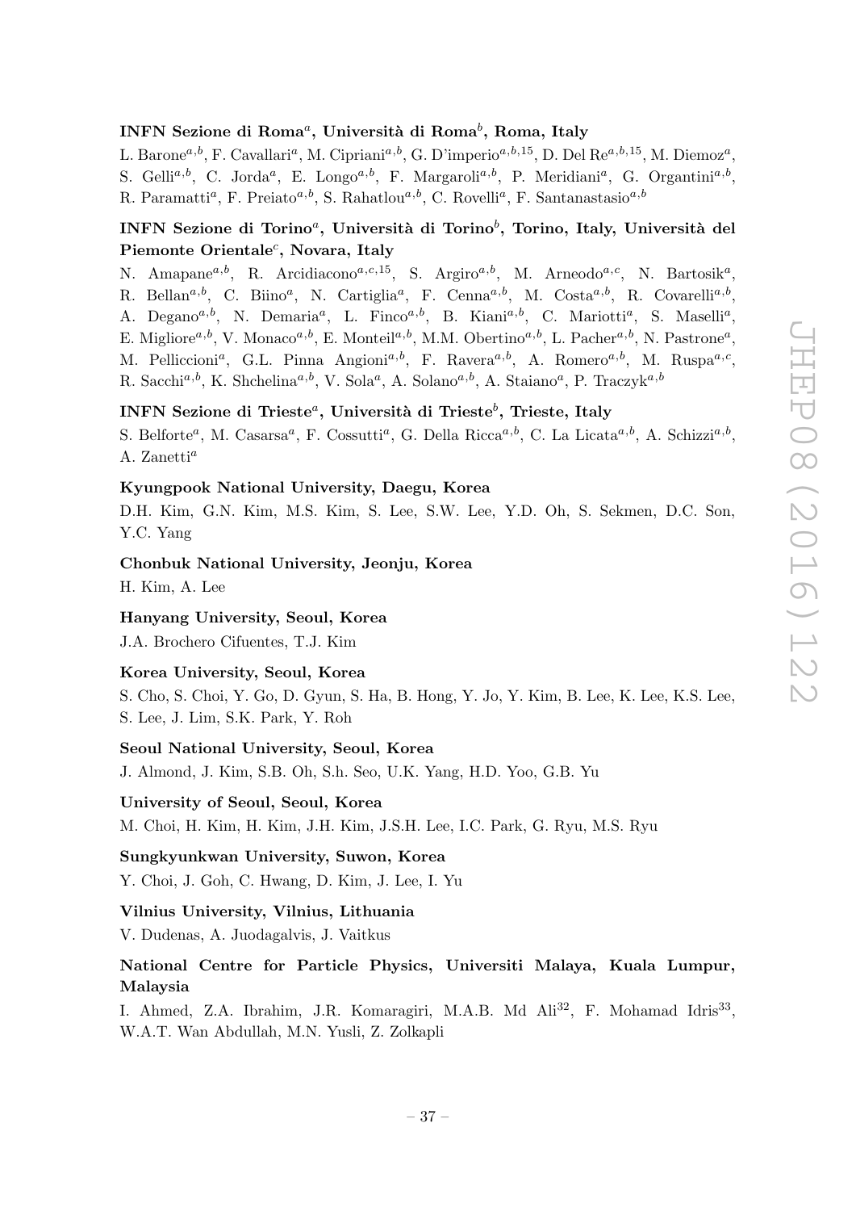**INFN Sezione di Roma[a], Università di Roma[b], Roma, Italy**

L. Barone[a,b], F. Cavallari[a], M. Cipriani[a,b], G. D'imperio[a,b,15], D. Del Re[a,b,15], M. Diemoz[a], S. Gelli[a,b], C. Jorda[a], E. Longo[a,b], F. Margaroli[a,b], P. Meridiani[a], G. Organtini[a,b], R. Paramatti[a], F. Preiato[a,b], S. Rahatlou[a,b], C. Rovelli[a], F. Santanastasio[a,b]

**INFN Sezione di Torino[a], Università di Torino[b], Torino, Italy, Università del Piemonte Orientale[c], Novara, Italy**

N. Amapane[a,b], R. Arcidiacono[a,c,15], S. Argiro[a,b], M. Arneodo[a,c], N. Bartosik[a], R. Bellan[a,b], C. Biino[a], N. Cartiglia[a], F. Cenna[a,b], M. Costa[a,b], R. Covarelli[a,b], A. Degano[a,b], N. Demaria[a], L. Finco[a,b], B. Kiani[a,b], C. Mariotti[a], S. Maselli[a], E. Migliore[a,b], V. Monaco[a,b], E. Monteil[a,b], M.M. Obertino[a,b], L. Pacher[a,b], N. Pastrone[a], M. Pelliccioni[a], G.L. Pinna Angioni[a,b], F. Ravera[a,b], A. Romero[a,b], M. Ruspa[a,c], R. Sacchi[a,b], K. Shchelina[a,b], V. Sola[a], A. Solano[a,b], A. Staiano[a], P. Traczyk[a,b]

**INFN Sezione di Trieste[a], Università di Trieste[b], Trieste, Italy**

S. Belforte[a], M. Casarsa[a], F. Cossutti[a], G. Della Ricca[a,b], C. La Licata[a,b], A. Schizzi[a,b], A. Zanetti[a]

**Kyungpook National University, Daegu, Korea**

D.H. Kim, G.N. Kim, M.S. Kim, S. Lee, S.W. Lee, Y.D. Oh, S. Sekmen, D.C. Son, Y.C. Yang

**Chonbuk National University, Jeonju, Korea**

H. Kim, A. Lee

**Hanyang University, Seoul, Korea**

J.A. Brochero Cifuentes, T.J. Kim

**Korea University, Seoul, Korea**

S. Cho, S. Choi, Y. Go, D. Gyun, S. Ha, B. Hong, Y. Jo, Y. Kim, B. Lee, K. Lee, K.S. Lee, S. Lee, J. Lim, S.K. Park, Y. Roh

**Seoul National University, Seoul, Korea**

J. Almond, J. Kim, S.B. Oh, S.h. Seo, U.K. Yang, H.D. Yoo, G.B. Yu

**University of Seoul, Seoul, Korea**

M. Choi, H. Kim, H. Kim, J.H. Kim, J.S.H. Lee, I.C. Park, G. Ryu, M.S. Ryu

**Sungkyunkwan University, Suwon, Korea**

Y. Choi, J. Goh, C. Hwang, D. Kim, J. Lee, I. Yu

**Vilnius University, Vilnius, Lithuania**

V. Dudenas, A. Juodagalvis, J. Vaitkus

**National Centre for Particle Physics, Universiti Malaya, Kuala Lumpur, Malaysia**

I. Ahmed, Z.A. Ibrahim, J.R. Komaragiri, M.A.B. Md Ali[32], F. Mohamad Idris[33], W.A.T. Wan Abdullah, M.N. Yusli, Z. Zolkapli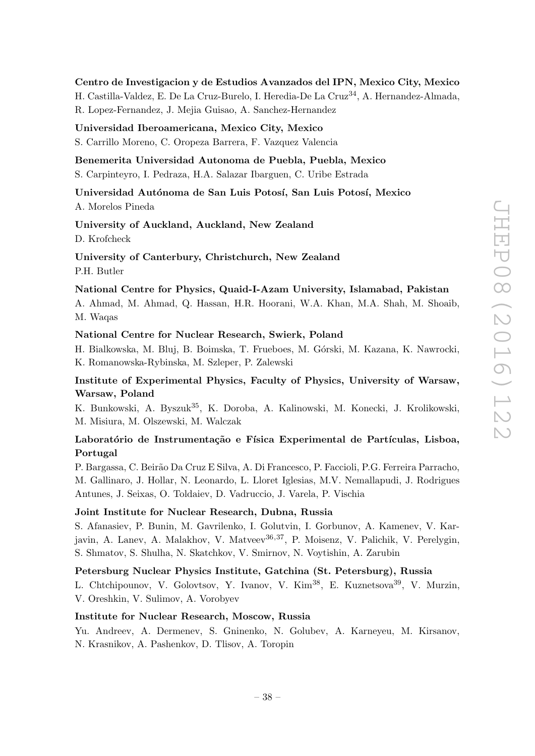**Centro de Investigacion y de Estudios Avanzados del IPN, Mexico City, Mexico**
H. Castilla-Valdez, E. De La Cruz-Burelo, I. Heredia-De La Cruz[34], A. Hernandez-Almada, R. Lopez-Fernandez, J. Mejia Guisao, A. Sanchez-Hernandez

**Universidad Iberoamericana, Mexico City, Mexico**
S. Carrillo Moreno, C. Oropeza Barrera, F. Vazquez Valencia

**Benemerita Universidad Autonoma de Puebla, Puebla, Mexico**
S. Carpinteyro, I. Pedraza, H.A. Salazar Ibarguen, C. Uribe Estrada

**Universidad Autónoma de San Luis Potosí, San Luis Potosí, Mexico**
A. Morelos Pineda

**University of Auckland, Auckland, New Zealand**
D. Krofcheck

**University of Canterbury, Christchurch, New Zealand**
P.H. Butler

**National Centre for Physics, Quaid-I-Azam University, Islamabad, Pakistan**
A. Ahmad, M. Ahmad, Q. Hassan, H.R. Hoorani, W.A. Khan, M.A. Shah, M. Shoaib, M. Waqas

**National Centre for Nuclear Research, Swierk, Poland**
H. Bialkowska, M. Bluj, B. Boimska, T. Frueboes, M. Górski, M. Kazana, K. Nawrocki, K. Romanowska-Rybinska, M. Szleper, P. Zalewski

**Institute of Experimental Physics, Faculty of Physics, University of Warsaw, Warsaw, Poland**
K. Bunkowski, A. Byszuk[35], K. Doroba, A. Kalinowski, M. Konecki, J. Krolikowski, M. Misiura, M. Olszewski, M. Walczak

**Laboratório de Instrumentação e Física Experimental de Partículas, Lisboa, Portugal**
P. Bargassa, C. Beirão Da Cruz E Silva, A. Di Francesco, P. Faccioli, P.G. Ferreira Parracho, M. Gallinaro, J. Hollar, N. Leonardo, L. Lloret Iglesias, M.V. Nemallapudi, J. Rodrigues Antunes, J. Seixas, O. Toldaiev, D. Vadruccio, J. Varela, P. Vischia

**Joint Institute for Nuclear Research, Dubna, Russia**
S. Afanasiev, P. Bunin, M. Gavrilenko, I. Golutvin, I. Gorbunov, A. Kamenev, V. Karjavin, A. Lanev, A. Malakhov, V. Matveev[36,37], P. Moisenz, V. Palichik, V. Perelygin, S. Shmatov, S. Shulha, N. Skatchkov, V. Smirnov, N. Voytishin, A. Zarubin

**Petersburg Nuclear Physics Institute, Gatchina (St. Petersburg), Russia**
L. Chtchipounov, V. Golovtsov, Y. Ivanov, V. Kim[38], E. Kuznetsova[39], V. Murzin, V. Oreshkin, V. Sulimov, A. Vorobyev

**Institute for Nuclear Research, Moscow, Russia**
Yu. Andreev, A. Dermenev, S. Gninenko, N. Golubev, A. Karneyeu, M. Kirsanov, N. Krasnikov, A. Pashenkov, D. Tlisov, A. Toropin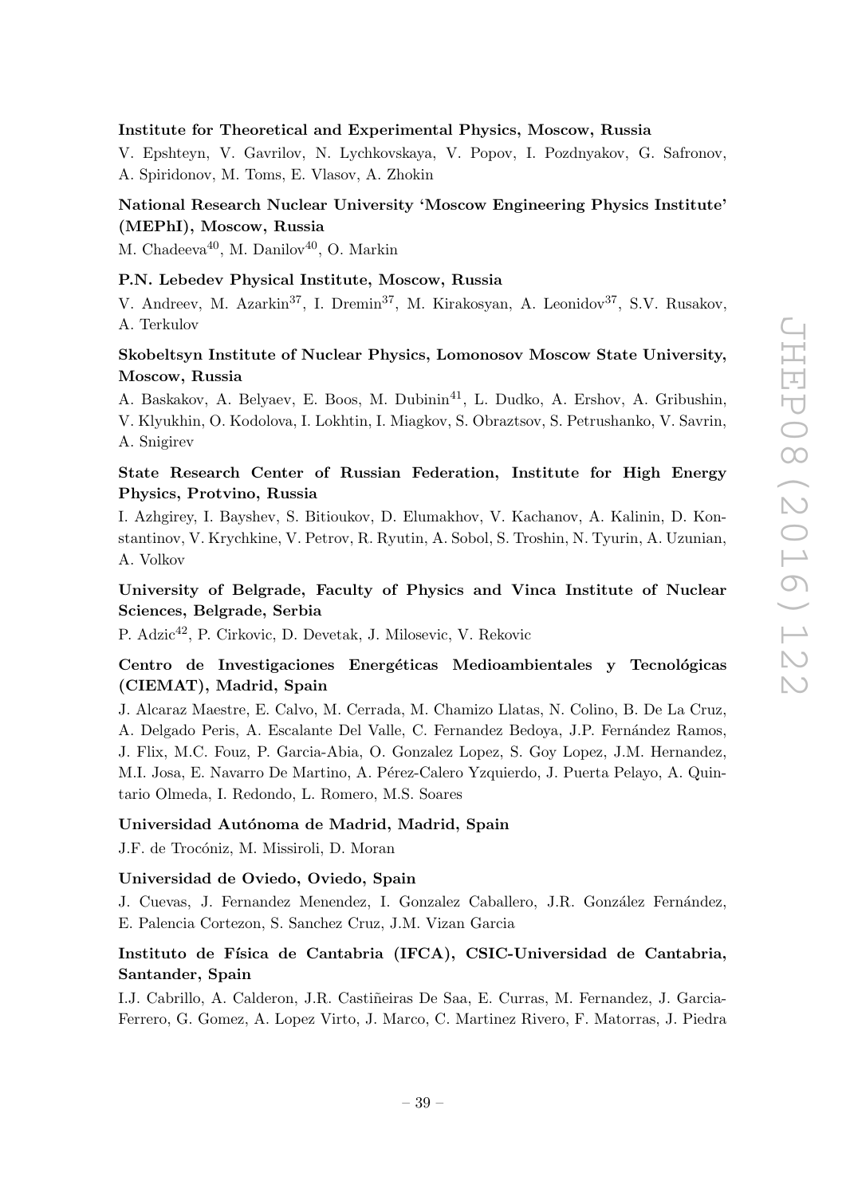**Institute for Theoretical and Experimental Physics, Moscow, Russia**

V. Epshteyn, V. Gavrilov, N. Lychkovskaya, V. Popov, I. Pozdnyakov, G. Safronov, A. Spiridonov, M. Toms, E. Vlasov, A. Zhokin

**National Research Nuclear University 'Moscow Engineering Physics Institute' (MEPhI), Moscow, Russia**

M. Chadeeva[40], M. Danilov[40], O. Markin

**P.N. Lebedev Physical Institute, Moscow, Russia**

V. Andreev, M. Azarkin[37], I. Dremin[37], M. Kirakosyan, A. Leonidov[37], S.V. Rusakov, A. Terkulov

**Skobeltsyn Institute of Nuclear Physics, Lomonosov Moscow State University, Moscow, Russia**

A. Baskakov, A. Belyaev, E. Boos, M. Dubinin[41], L. Dudko, A. Ershov, A. Gribushin, V. Klyukhin, O. Kodolova, I. Lokhtin, I. Miagkov, S. Obraztsov, S. Petrushanko, V. Savrin, A. Snigirev

**State Research Center of Russian Federation, Institute for High Energy Physics, Protvino, Russia**

I. Azhgirey, I. Bayshev, S. Bitioukov, D. Elumakhov, V. Kachanov, A. Kalinin, D. Konstantinov, V. Krychkine, V. Petrov, R. Ryutin, A. Sobol, S. Troshin, N. Tyurin, A. Uzunian, A. Volkov

**University of Belgrade, Faculty of Physics and Vinca Institute of Nuclear Sciences, Belgrade, Serbia**

P. Adzic[42], P. Cirkovic, D. Devetak, J. Milosevic, V. Rekovic

**Centro de Investigaciones Energéticas Medioambientales y Tecnológicas (CIEMAT), Madrid, Spain**

J. Alcaraz Maestre, E. Calvo, M. Cerrada, M. Chamizo Llatas, N. Colino, B. De La Cruz, A. Delgado Peris, A. Escalante Del Valle, C. Fernandez Bedoya, J.P. Fernández Ramos, J. Flix, M.C. Fouz, P. Garcia-Abia, O. Gonzalez Lopez, S. Goy Lopez, J.M. Hernandez, M.I. Josa, E. Navarro De Martino, A. Pérez-Calero Yzquierdo, J. Puerta Pelayo, A. Quintario Olmeda, I. Redondo, L. Romero, M.S. Soares

**Universidad Autónoma de Madrid, Madrid, Spain**

J.F. de Trocóniz, M. Missiroli, D. Moran

**Universidad de Oviedo, Oviedo, Spain**

J. Cuevas, J. Fernandez Menendez, I. Gonzalez Caballero, J.R. González Fernández, E. Palencia Cortezon, S. Sanchez Cruz, J.M. Vizan Garcia

**Instituto de Física de Cantabria (IFCA), CSIC-Universidad de Cantabria, Santander, Spain**

I.J. Cabrillo, A. Calderon, J.R. Castiñeiras De Saa, E. Curras, M. Fernandez, J. Garcia-Ferrero, G. Gomez, A. Lopez Virto, J. Marco, C. Martinez Rivero, F. Matorras, J. Piedra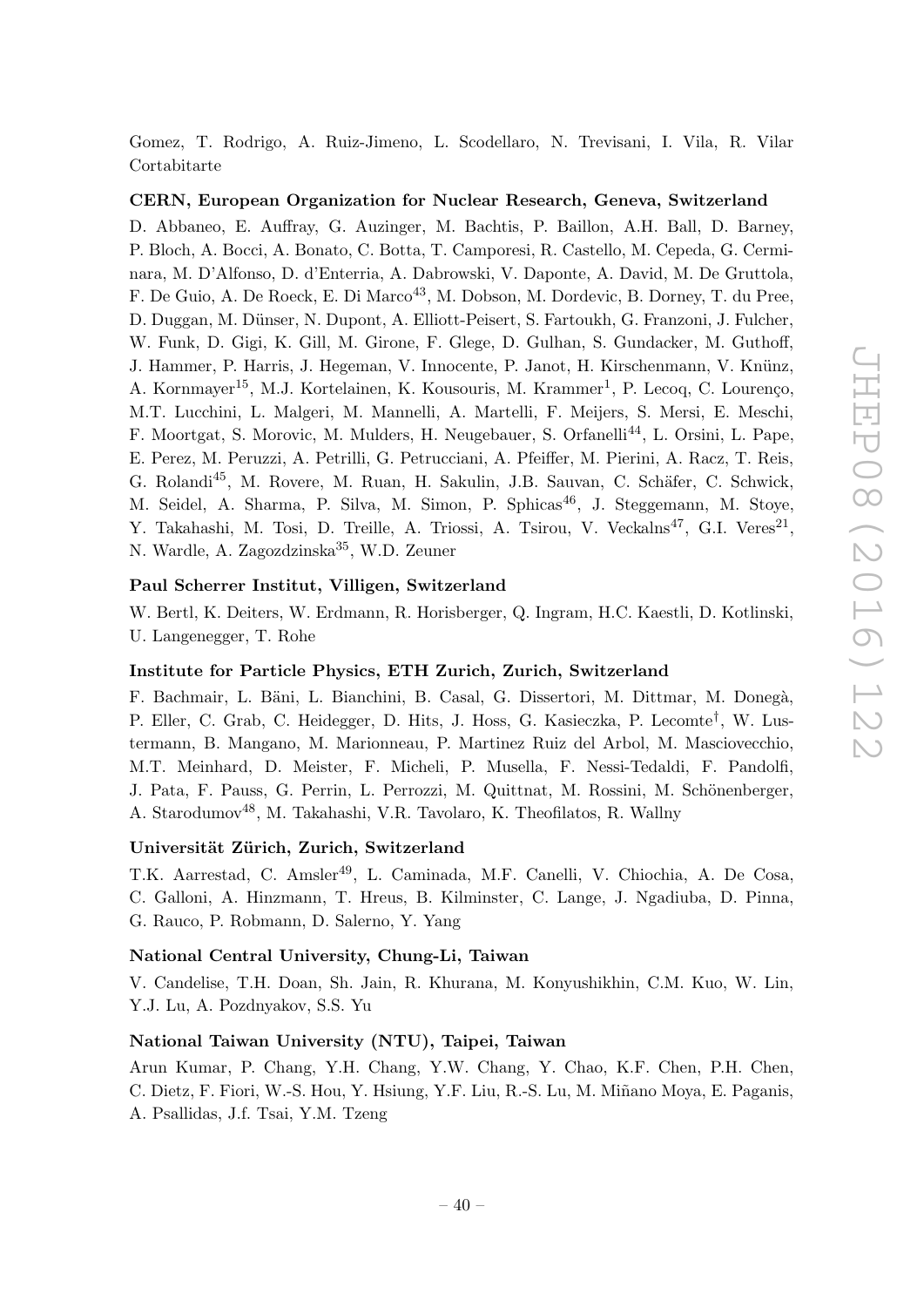Gomez, T. Rodrigo, A. Ruiz-Jimeno, L. Scodellaro, N. Trevisani, I. Vila, R. Vilar Cortabitarte

**CERN, European Organization for Nuclear Research, Geneva, Switzerland**

D. Abbaneo, E. Auffray, G. Auzinger, M. Bachtis, P. Baillon, A.H. Ball, D. Barney, P. Bloch, A. Bocci, A. Bonato, C. Botta, T. Camporesi, R. Castello, M. Cepeda, G. Cerminara, M. D'Alfonso, D. d'Enterria, A. Dabrowski, V. Daponte, A. David, M. De Gruttola, F. De Guio, A. De Roeck, E. Di Marco[43], M. Dobson, M. Dordevic, B. Dorney, T. du Pree, D. Duggan, M. Dünser, N. Dupont, A. Elliott-Peisert, S. Fartoukh, G. Franzoni, J. Fulcher, W. Funk, D. Gigi, K. Gill, M. Girone, F. Glege, D. Gulhan, S. Gundacker, M. Guthoff, J. Hammer, P. Harris, J. Hegeman, V. Innocente, P. Janot, H. Kirschenmann, V. Knünz, A. Kornmayer[15], M.J. Kortelainen, K. Kousouris, M. Krammer[1], P. Lecoq, C. Lourenço, M.T. Lucchini, L. Malgeri, M. Mannelli, A. Martelli, F. Meijers, S. Mersi, E. Meschi, F. Moortgat, S. Morovic, M. Mulders, H. Neugebauer, S. Orfanelli[44], L. Orsini, L. Pape, E. Perez, M. Peruzzi, A. Petrilli, G. Petrucciani, A. Pfeiffer, M. Pierini, A. Racz, T. Reis, G. Rolandi[45], M. Rovere, M. Ruan, H. Sakulin, J.B. Sauvan, C. Schäfer, C. Schwick, M. Seidel, A. Sharma, P. Silva, M. Simon, P. Sphicas[46], J. Steggemann, M. Stoye, Y. Takahashi, M. Tosi, D. Treille, A. Triossi, A. Tsirou, V. Veckalns[47], G.I. Veres[21], N. Wardle, A. Zagozdzinska[35], W.D. Zeuner

**Paul Scherrer Institut, Villigen, Switzerland**

W. Bertl, K. Deiters, W. Erdmann, R. Horisberger, Q. Ingram, H.C. Kaestli, D. Kotlinski, U. Langenegger, T. Rohe

**Institute for Particle Physics, ETH Zurich, Zurich, Switzerland**

F. Bachmair, L. Bäni, L. Bianchini, B. Casal, G. Dissertori, M. Dittmar, M. Donegà, P. Eller, C. Grab, C. Heidegger, D. Hits, J. Hoss, G. Kasieczka, P. Lecomte[†], W. Lustermann, B. Mangano, M. Marionneau, P. Martinez Ruiz del Arbol, M. Masciovecchio, M.T. Meinhard, D. Meister, F. Micheli, P. Musella, F. Nessi-Tedaldi, F. Pandolfi, J. Pata, F. Pauss, G. Perrin, L. Perrozzi, M. Quittnat, M. Rossini, M. Schönenberger, A. Starodumov[48], M. Takahashi, V.R. Tavolaro, K. Theofilatos, R. Wallny

**Universität Zürich, Zurich, Switzerland**

T.K. Aarrestad, C. Amsler[49], L. Caminada, M.F. Canelli, V. Chiochia, A. De Cosa, C. Galloni, A. Hinzmann, T. Hreus, B. Kilminster, C. Lange, J. Ngadiuba, D. Pinna, G. Rauco, P. Robmann, D. Salerno, Y. Yang

**National Central University, Chung-Li, Taiwan**

V. Candelise, T.H. Doan, Sh. Jain, R. Khurana, M. Konyushikhin, C.M. Kuo, W. Lin, Y.J. Lu, A. Pozdnyakov, S.S. Yu

**National Taiwan University (NTU), Taipei, Taiwan**

Arun Kumar, P. Chang, Y.H. Chang, Y.W. Chang, Y. Chao, K.F. Chen, P.H. Chen, C. Dietz, F. Fiori, W.-S. Hou, Y. Hsiung, Y.F. Liu, R.-S. Lu, M. Miñano Moya, E. Paganis, A. Psallidas, J.f. Tsai, Y.M. Tzeng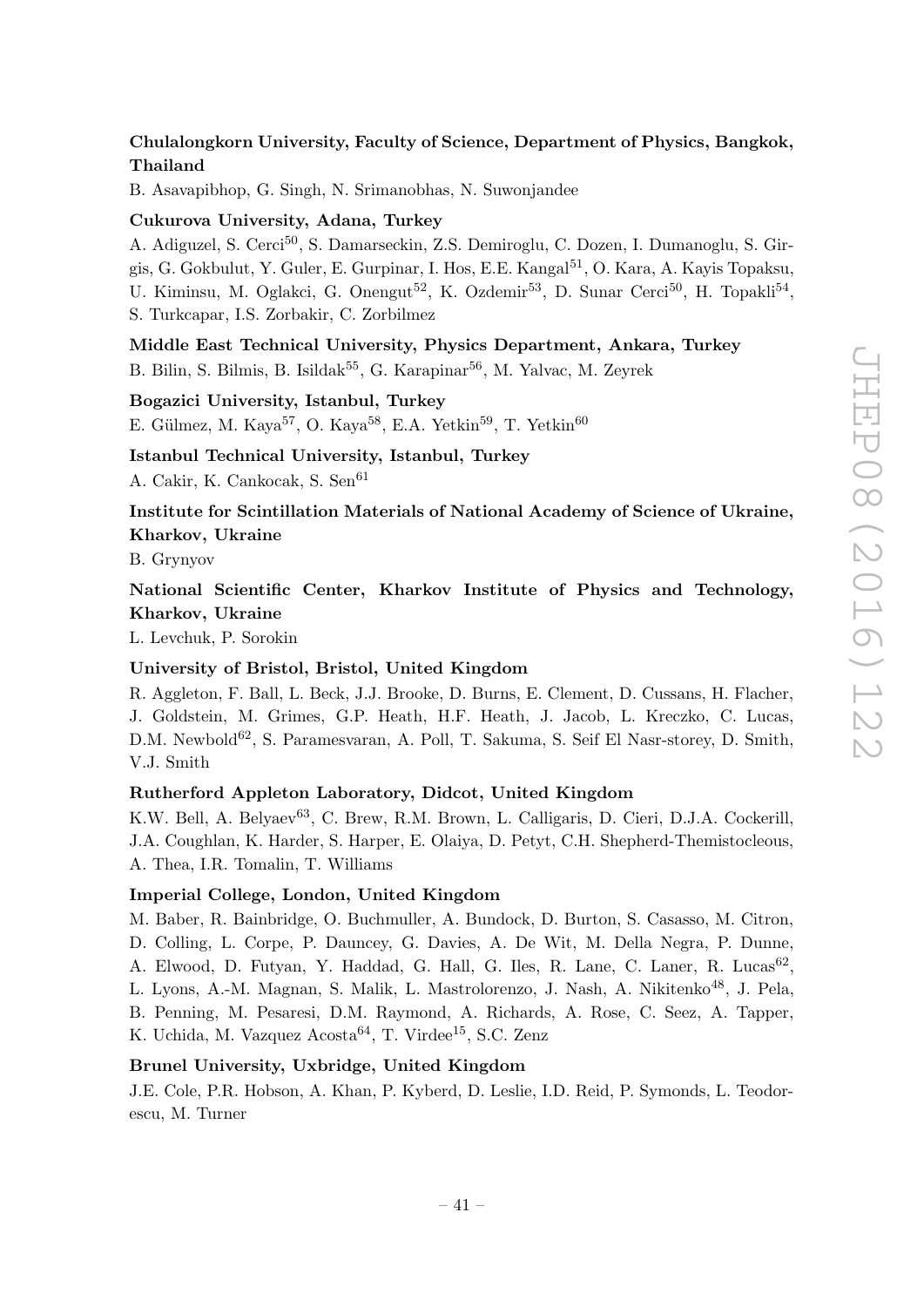**Chulalongkorn University, Faculty of Science, Department of Physics, Bangkok, Thailand**

B. Asavapibhop, G. Singh, N. Srimanobhas, N. Suwonjandee

**Cukurova University, Adana, Turkey**

A. Adiguzel, S. Cerci[50], S. Damarseckin, Z.S. Demiroglu, C. Dozen, I. Dumanoglu, S. Girgis, G. Gokbulut, Y. Guler, E. Gurpinar, I. Hos, E.E. Kangal[51], O. Kara, A. Kayis Topaksu, U. Kiminsu, M. Oglakci, G. Onengut[52], K. Ozdemir[53], D. Sunar Cerci[50], H. Topakli[54], S. Turkcapar, I.S. Zorbakir, C. Zorbilmez

**Middle East Technical University, Physics Department, Ankara, Turkey**

B. Bilin, S. Bilmis, B. Isildak[55], G. Karapinar[56], M. Yalvac, M. Zeyrek

**Bogazici University, Istanbul, Turkey**

E. Gülmez, M. Kaya[57], O. Kaya[58], E.A. Yetkin[59], T. Yetkin[60]

**Istanbul Technical University, Istanbul, Turkey**

A. Cakir, K. Cankocak, S. Sen[61]

**Institute for Scintillation Materials of National Academy of Science of Ukraine, Kharkov, Ukraine**

B. Grynyov

**National Scientific Center, Kharkov Institute of Physics and Technology, Kharkov, Ukraine**

L. Levchuk, P. Sorokin

**University of Bristol, Bristol, United Kingdom**

R. Aggleton, F. Ball, L. Beck, J.J. Brooke, D. Burns, E. Clement, D. Cussans, H. Flacher, J. Goldstein, M. Grimes, G.P. Heath, H.F. Heath, J. Jacob, L. Kreczko, C. Lucas, D.M. Newbold[62], S. Paramesvaran, A. Poll, T. Sakuma, S. Seif El Nasr-storey, D. Smith, V.J. Smith

**Rutherford Appleton Laboratory, Didcot, United Kingdom**

K.W. Bell, A. Belyaev[63], C. Brew, R.M. Brown, L. Calligaris, D. Cieri, D.J.A. Cockerill, J.A. Coughlan, K. Harder, S. Harper, E. Olaiya, D. Petyt, C.H. Shepherd-Themistocleous, A. Thea, I.R. Tomalin, T. Williams

**Imperial College, London, United Kingdom**

M. Baber, R. Bainbridge, O. Buchmuller, A. Bundock, D. Burton, S. Casasso, M. Citron, D. Colling, L. Corpe, P. Dauncey, G. Davies, A. De Wit, M. Della Negra, P. Dunne, A. Elwood, D. Futyan, Y. Haddad, G. Hall, G. Iles, R. Lane, C. Laner, R. Lucas[62], L. Lyons, A.-M. Magnan, S. Malik, L. Mastrolorenzo, J. Nash, A. Nikitenko[48], J. Pela, B. Penning, M. Pesaresi, D.M. Raymond, A. Richards, A. Rose, C. Seez, A. Tapper, K. Uchida, M. Vazquez Acosta[64], T. Virdee[15], S.C. Zenz

**Brunel University, Uxbridge, United Kingdom**

J.E. Cole, P.R. Hobson, A. Khan, P. Kyberd, D. Leslie, I.D. Reid, P. Symonds, L. Teodorescu, M. Turner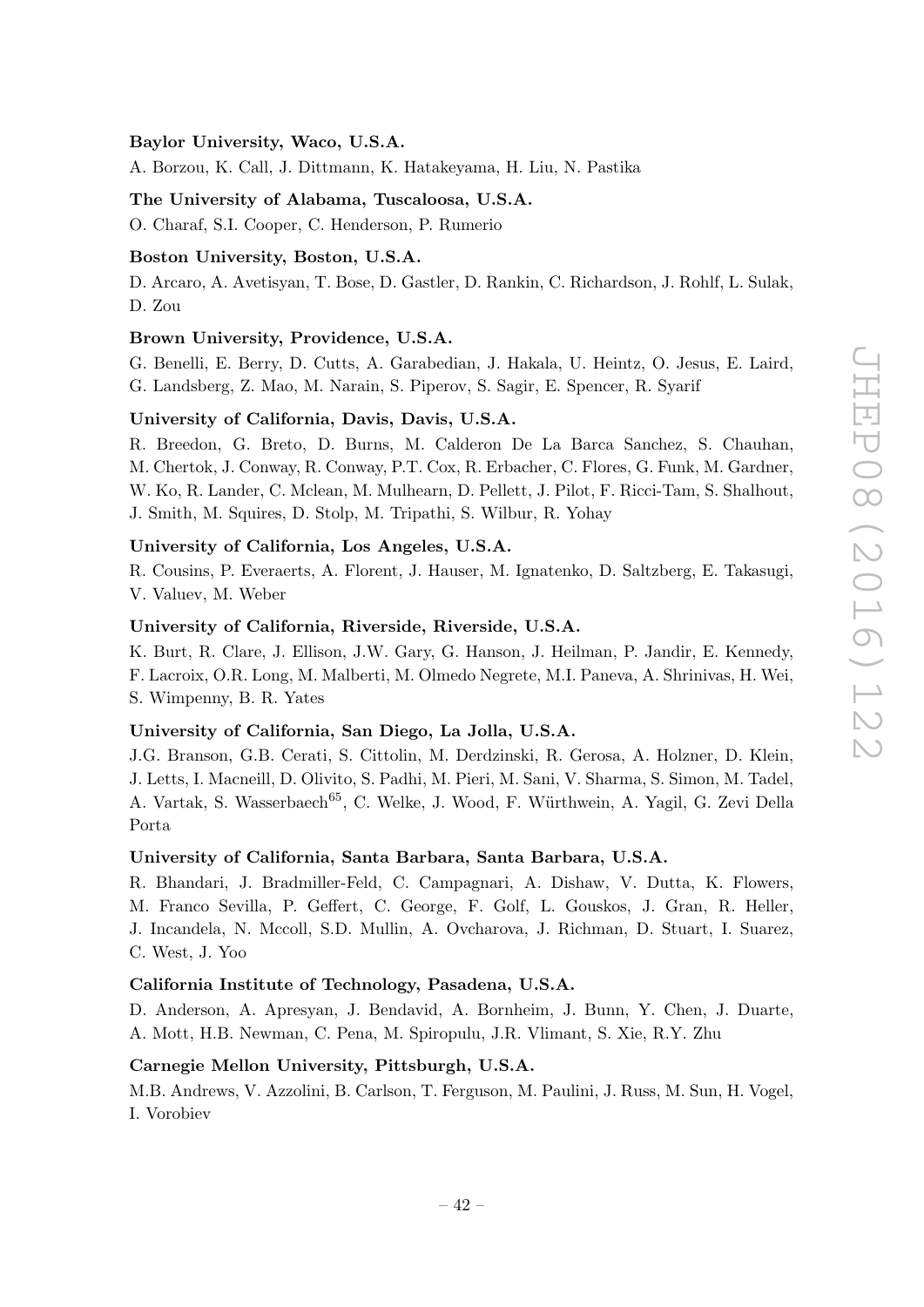**Baylor University, Waco, U.S.A.**

A. Borzou, K. Call, J. Dittmann, K. Hatakeyama, H. Liu, N. Pastika

**The University of Alabama, Tuscaloosa, U.S.A.**

O. Charaf, S.I. Cooper, C. Henderson, P. Rumerio

**Boston University, Boston, U.S.A.**

D. Arcaro, A. Avetisyan, T. Bose, D. Gastler, D. Rankin, C. Richardson, J. Rohlf, L. Sulak, D. Zou

**Brown University, Providence, U.S.A.**

G. Benelli, E. Berry, D. Cutts, A. Garabedian, J. Hakala, U. Heintz, O. Jesus, E. Laird, G. Landsberg, Z. Mao, M. Narain, S. Piperov, S. Sagir, E. Spencer, R. Syarif

**University of California, Davis, Davis, U.S.A.**

R. Breedon, G. Breto, D. Burns, M. Calderon De La Barca Sanchez, S. Chauhan, M. Chertok, J. Conway, R. Conway, P.T. Cox, R. Erbacher, C. Flores, G. Funk, M. Gardner, W. Ko, R. Lander, C. Mclean, M. Mulhearn, D. Pellett, J. Pilot, F. Ricci-Tam, S. Shalhout, J. Smith, M. Squires, D. Stolp, M. Tripathi, S. Wilbur, R. Yohay

**University of California, Los Angeles, U.S.A.**

R. Cousins, P. Everaerts, A. Florent, J. Hauser, M. Ignatenko, D. Saltzberg, E. Takasugi, V. Valuev, M. Weber

**University of California, Riverside, Riverside, U.S.A.**

K. Burt, R. Clare, J. Ellison, J.W. Gary, G. Hanson, J. Heilman, P. Jandir, E. Kennedy, F. Lacroix, O.R. Long, M. Malberti, M. Olmedo Negrete, M.I. Paneva, A. Shrinivas, H. Wei, S. Wimpenny, B. R. Yates

**University of California, San Diego, La Jolla, U.S.A.**

J.G. Branson, G.B. Cerati, S. Cittolin, M. Derdzinski, R. Gerosa, A. Holzner, D. Klein, J. Letts, I. Macneill, D. Olivito, S. Padhi, M. Pieri, M. Sani, V. Sharma, S. Simon, M. Tadel, A. Vartak, S. Wasserbaech[65], C. Welke, J. Wood, F. Würthwein, A. Yagil, G. Zevi Della Porta

**University of California, Santa Barbara, Santa Barbara, U.S.A.**

R. Bhandari, J. Bradmiller-Feld, C. Campagnari, A. Dishaw, V. Dutta, K. Flowers, M. Franco Sevilla, P. Geffert, C. George, F. Golf, L. Gouskos, J. Gran, R. Heller, J. Incandela, N. Mccoll, S.D. Mullin, A. Ovcharova, J. Richman, D. Stuart, I. Suarez, C. West, J. Yoo

**California Institute of Technology, Pasadena, U.S.A.**

D. Anderson, A. Apresyan, J. Bendavid, A. Bornheim, J. Bunn, Y. Chen, J. Duarte, A. Mott, H.B. Newman, C. Pena, M. Spiropulu, J.R. Vlimant, S. Xie, R.Y. Zhu

**Carnegie Mellon University, Pittsburgh, U.S.A.**

M.B. Andrews, V. Azzolini, B. Carlson, T. Ferguson, M. Paulini, J. Russ, M. Sun, H. Vogel, I. Vorobiev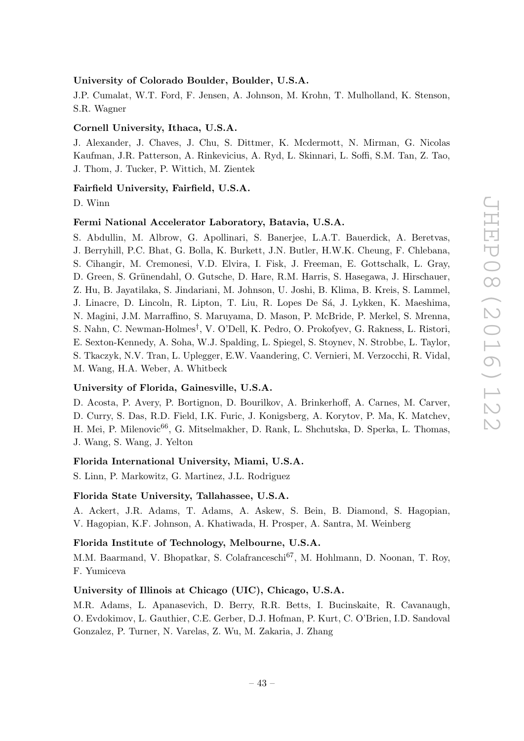**University of Colorado Boulder, Boulder, U.S.A.**

J.P. Cumalat, W.T. Ford, F. Jensen, A. Johnson, M. Krohn, T. Mulholland, K. Stenson, S.R. Wagner

**Cornell University, Ithaca, U.S.A.**

J. Alexander, J. Chaves, J. Chu, S. Dittmer, K. Mcdermott, N. Mirman, G. Nicolas Kaufman, J.R. Patterson, A. Rinkevicius, A. Ryd, L. Skinnari, L. Soffi, S.M. Tan, Z. Tao, J. Thom, J. Tucker, P. Wittich, M. Zientek

**Fairfield University, Fairfield, U.S.A.**

D. Winn

**Fermi National Accelerator Laboratory, Batavia, U.S.A.**

S. Abdullin, M. Albrow, G. Apollinari, S. Banerjee, L.A.T. Bauerdick, A. Beretvas, J. Berryhill, P.C. Bhat, G. Bolla, K. Burkett, J.N. Butler, H.W.K. Cheung, F. Chlebana, S. Cihangir, M. Cremonesi, V.D. Elvira, I. Fisk, J. Freeman, E. Gottschalk, L. Gray, D. Green, S. Grünendahl, O. Gutsche, D. Hare, R.M. Harris, S. Hasegawa, J. Hirschauer, Z. Hu, B. Jayatilaka, S. Jindariani, M. Johnson, U. Joshi, B. Klima, B. Kreis, S. Lammel, J. Linacre, D. Lincoln, R. Lipton, T. Liu, R. Lopes De Sá, J. Lykken, K. Maeshima, N. Magini, J.M. Marraffino, S. Maruyama, D. Mason, P. McBride, P. Merkel, S. Mrenna, S. Nahn, C. Newman-Holmes[†], V. O'Dell, K. Pedro, O. Prokofyev, G. Rakness, L. Ristori, E. Sexton-Kennedy, A. Soha, W.J. Spalding, L. Spiegel, S. Stoynev, N. Strobbe, L. Taylor, S. Tkaczyk, N.V. Tran, L. Uplegger, E.W. Vaandering, C. Vernieri, M. Verzocchi, R. Vidal, M. Wang, H.A. Weber, A. Whitbeck

**University of Florida, Gainesville, U.S.A.**

D. Acosta, P. Avery, P. Bortignon, D. Bourilkov, A. Brinkerhoff, A. Carnes, M. Carver, D. Curry, S. Das, R.D. Field, I.K. Furic, J. Konigsberg, A. Korytov, P. Ma, K. Matchev, H. Mei, P. Milenovic[66], G. Mitselmakher, D. Rank, L. Shchutska, D. Sperka, L. Thomas, J. Wang, S. Wang, J. Yelton

**Florida International University, Miami, U.S.A.**

S. Linn, P. Markowitz, G. Martinez, J.L. Rodriguez

**Florida State University, Tallahassee, U.S.A.**

A. Ackert, J.R. Adams, T. Adams, A. Askew, S. Bein, B. Diamond, S. Hagopian, V. Hagopian, K.F. Johnson, A. Khatiwada, H. Prosper, A. Santra, M. Weinberg

**Florida Institute of Technology, Melbourne, U.S.A.**

M.M. Baarmand, V. Bhopatkar, S. Colafranceschi[67], M. Hohlmann, D. Noonan, T. Roy, F. Yumiceva

**University of Illinois at Chicago (UIC), Chicago, U.S.A.**

M.R. Adams, L. Apanasevich, D. Berry, R.R. Betts, I. Bucinskaite, R. Cavanaugh, O. Evdokimov, L. Gauthier, C.E. Gerber, D.J. Hofman, P. Kurt, C. O'Brien, I.D. Sandoval Gonzalez, P. Turner, N. Varelas, Z. Wu, M. Zakaria, J. Zhang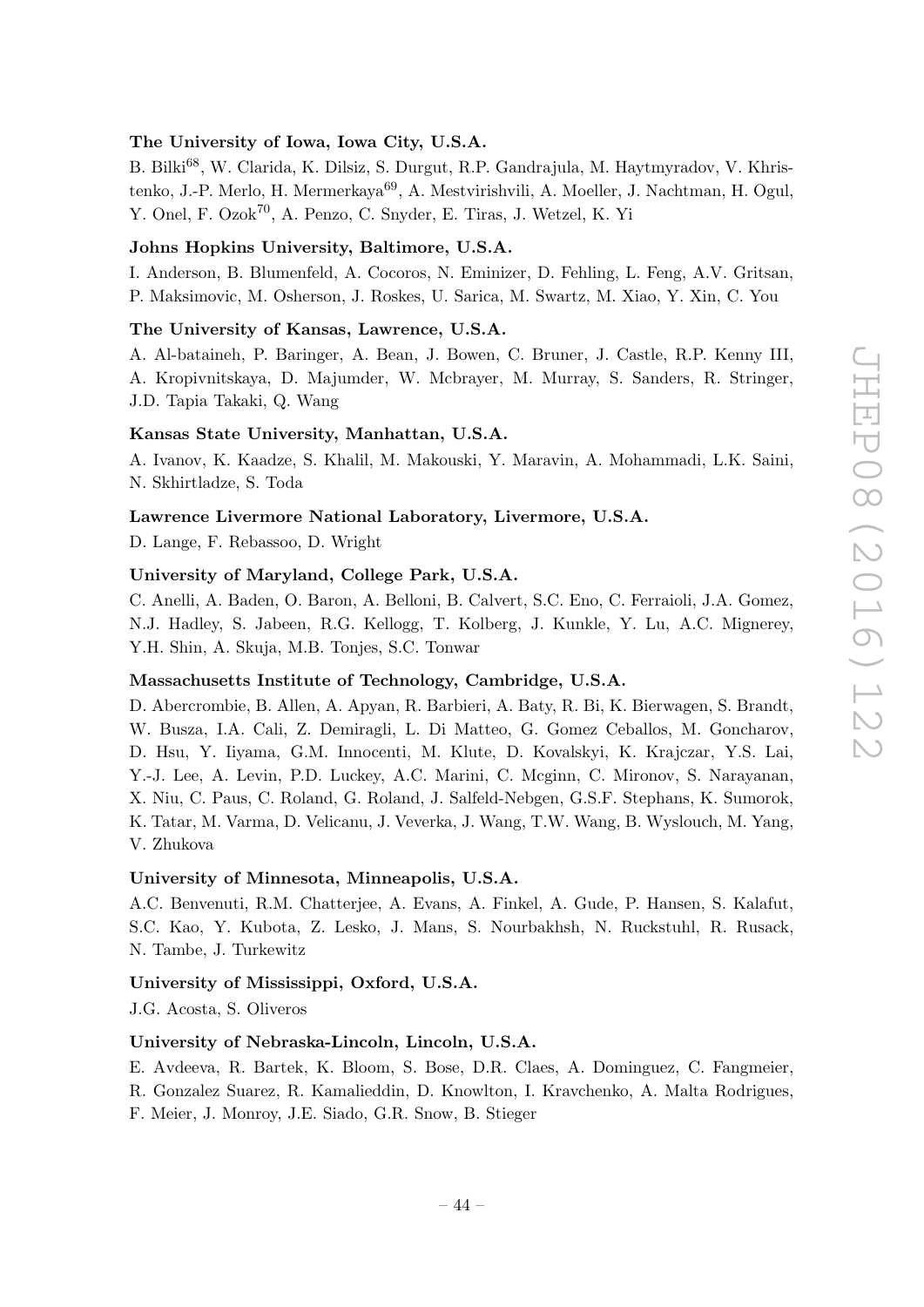**The University of Iowa, Iowa City, U.S.A.**

B. Bilki[68], W. Clarida, K. Dilsiz, S. Durgut, R.P. Gandrajula, M. Haytmyradov, V. Khristenko, J.-P. Merlo, H. Mermerkaya[69], A. Mestvirishvili, A. Moeller, J. Nachtman, H. Ogul, Y. Onel, F. Ozok[70], A. Penzo, C. Snyder, E. Tiras, J. Wetzel, K. Yi

**Johns Hopkins University, Baltimore, U.S.A.**

I. Anderson, B. Blumenfeld, A. Cocoros, N. Eminizer, D. Fehling, L. Feng, A.V. Gritsan, P. Maksimovic, M. Osherson, J. Roskes, U. Sarica, M. Swartz, M. Xiao, Y. Xin, C. You

**The University of Kansas, Lawrence, U.S.A.**

A. Al-bataineh, P. Baringer, A. Bean, J. Bowen, C. Bruner, J. Castle, R.P. Kenny III, A. Kropivnitskaya, D. Majumder, W. Mcbrayer, M. Murray, S. Sanders, R. Stringer, J.D. Tapia Takaki, Q. Wang

**Kansas State University, Manhattan, U.S.A.**

A. Ivanov, K. Kaadze, S. Khalil, M. Makouski, Y. Maravin, A. Mohammadi, L.K. Saini, N. Skhirtladze, S. Toda

**Lawrence Livermore National Laboratory, Livermore, U.S.A.**

D. Lange, F. Rebassoo, D. Wright

**University of Maryland, College Park, U.S.A.**

C. Anelli, A. Baden, O. Baron, A. Belloni, B. Calvert, S.C. Eno, C. Ferraioli, J.A. Gomez, N.J. Hadley, S. Jabeen, R.G. Kellogg, T. Kolberg, J. Kunkle, Y. Lu, A.C. Mignerey, Y.H. Shin, A. Skuja, M.B. Tonjes, S.C. Tonwar

**Massachusetts Institute of Technology, Cambridge, U.S.A.**

D. Abercrombie, B. Allen, A. Apyan, R. Barbieri, A. Baty, R. Bi, K. Bierwagen, S. Brandt, W. Busza, I.A. Cali, Z. Demiragli, L. Di Matteo, G. Gomez Ceballos, M. Goncharov, D. Hsu, Y. Iiyama, G.M. Innocenti, M. Klute, D. Kovalskyi, K. Krajczar, Y.S. Lai, Y.-J. Lee, A. Levin, P.D. Luckey, A.C. Marini, C. Mcginn, C. Mironov, S. Narayanan, X. Niu, C. Paus, C. Roland, G. Roland, J. Salfeld-Nebgen, G.S.F. Stephans, K. Sumorok, K. Tatar, M. Varma, D. Velicanu, J. Veverka, J. Wang, T.W. Wang, B. Wyslouch, M. Yang, V. Zhukova

**University of Minnesota, Minneapolis, U.S.A.**

A.C. Benvenuti, R.M. Chatterjee, A. Evans, A. Finkel, A. Gude, P. Hansen, S. Kalafut, S.C. Kao, Y. Kubota, Z. Lesko, J. Mans, S. Nourbakhsh, N. Ruckstuhl, R. Rusack, N. Tambe, J. Turkewitz

**University of Mississippi, Oxford, U.S.A.**

J.G. Acosta, S. Oliveros

**University of Nebraska-Lincoln, Lincoln, U.S.A.**

E. Avdeeva, R. Bartek, K. Bloom, S. Bose, D.R. Claes, A. Dominguez, C. Fangmeier, R. Gonzalez Suarez, R. Kamalieddin, D. Knowlton, I. Kravchenko, A. Malta Rodrigues, F. Meier, J. Monroy, J.E. Siado, G.R. Snow, B. Stieger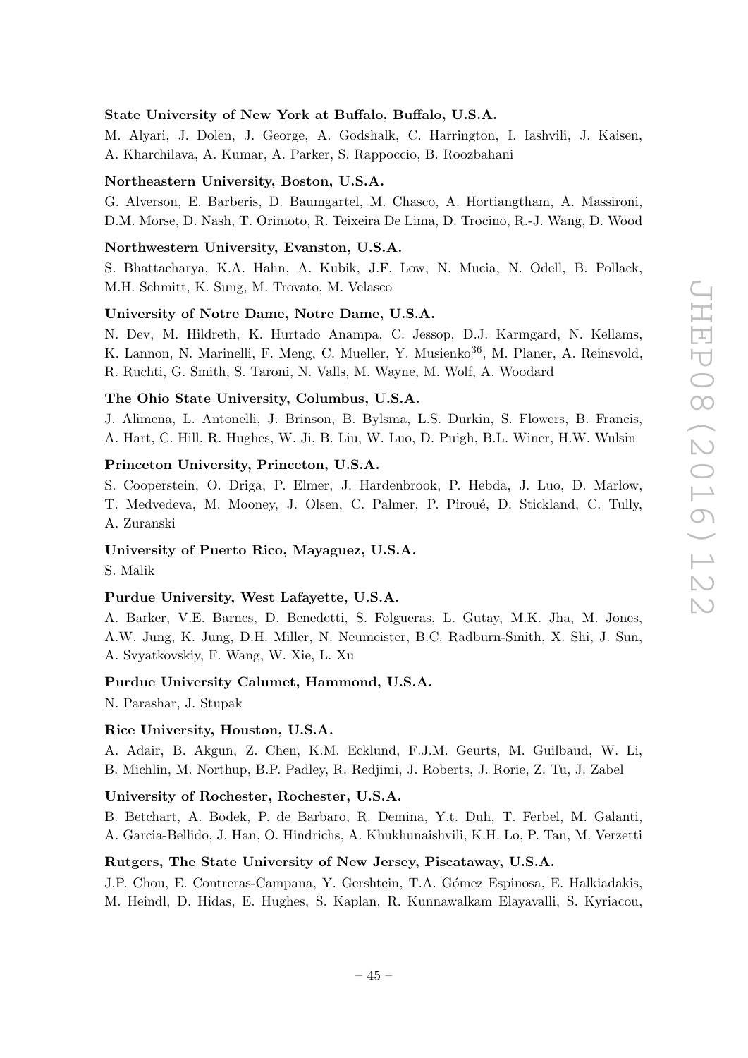**State University of New York at Buffalo, Buffalo, U.S.A.**

M. Alyari, J. Dolen, J. George, A. Godshalk, C. Harrington, I. Iashvili, J. Kaisen, A. Kharchilava, A. Kumar, A. Parker, S. Rappoccio, B. Roozbahani

**Northeastern University, Boston, U.S.A.**

G. Alverson, E. Barberis, D. Baumgartel, M. Chasco, A. Hortiangtham, A. Massironi, D.M. Morse, D. Nash, T. Orimoto, R. Teixeira De Lima, D. Trocino, R.-J. Wang, D. Wood

**Northwestern University, Evanston, U.S.A.**

S. Bhattacharya, K.A. Hahn, A. Kubik, J.F. Low, N. Mucia, N. Odell, B. Pollack, M.H. Schmitt, K. Sung, M. Trovato, M. Velasco

**University of Notre Dame, Notre Dame, U.S.A.**

N. Dev, M. Hildreth, K. Hurtado Anampa, C. Jessop, D.J. Karmgard, N. Kellams, K. Lannon, N. Marinelli, F. Meng, C. Mueller, Y. Musienko[36], M. Planer, A. Reinsvold, R. Ruchti, G. Smith, S. Taroni, N. Valls, M. Wayne, M. Wolf, A. Woodard

**The Ohio State University, Columbus, U.S.A.**

J. Alimena, L. Antonelli, J. Brinson, B. Bylsma, L.S. Durkin, S. Flowers, B. Francis, A. Hart, C. Hill, R. Hughes, W. Ji, B. Liu, W. Luo, D. Puigh, B.L. Winer, H.W. Wulsin

**Princeton University, Princeton, U.S.A.**

S. Cooperstein, O. Driga, P. Elmer, J. Hardenbrook, P. Hebda, J. Luo, D. Marlow, T. Medvedeva, M. Mooney, J. Olsen, C. Palmer, P. Piroué, D. Stickland, C. Tully, A. Zuranski

**University of Puerto Rico, Mayaguez, U.S.A.**

S. Malik

**Purdue University, West Lafayette, U.S.A.**

A. Barker, V.E. Barnes, D. Benedetti, S. Folgueras, L. Gutay, M.K. Jha, M. Jones, A.W. Jung, K. Jung, D.H. Miller, N. Neumeister, B.C. Radburn-Smith, X. Shi, J. Sun, A. Svyatkovskiy, F. Wang, W. Xie, L. Xu

**Purdue University Calumet, Hammond, U.S.A.**

N. Parashar, J. Stupak

**Rice University, Houston, U.S.A.**

A. Adair, B. Akgun, Z. Chen, K.M. Ecklund, F.J.M. Geurts, M. Guilbaud, W. Li, B. Michlin, M. Northup, B.P. Padley, R. Redjimi, J. Roberts, J. Rorie, Z. Tu, J. Zabel

**University of Rochester, Rochester, U.S.A.**

B. Betchart, A. Bodek, P. de Barbaro, R. Demina, Y.t. Duh, T. Ferbel, M. Galanti, A. Garcia-Bellido, J. Han, O. Hindrichs, A. Khukhunaishvili, K.H. Lo, P. Tan, M. Verzetti

**Rutgers, The State University of New Jersey, Piscataway, U.S.A.**

J.P. Chou, E. Contreras-Campana, Y. Gershtein, T.A. Gómez Espinosa, E. Halkiadakis, M. Heindl, D. Hidas, E. Hughes, S. Kaplan, R. Kunnawalkam Elayavalli, S. Kyriacou,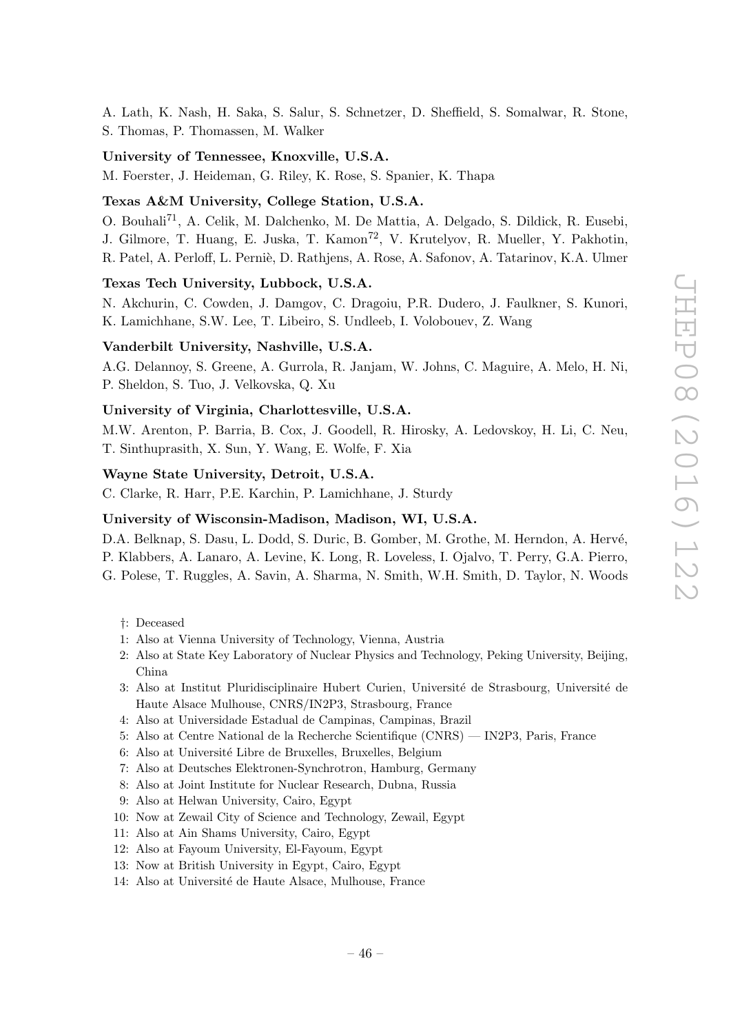A. Lath, K. Nash, H. Saka, S. Salur, S. Schnetzer, D. Sheffield, S. Somalwar, R. Stone, S. Thomas, P. Thomassen, M. Walker

**University of Tennessee, Knoxville, U.S.A.**

M. Foerster, J. Heideman, G. Riley, K. Rose, S. Spanier, K. Thapa

**Texas A&M University, College Station, U.S.A.**

O. Bouhali[71], A. Celik, M. Dalchenko, M. De Mattia, A. Delgado, S. Dildick, R. Eusebi, J. Gilmore, T. Huang, E. Juska, T. Kamon[72], V. Krutelyov, R. Mueller, Y. Pakhotin, R. Patel, A. Perloff, L. Perniè, D. Rathjens, A. Rose, A. Safonov, A. Tatarinov, K.A. Ulmer

**Texas Tech University, Lubbock, U.S.A.**

N. Akchurin, C. Cowden, J. Damgov, C. Dragoiu, P.R. Dudero, J. Faulkner, S. Kunori, K. Lamichhane, S.W. Lee, T. Libeiro, S. Undleeb, I. Volobouev, Z. Wang

**Vanderbilt University, Nashville, U.S.A.**

A.G. Delannoy, S. Greene, A. Gurrola, R. Janjam, W. Johns, C. Maguire, A. Melo, H. Ni, P. Sheldon, S. Tuo, J. Velkovska, Q. Xu

**University of Virginia, Charlottesville, U.S.A.**

M.W. Arenton, P. Barria, B. Cox, J. Goodell, R. Hirosky, A. Ledovskoy, H. Li, C. Neu, T. Sinthuprasith, X. Sun, Y. Wang, E. Wolfe, F. Xia

**Wayne State University, Detroit, U.S.A.**

C. Clarke, R. Harr, P.E. Karchin, P. Lamichhane, J. Sturdy

**University of Wisconsin-Madison, Madison, WI, U.S.A.**

D.A. Belknap, S. Dasu, L. Dodd, S. Duric, B. Gomber, M. Grothe, M. Herndon, A. Hervé, P. Klabbers, A. Lanaro, A. Levine, K. Long, R. Loveless, I. Ojalvo, T. Perry, G.A. Pierro, G. Polese, T. Ruggles, A. Savin, A. Sharma, N. Smith, W.H. Smith, D. Taylor, N. Woods

- †: Deceased
- 1: Also at Vienna University of Technology, Vienna, Austria
- 2: Also at State Key Laboratory of Nuclear Physics and Technology, Peking University, Beijing, China
- 3: Also at Institut Pluridisciplinaire Hubert Curien, Université de Strasbourg, Université de Haute Alsace Mulhouse, CNRS/IN2P3, Strasbourg, France
- 4: Also at Universidade Estadual de Campinas, Campinas, Brazil
- 5: Also at Centre National de la Recherche Scientifique (CNRS) — IN2P3, Paris, France
- 6: Also at Université Libre de Bruxelles, Bruxelles, Belgium
- 7: Also at Deutsches Elektronen-Synchrotron, Hamburg, Germany
- 8: Also at Joint Institute for Nuclear Research, Dubna, Russia
- 9: Also at Helwan University, Cairo, Egypt
- 10: Now at Zewail City of Science and Technology, Zewail, Egypt
- 11: Also at Ain Shams University, Cairo, Egypt
- 12: Also at Fayoum University, El-Fayoum, Egypt
- 13: Now at British University in Egypt, Cairo, Egypt
- 14: Also at Université de Haute Alsace, Mulhouse, France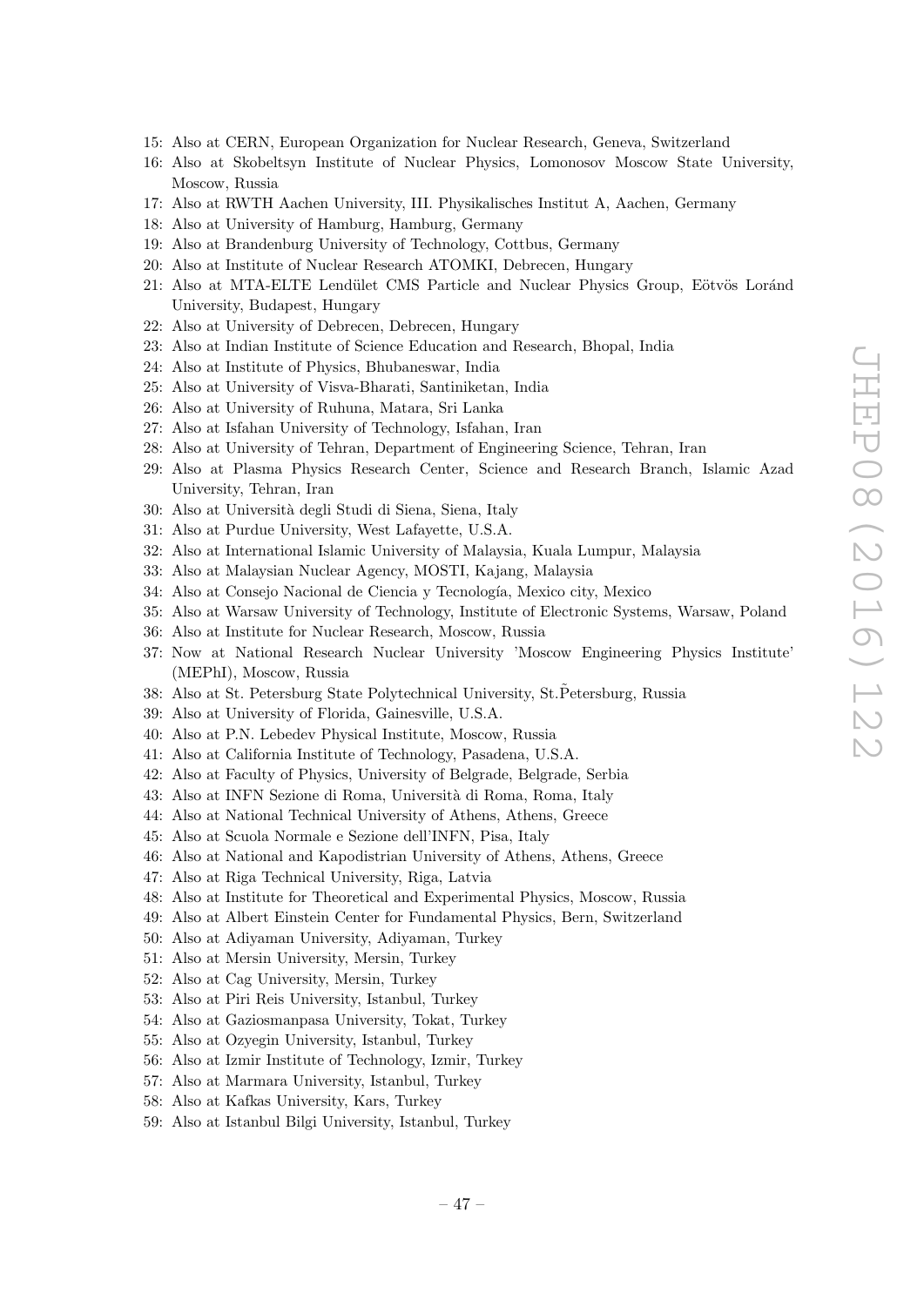15: Also at CERN, European Organization for Nuclear Research, Geneva, Switzerland
16: Also at Skobeltsyn Institute of Nuclear Physics, Lomonosov Moscow State University, Moscow, Russia
17: Also at RWTH Aachen University, III. Physikalisches Institut A, Aachen, Germany
18: Also at University of Hamburg, Hamburg, Germany
19: Also at Brandenburg University of Technology, Cottbus, Germany
20: Also at Institute of Nuclear Research ATOMKI, Debrecen, Hungary
21: Also at MTA-ELTE Lendület CMS Particle and Nuclear Physics Group, Eötvös Loránd University, Budapest, Hungary
22: Also at University of Debrecen, Debrecen, Hungary
23: Also at Indian Institute of Science Education and Research, Bhopal, India
24: Also at Institute of Physics, Bhubaneswar, India
25: Also at University of Visva-Bharati, Santiniketan, India
26: Also at University of Ruhuna, Matara, Sri Lanka
27: Also at Isfahan University of Technology, Isfahan, Iran
28: Also at University of Tehran, Department of Engineering Science, Tehran, Iran
29: Also at Plasma Physics Research Center, Science and Research Branch, Islamic Azad University, Tehran, Iran
30: Also at Università degli Studi di Siena, Siena, Italy
31: Also at Purdue University, West Lafayette, U.S.A.
32: Also at International Islamic University of Malaysia, Kuala Lumpur, Malaysia
33: Also at Malaysian Nuclear Agency, MOSTI, Kajang, Malaysia
34: Also at Consejo Nacional de Ciencia y Tecnología, Mexico city, Mexico
35: Also at Warsaw University of Technology, Institute of Electronic Systems, Warsaw, Poland
36: Also at Institute for Nuclear Research, Moscow, Russia
37: Now at National Research Nuclear University 'Moscow Engineering Physics Institute' (MEPhI), Moscow, Russia
38: Also at St. Petersburg State Polytechnical University, St.P̃etersburg, Russia
39: Also at University of Florida, Gainesville, U.S.A.
40: Also at P.N. Lebedev Physical Institute, Moscow, Russia
41: Also at California Institute of Technology, Pasadena, U.S.A.
42: Also at Faculty of Physics, University of Belgrade, Belgrade, Serbia
43: Also at INFN Sezione di Roma, Università di Roma, Roma, Italy
44: Also at National Technical University of Athens, Athens, Greece
45: Also at Scuola Normale e Sezione dell'INFN, Pisa, Italy
46: Also at National and Kapodistrian University of Athens, Athens, Greece
47: Also at Riga Technical University, Riga, Latvia
48: Also at Institute for Theoretical and Experimental Physics, Moscow, Russia
49: Also at Albert Einstein Center for Fundamental Physics, Bern, Switzerland
50: Also at Adiyaman University, Adiyaman, Turkey
51: Also at Mersin University, Mersin, Turkey
52: Also at Cag University, Mersin, Turkey
53: Also at Piri Reis University, Istanbul, Turkey
54: Also at Gaziosmanpasa University, Tokat, Turkey
55: Also at Ozyegin University, Istanbul, Turkey
56: Also at Izmir Institute of Technology, Izmir, Turkey
57: Also at Marmara University, Istanbul, Turkey
58: Also at Kafkas University, Kars, Turkey
59: Also at Istanbul Bilgi University, Istanbul, Turkey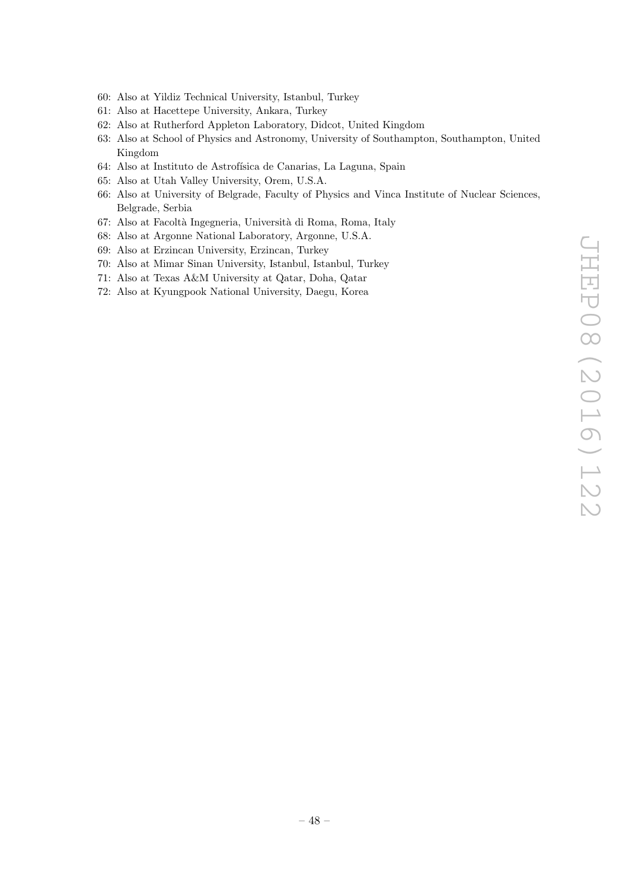60: Also at Yildiz Technical University, Istanbul, Turkey
61: Also at Hacettepe University, Ankara, Turkey
62: Also at Rutherford Appleton Laboratory, Didcot, United Kingdom
63: Also at School of Physics and Astronomy, University of Southampton, Southampton, United Kingdom
64: Also at Instituto de Astrofísica de Canarias, La Laguna, Spain
65: Also at Utah Valley University, Orem, U.S.A.
66: Also at University of Belgrade, Faculty of Physics and Vinca Institute of Nuclear Sciences, Belgrade, Serbia
67: Also at Facoltà Ingegneria, Università di Roma, Roma, Italy
68: Also at Argonne National Laboratory, Argonne, U.S.A.
69: Also at Erzincan University, Erzincan, Turkey
70: Also at Mimar Sinan University, Istanbul, Istanbul, Turkey
71: Also at Texas A&M University at Qatar, Doha, Qatar
72: Also at Kyungpook National University, Daegu, Korea